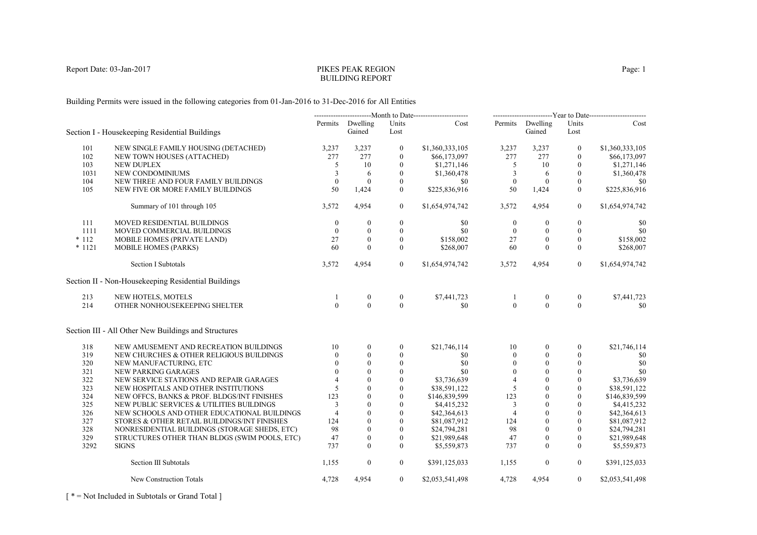Report Date: 03-Jan-2017

# PIKES PEAK REGION
# BUILDING REPORT

Building Permits were issued in the following categories from 01-Jan-2016 to 31-Dec-2016 for All Entities

| | | Month to Date | | | | Year to Date | | | |
|---|---|---|---|---|---|---|---|---|---|
| | Section I - Housekeeping Residential Buildings | Permits | Dwelling Gained | Units Lost | Cost | Permits | Dwelling Gained | Units Lost | Cost |
| 101 | NEW SINGLE FAMILY HOUSING (DETACHED) | 3,237 | 3,237 | 0 | $1,360,333,105 | 3,237 | 3,237 | 0 | $1,360,333,105 |
| 102 | NEW TOWN HOUSES (ATTACHED) | 277 | 277 | 0 | $66,173,097 | 277 | 277 | 0 | $66,173,097 |
| 103 | NEW DUPLEX | 5 | 10 | 0 | $1,271,146 | 5 | 10 | 0 | $1,271,146 |
| 1031 | NEW CONDOMINIUMS | 3 | 6 | 0 | $1,360,478 | 3 | 6 | 0 | $1,360,478 |
| 104 | NEW THREE AND FOUR FAMILY BUILDINGS | 0 | 0 | 0 | $0 | 0 | 0 | 0 | $0 |
| 105 | NEW FIVE OR MORE FAMILY BUILDINGS | 50 | 1,424 | 0 | $225,836,916 | 50 | 1,424 | 0 | $225,836,916 |
| | Summary of 101 through 105 | 3,572 | 4,954 | 0 | $1,654,974,742 | 3,572 | 4,954 | 0 | $1,654,974,742 |
| 111 | MOVED RESIDENTIAL BUILDINGS | 0 | 0 | 0 | $0 | 0 | 0 | 0 | $0 |
| 1111 | MOVED COMMERCIAL BUILDINGS | 0 | 0 | 0 | $0 | 0 | 0 | 0 | $0 |
| * 112 | MOBILE HOMES (PRIVATE LAND) | 27 | 0 | 0 | $158,002 | 27 | 0 | 0 | $158,002 |
| * 1121 | MOBILE HOMES (PARKS) | 60 | 0 | 0 | $268,007 | 60 | 0 | 0 | $268,007 |
| | Section I Subtotals | 3,572 | 4,954 | 0 | $1,654,974,742 | 3,572 | 4,954 | 0 | $1,654,974,742 |
| | **Section II - Non-Housekeeping Residential Buildings** | | | | | | | | |
| 213 | NEW HOTELS, MOTELS | 1 | 0 | 0 | $7,441,723 | 1 | 0 | 0 | $7,441,723 |
| 214 | OTHER NONHOUSEKEEPING SHELTER | 0 | 0 | 0 | $0 | 0 | 0 | 0 | $0 |
| | **Section III - All Other New Buildings and Structures** | | | | | | | | |
| 318 | NEW AMUSEMENT AND RECREATION BUILDINGS | 10 | 0 | 0 | $21,746,114 | 10 | 0 | 0 | $21,746,114 |
| 319 | NEW CHURCHES & OTHER RELIGIOUS BUILDINGS | 0 | 0 | 0 | $0 | 0 | 0 | 0 | $0 |
| 320 | NEW MANUFACTURING, ETC | 0 | 0 | 0 | $0 | 0 | 0 | 0 | $0 |
| 321 | NEW PARKING GARAGES | 0 | 0 | 0 | $0 | 0 | 0 | 0 | $0 |
| 322 | NEW SERVICE STATIONS AND REPAIR GARAGES | 4 | 0 | 0 | $3,736,639 | 4 | 0 | 0 | $3,736,639 |
| 323 | NEW HOSPITALS AND OTHER INSTITUTIONS | 5 | 0 | 0 | $38,591,122 | 5 | 0 | 0 | $38,591,122 |
| 324 | NEW OFFCS, BANKS & PROF. BLDGS/INT FINISHES | 123 | 0 | 0 | $146,839,599 | 123 | 0 | 0 | $146,839,599 |
| 325 | NEW PUBLIC SERVICES & UTILITIES BUILDINGS | 3 | 0 | 0 | $4,415,232 | 3 | 0 | 0 | $4,415,232 |
| 326 | NEW SCHOOLS AND OTHER EDUCATIONAL BUILDINGS | 4 | 0 | 0 | $42,364,613 | 4 | 0 | 0 | $42,364,613 |
| 327 | STORES & OTHER RETAIL BUILDINGS/INT FINISHES | 124 | 0 | 0 | $81,087,912 | 124 | 0 | 0 | $81,087,912 |
| 328 | NONRESIDENTIAL BUILDINGS (STORAGE SHEDS, ETC) | 98 | 0 | 0 | $24,794,281 | 98 | 0 | 0 | $24,794,281 |
| 329 | STRUCTURES OTHER THAN BLDGS (SWIM POOLS, ETC) | 47 | 0 | 0 | $21,989,648 | 47 | 0 | 0 | $21,989,648 |
| 3292 | SIGNS | 737 | 0 | 0 | $5,559,873 | 737 | 0 | 0 | $5,559,873 |
| | Section III Subtotals | 1,155 | 0 | 0 | $391,125,033 | 1,155 | 0 | 0 | $391,125,033 |
| | New Construction Totals | 4,728 | 4,954 | 0 | $2,053,541,498 | 4,728 | 4,954 | 0 | $2,053,541,498 |

[ * = Not Included in Subtotals or Grand Total ]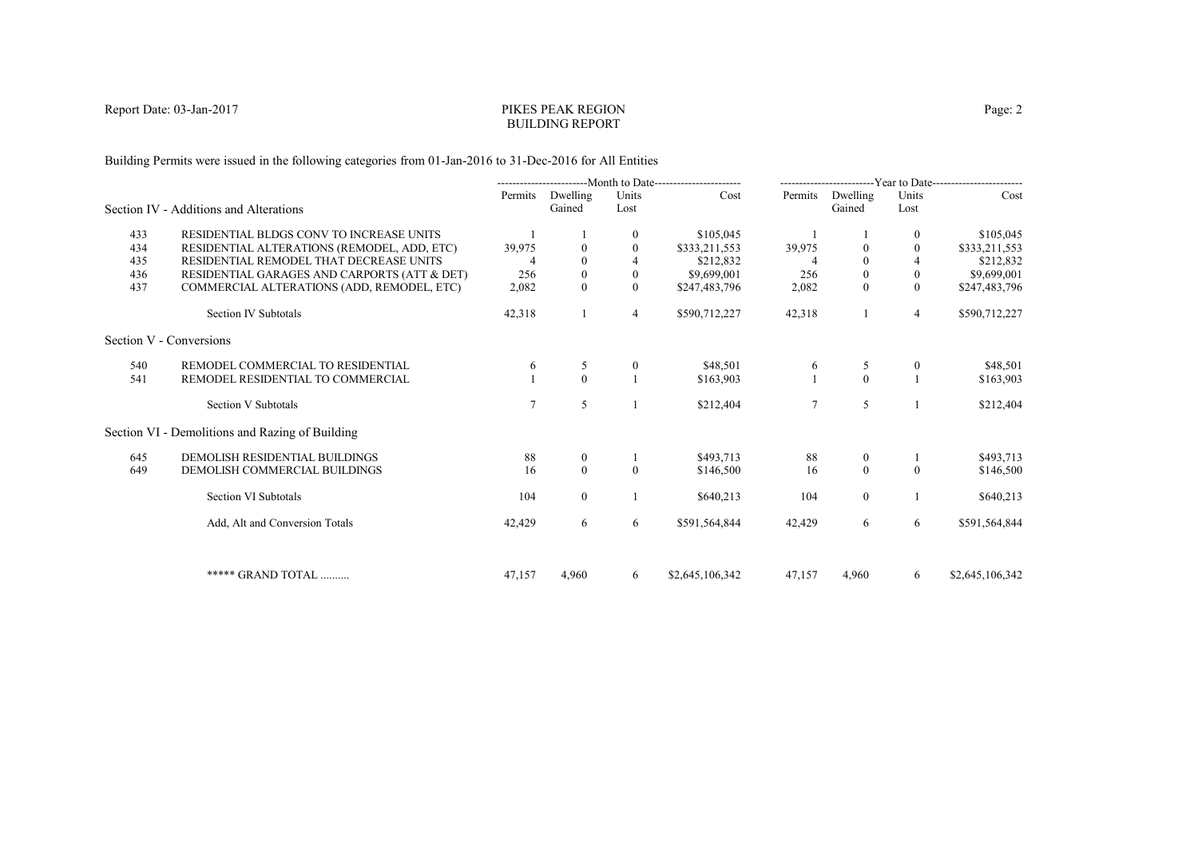# PIKES PEAK REGION
## BUILDING REPORT

Report Date: 03-Jan-2017

Building Permits were issued in the following categories from 01-Jan-2016 to 31-Dec-2016 for All Entities

| | | Month to Date | | | | Year to Date | | | |
|---|---|---|---|---|---|---|---|---|---|
| | | Permits | Dwelling Gained | Units Lost | Cost | Permits | Dwelling Gained | Units Lost | Cost |
| **Section IV - Additions and Alterations** | | | | | | | | | |
| 433 | RESIDENTIAL BLDGS CONV TO INCREASE UNITS | 1 | 1 | 0 | $105,045 | 1 | 1 | 0 | $105,045 |
| 434 | RESIDENTIAL ALTERATIONS (REMODEL, ADD, ETC) | 39,975 | 0 | 0 | $333,211,553 | 39,975 | 0 | 0 | $333,211,553 |
| 435 | RESIDENTIAL REMODEL THAT DECREASE UNITS | 4 | 0 | 4 | $212,832 | 4 | 0 | 4 | $212,832 |
| 436 | RESIDENTIAL GARAGES AND CARPORTS (ATT & DET) | 256 | 0 | 0 | $9,699,001 | 256 | 0 | 0 | $9,699,001 |
| 437 | COMMERCIAL ALTERATIONS (ADD, REMODEL, ETC) | 2,082 | 0 | 0 | $247,483,796 | 2,082 | 0 | 0 | $247,483,796 |
| | Section IV Subtotals | 42,318 | 1 | 4 | $590,712,227 | 42,318 | 1 | 4 | $590,712,227 |
| **Section V - Conversions** | | | | | | | | | |
| 540 | REMODEL COMMERCIAL TO RESIDENTIAL | 6 | 5 | 0 | $48,501 | 6 | 5 | 0 | $48,501 |
| 541 | REMODEL RESIDENTIAL TO COMMERCIAL | 1 | 0 | 1 | $163,903 | 1 | 0 | 1 | $163,903 |
| | Section V Subtotals | 7 | 5 | 1 | $212,404 | 7 | 5 | 1 | $212,404 |
| **Section VI - Demolitions and Razing of Building** | | | | | | | | | |
| 645 | DEMOLISH RESIDENTIAL BUILDINGS | 88 | 0 | 1 | $493,713 | 88 | 0 | 1 | $493,713 |
| 649 | DEMOLISH COMMERCIAL BUILDINGS | 16 | 0 | 0 | $146,500 | 16 | 0 | 0 | $146,500 |
| | Section VI Subtotals | 104 | 0 | 1 | $640,213 | 104 | 0 | 1 | $640,213 |
| | Add, Alt and Conversion Totals | 42,429 | 6 | 6 | $591,564,844 | 42,429 | 6 | 6 | $591,564,844 |
| | ***** GRAND TOTAL .......... | 47,157 | 4,960 | 6 | $2,645,106,342 | 47,157 | 4,960 | 6 | $2,645,106,342 |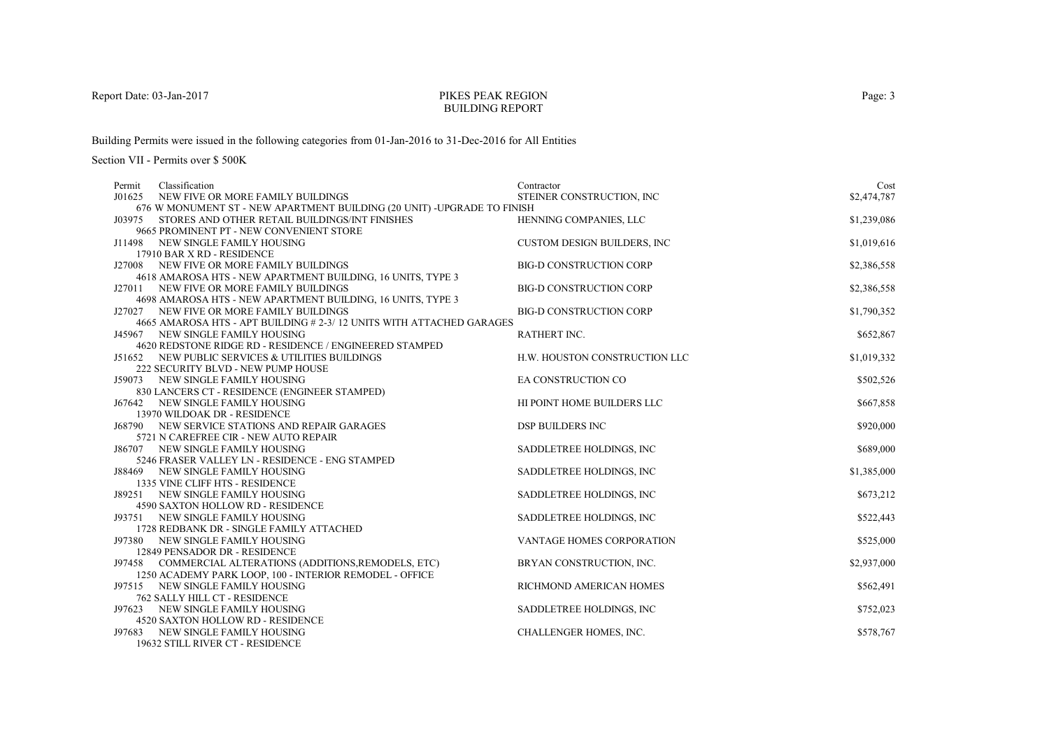PIKES PEAK REGION
BUILDING REPORT

Report Date: 03-Jan-2017

Building Permits were issued in the following categories from 01-Jan-2016 to 31-Dec-2016 for All Entities

Section VII - Permits over $ 500K

| Permit | Classification | Contractor | Cost |
|---|---|---|---|
| J01625 | NEW FIVE OR MORE FAMILY BUILDINGS<br>676 W MONUMENT ST - NEW APARTMENT BUILDING (20 UNIT) -UPGRADE TO FINISH | STEINER CONSTRUCTION, INC | $2,474,787 |
| J03975 | STORES AND OTHER RETAIL BUILDINGS/INT FINISHES<br>9665 PROMINENT PT - NEW CONVENIENT STORE | HENNING COMPANIES, LLC | $1,239,086 |
| J11498 | NEW SINGLE FAMILY HOUSING<br>17910 BAR X RD - RESIDENCE | CUSTOM DESIGN BUILDERS, INC | $1,019,616 |
| J27008 | NEW FIVE OR MORE FAMILY BUILDINGS<br>4618 AMAROSA HTS - NEW APARTMENT BUILDING, 16 UNITS, TYPE 3 | BIG-D CONSTRUCTION CORP | $2,386,558 |
| J27011 | NEW FIVE OR MORE FAMILY BUILDINGS<br>4698 AMAROSA HTS - NEW APARTMENT BUILDING, 16 UNITS, TYPE 3 | BIG-D CONSTRUCTION CORP | $2,386,558 |
| J27027 | NEW FIVE OR MORE FAMILY BUILDINGS<br>4665 AMAROSA HTS - APT BUILDING # 2-3/ 12 UNITS WITH ATTACHED GARAGES | BIG-D CONSTRUCTION CORP | $1,790,352 |
| J45967 | NEW SINGLE FAMILY HOUSING<br>4620 REDSTONE RIDGE RD - RESIDENCE / ENGINEERED STAMPED | RATHERT INC. | $652,867 |
| J51652 | NEW PUBLIC SERVICES & UTILITIES BUILDINGS<br>222 SECURITY BLVD - NEW PUMP HOUSE | H.W. HOUSTON CONSTRUCTION LLC | $1,019,332 |
| J59073 | NEW SINGLE FAMILY HOUSING<br>830 LANCERS CT - RESIDENCE (ENGINEER STAMPED) | EA CONSTRUCTION CO | $502,526 |
| J67642 | NEW SINGLE FAMILY HOUSING<br>13970 WILDOAK DR - RESIDENCE | HI POINT HOME BUILDERS LLC | $667,858 |
| J68790 | NEW SERVICE STATIONS AND REPAIR GARAGES<br>5721 N CAREFREE CIR - NEW AUTO REPAIR | DSP BUILDERS INC | $920,000 |
| J86707 | NEW SINGLE FAMILY HOUSING<br>5246 FRASER VALLEY LN - RESIDENCE - ENG STAMPED | SADDLETREE HOLDINGS, INC | $689,000 |
| J88469 | NEW SINGLE FAMILY HOUSING<br>1335 VINE CLIFF HTS - RESIDENCE | SADDLETREE HOLDINGS, INC | $1,385,000 |
| J89251 | NEW SINGLE FAMILY HOUSING<br>4590 SAXTON HOLLOW RD - RESIDENCE | SADDLETREE HOLDINGS, INC | $673,212 |
| J93751 | NEW SINGLE FAMILY HOUSING<br>1728 REDBANK DR - SINGLE FAMILY ATTACHED | SADDLETREE HOLDINGS, INC | $522,443 |
| J97380 | NEW SINGLE FAMILY HOUSING<br>12849 PENSADOR DR - RESIDENCE | VANTAGE HOMES CORPORATION | $525,000 |
| J97458 | COMMERCIAL ALTERATIONS (ADDITIONS,REMODELS, ETC)<br>1250 ACADEMY PARK LOOP, 100 - INTERIOR REMODEL - OFFICE | BRYAN CONSTRUCTION, INC. | $2,937,000 |
| J97515 | NEW SINGLE FAMILY HOUSING<br>762 SALLY HILL CT - RESIDENCE | RICHMOND AMERICAN HOMES | $562,491 |
| J97623 | NEW SINGLE FAMILY HOUSING<br>4520 SAXTON HOLLOW RD - RESIDENCE | SADDLETREE HOLDINGS, INC | $752,023 |
| J97683 | NEW SINGLE FAMILY HOUSING<br>19632 STILL RIVER CT - RESIDENCE | CHALLENGER HOMES, INC. | $578,767 |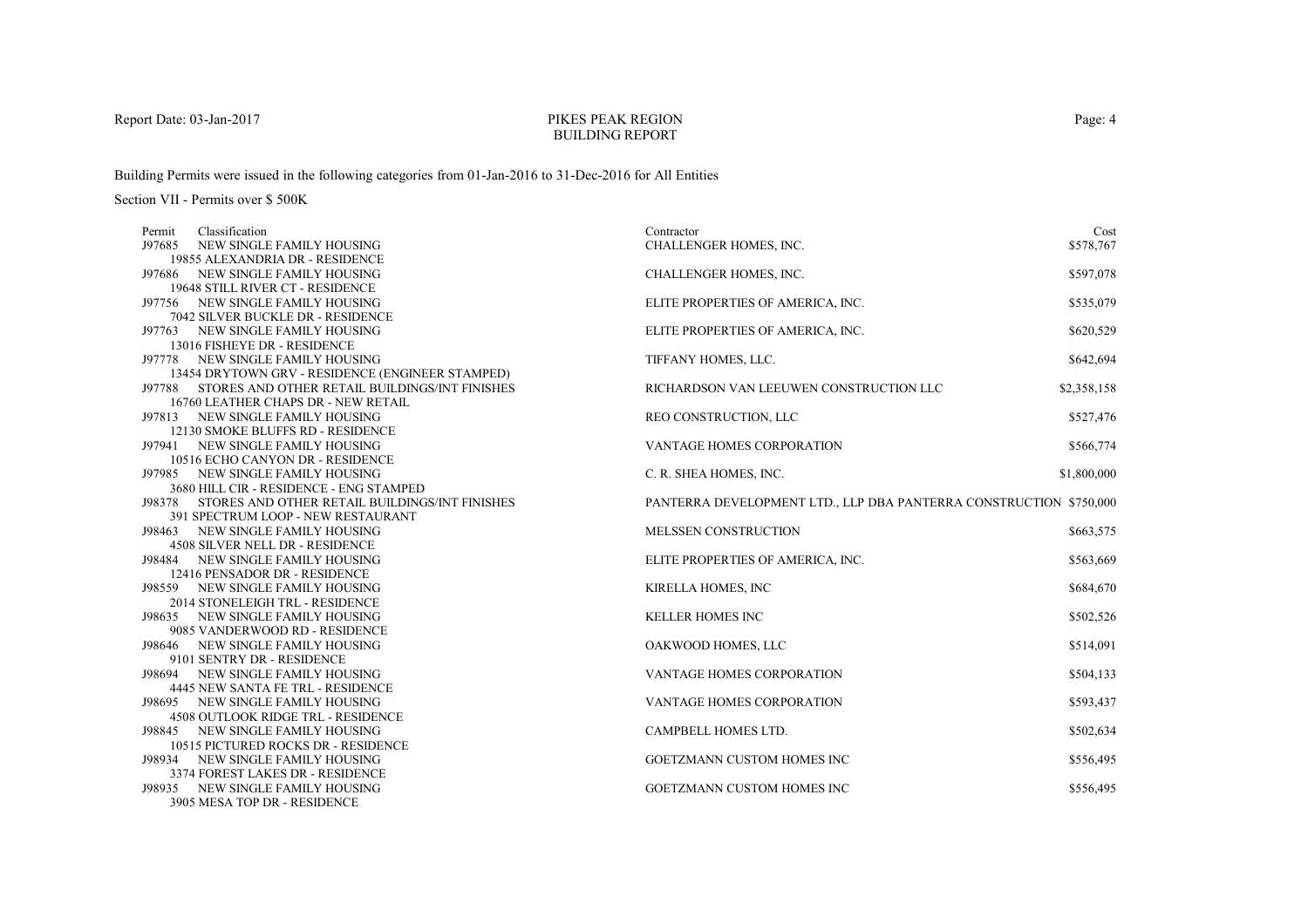Report Date: 03-Jan-2017

# PIKES PEAK REGION
## BUILDING REPORT

Building Permits were issued in the following categories from 01-Jan-2016 to 31-Dec-2016 for All Entities

Section VII - Permits over $ 500K

| Permit | Classification | Contractor | Cost |
|---|---|---|---|
| J97685 | NEW SINGLE FAMILY HOUSING<br>19855 ALEXANDRIA DR - RESIDENCE | CHALLENGER HOMES, INC. | $578,767 |
| J97686 | NEW SINGLE FAMILY HOUSING<br>19648 STILL RIVER CT - RESIDENCE | CHALLENGER HOMES, INC. | $597,078 |
| J97756 | NEW SINGLE FAMILY HOUSING<br>7042 SILVER BUCKLE DR - RESIDENCE | ELITE PROPERTIES OF AMERICA, INC. | $535,079 |
| J97763 | NEW SINGLE FAMILY HOUSING<br>13016 FISHEYE DR - RESIDENCE | ELITE PROPERTIES OF AMERICA, INC. | $620,529 |
| J97778 | NEW SINGLE FAMILY HOUSING<br>13454 DRYTOWN GRV - RESIDENCE (ENGINEER STAMPED) | TIFFANY HOMES, LLC. | $642,694 |
| J97788 | STORES AND OTHER RETAIL BUILDINGS/INT FINISHES<br>16760 LEATHER CHAPS DR - NEW RETAIL | RICHARDSON VAN LEEUWEN CONSTRUCTION LLC | $2,358,158 |
| J97813 | NEW SINGLE FAMILY HOUSING<br>12130 SMOKE BLUFFS RD - RESIDENCE | REO CONSTRUCTION, LLC | $527,476 |
| J97941 | NEW SINGLE FAMILY HOUSING<br>10516 ECHO CANYON DR - RESIDENCE | VANTAGE HOMES CORPORATION | $566,774 |
| J97985 | NEW SINGLE FAMILY HOUSING<br>3680 HILL CIR - RESIDENCE - ENG STAMPED | C. R. SHEA HOMES, INC. | $1,800,000 |
| J98378 | STORES AND OTHER RETAIL BUILDINGS/INT FINISHES<br>391 SPECTRUM LOOP - NEW RESTAURANT | PANTERRA DEVELOPMENT LTD., LLP DBA PANTERRA CONSTRUCTION | $750,000 |
| J98463 | NEW SINGLE FAMILY HOUSING<br>4508 SILVER NELL DR - RESIDENCE | MELSSEN CONSTRUCTION | $663,575 |
| J98484 | NEW SINGLE FAMILY HOUSING<br>12416 PENSADOR DR - RESIDENCE | ELITE PROPERTIES OF AMERICA, INC. | $563,669 |
| J98559 | NEW SINGLE FAMILY HOUSING<br>2014 STONELEIGH TRL - RESIDENCE | KIRELLA HOMES, INC | $684,670 |
| J98635 | NEW SINGLE FAMILY HOUSING<br>9085 VANDERWOOD RD - RESIDENCE | KELLER HOMES INC | $502,526 |
| J98646 | NEW SINGLE FAMILY HOUSING<br>9101 SENTRY DR - RESIDENCE | OAKWOOD HOMES, LLC | $514,091 |
| J98694 | NEW SINGLE FAMILY HOUSING<br>4445 NEW SANTA FE TRL - RESIDENCE | VANTAGE HOMES CORPORATION | $504,133 |
| J98695 | NEW SINGLE FAMILY HOUSING<br>4508 OUTLOOK RIDGE TRL - RESIDENCE | VANTAGE HOMES CORPORATION | $593,437 |
| J98845 | NEW SINGLE FAMILY HOUSING<br>10515 PICTURED ROCKS DR - RESIDENCE | CAMPBELL HOMES LTD. | $502,634 |
| J98934 | NEW SINGLE FAMILY HOUSING<br>3374 FOREST LAKES DR - RESIDENCE | GOETZMANN CUSTOM HOMES INC | $556,495 |
| J98935 | NEW SINGLE FAMILY HOUSING<br>3905 MESA TOP DR - RESIDENCE | GOETZMANN CUSTOM HOMES INC | $556,495 |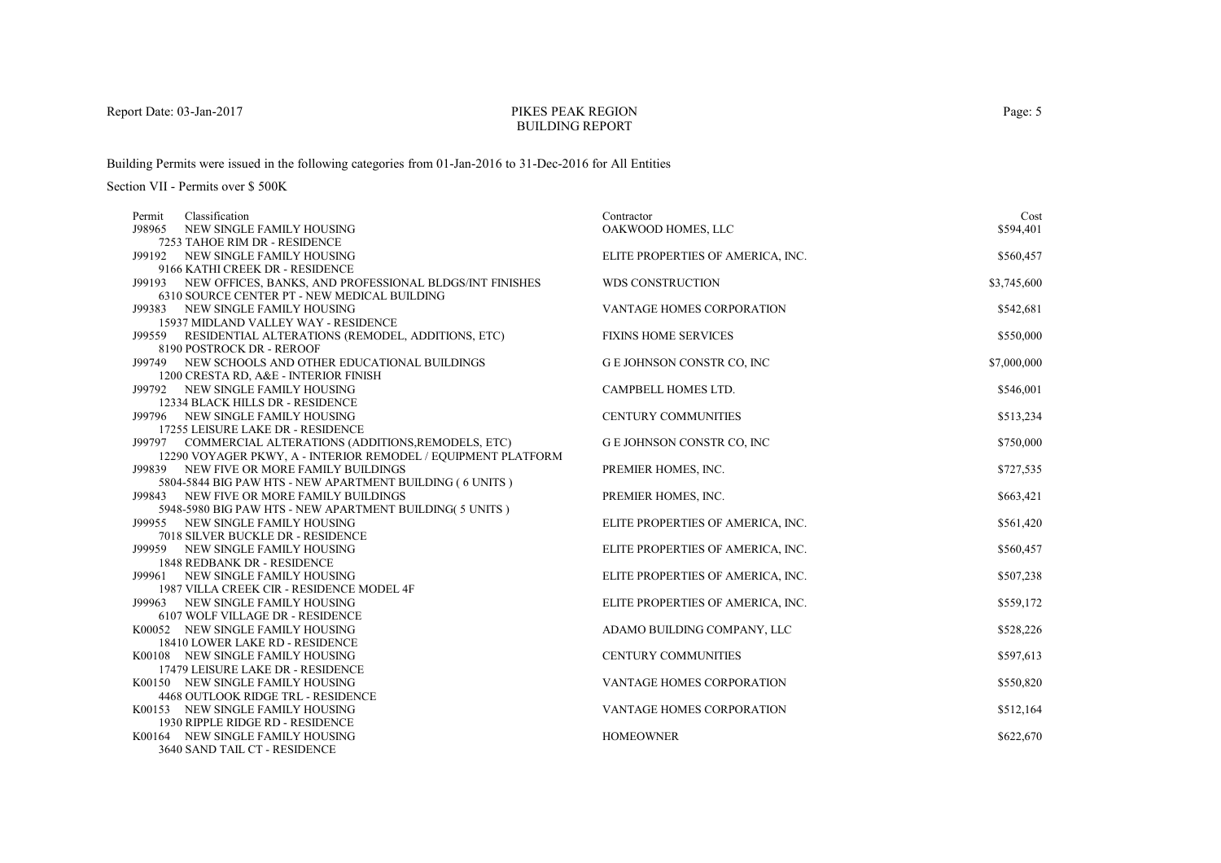# PIKES PEAK REGION
## BUILDING REPORT

Report Date: 03-Jan-2017

Building Permits were issued in the following categories from 01-Jan-2016 to 31-Dec-2016 for All Entities

Section VII - Permits over $ 500K

| Permit | Classification | Contractor | Cost |
|---|---|---|---|
| J98965 | NEW SINGLE FAMILY HOUSING<br>7253 TAHOE RIM DR - RESIDENCE | OAKWOOD HOMES, LLC | $594,401 |
| J99192 | NEW SINGLE FAMILY HOUSING<br>9166 KATHI CREEK DR - RESIDENCE | ELITE PROPERTIES OF AMERICA, INC. | $560,457 |
| J99193 | NEW OFFICES, BANKS, AND PROFESSIONAL BLDGS/INT FINISHES<br>6310 SOURCE CENTER PT - NEW MEDICAL BUILDING | WDS CONSTRUCTION | $3,745,600 |
| J99383 | NEW SINGLE FAMILY HOUSING<br>15937 MIDLAND VALLEY WAY - RESIDENCE | VANTAGE HOMES CORPORATION | $542,681 |
| J99559 | RESIDENTIAL ALTERATIONS (REMODEL, ADDITIONS, ETC)<br>8190 POSTROCK DR - REROOF | FIXINS HOME SERVICES | $550,000 |
| J99749 | NEW SCHOOLS AND OTHER EDUCATIONAL BUILDINGS<br>1200 CRESTA RD, A&E - INTERIOR FINISH | G E JOHNSON CONSTR CO, INC | $7,000,000 |
| J99792 | NEW SINGLE FAMILY HOUSING<br>12334 BLACK HILLS DR - RESIDENCE | CAMPBELL HOMES LTD. | $546,001 |
| J99796 | NEW SINGLE FAMILY HOUSING<br>17255 LEISURE LAKE DR - RESIDENCE | CENTURY COMMUNITIES | $513,234 |
| J99797 | COMMERCIAL ALTERATIONS (ADDITIONS,REMODELS, ETC)<br>12290 VOYAGER PKWY, A - INTERIOR REMODEL / EQUIPMENT PLATFORM | G E JOHNSON CONSTR CO, INC | $750,000 |
| J99839 | NEW FIVE OR MORE FAMILY BUILDINGS<br>5804-5844 BIG PAW HTS - NEW APARTMENT BUILDING ( 6 UNITS ) | PREMIER HOMES, INC. | $727,535 |
| J99843 | NEW FIVE OR MORE FAMILY BUILDINGS<br>5948-5980 BIG PAW HTS - NEW APARTMENT BUILDING( 5 UNITS ) | PREMIER HOMES, INC. | $663,421 |
| J99955 | NEW SINGLE FAMILY HOUSING<br>7018 SILVER BUCKLE DR - RESIDENCE | ELITE PROPERTIES OF AMERICA, INC. | $561,420 |
| J99959 | NEW SINGLE FAMILY HOUSING<br>1848 REDBANK DR - RESIDENCE | ELITE PROPERTIES OF AMERICA, INC. | $560,457 |
| J99961 | NEW SINGLE FAMILY HOUSING<br>1987 VILLA CREEK CIR - RESIDENCE MODEL 4F | ELITE PROPERTIES OF AMERICA, INC. | $507,238 |
| J99963 | NEW SINGLE FAMILY HOUSING<br>6107 WOLF VILLAGE DR - RESIDENCE | ELITE PROPERTIES OF AMERICA, INC. | $559,172 |
| K00052 | NEW SINGLE FAMILY HOUSING<br>18410 LOWER LAKE RD - RESIDENCE | ADAMO BUILDING COMPANY, LLC | $528,226 |
| K00108 | NEW SINGLE FAMILY HOUSING<br>17479 LEISURE LAKE DR - RESIDENCE | CENTURY COMMUNITIES | $597,613 |
| K00150 | NEW SINGLE FAMILY HOUSING<br>4468 OUTLOOK RIDGE TRL - RESIDENCE | VANTAGE HOMES CORPORATION | $550,820 |
| K00153 | NEW SINGLE FAMILY HOUSING<br>1930 RIPPLE RIDGE RD - RESIDENCE | VANTAGE HOMES CORPORATION | $512,164 |
| K00164 | NEW SINGLE FAMILY HOUSING<br>3640 SAND TAIL CT - RESIDENCE | HOMEOWNER | $622,670 |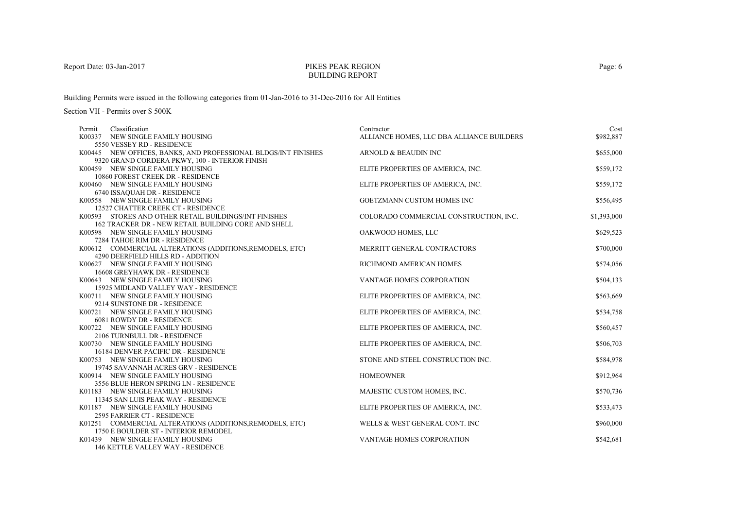Report Date: 03-Jan-2017

# PIKES PEAK REGION
## BUILDING REPORT

Building Permits were issued in the following categories from 01-Jan-2016 to 31-Dec-2016 for All Entities

Section VII - Permits over $ 500K

| Permit | Classification | Contractor | Cost |
|---|---|---|---|
| K00337 | NEW SINGLE FAMILY HOUSING<br>5550 VESSEY RD - RESIDENCE | ALLIANCE HOMES, LLC DBA ALLIANCE BUILDERS | $982,887 |
| K00445 | NEW OFFICES, BANKS, AND PROFESSIONAL BLDGS/INT FINISHES<br>9320 GRAND CORDERA PKWY, 100 - INTERIOR FINISH | ARNOLD & BEAUDIN INC | $655,000 |
| K00459 | NEW SINGLE FAMILY HOUSING<br>10860 FOREST CREEK DR - RESIDENCE | ELITE PROPERTIES OF AMERICA, INC. | $559,172 |
| K00460 | NEW SINGLE FAMILY HOUSING<br>6740 ISSAQUAH DR - RESIDENCE | ELITE PROPERTIES OF AMERICA, INC. | $559,172 |
| K00558 | NEW SINGLE FAMILY HOUSING<br>12527 CHATTER CREEK CT - RESIDENCE | GOETZMANN CUSTOM HOMES INC | $556,495 |
| K00593 | STORES AND OTHER RETAIL BUILDINGS/INT FINISHES<br>162 TRACKER DR - NEW RETAIL BUILDING CORE AND SHELL | COLORADO COMMERCIAL CONSTRUCTION, INC. | $1,393,000 |
| K00598 | NEW SINGLE FAMILY HOUSING<br>7284 TAHOE RIM DR - RESIDENCE | OAKWOOD HOMES, LLC | $629,523 |
| K00612 | COMMERCIAL ALTERATIONS (ADDITIONS,REMODELS, ETC)<br>4290 DEERFIELD HILLS RD - ADDITION | MERRITT GENERAL CONTRACTORS | $700,000 |
| K00627 | NEW SINGLE FAMILY HOUSING<br>16608 GREYHAWK DR - RESIDENCE | RICHMOND AMERICAN HOMES | $574,056 |
| K00643 | NEW SINGLE FAMILY HOUSING<br>15925 MIDLAND VALLEY WAY - RESIDENCE | VANTAGE HOMES CORPORATION | $504,133 |
| K00711 | NEW SINGLE FAMILY HOUSING<br>9214 SUNSTONE DR - RESIDENCE | ELITE PROPERTIES OF AMERICA, INC. | $563,669 |
| K00721 | NEW SINGLE FAMILY HOUSING<br>6081 ROWDY DR - RESIDENCE | ELITE PROPERTIES OF AMERICA, INC. | $534,758 |
| K00722 | NEW SINGLE FAMILY HOUSING<br>2106 TURNBULL DR - RESIDENCE | ELITE PROPERTIES OF AMERICA, INC. | $560,457 |
| K00730 | NEW SINGLE FAMILY HOUSING<br>16184 DENVER PACIFIC DR - RESIDENCE | ELITE PROPERTIES OF AMERICA, INC. | $506,703 |
| K00753 | NEW SINGLE FAMILY HOUSING<br>19745 SAVANNAH ACRES GRV - RESIDENCE | STONE AND STEEL CONSTRUCTION INC. | $584,978 |
| K00914 | NEW SINGLE FAMILY HOUSING<br>3556 BLUE HERON SPRING LN - RESIDENCE | HOMEOWNER | $912,964 |
| K01183 | NEW SINGLE FAMILY HOUSING<br>11345 SAN LUIS PEAK WAY - RESIDENCE | MAJESTIC CUSTOM HOMES, INC. | $570,736 |
| K01187 | NEW SINGLE FAMILY HOUSING<br>2595 FARRIER CT - RESIDENCE | ELITE PROPERTIES OF AMERICA, INC. | $533,473 |
| K01251 | COMMERCIAL ALTERATIONS (ADDITIONS,REMODELS, ETC)<br>1750 E BOULDER ST - INTERIOR REMODEL | WELLS & WEST GENERAL CONT. INC | $960,000 |
| K01439 | NEW SINGLE FAMILY HOUSING<br>146 KETTLE VALLEY WAY - RESIDENCE | VANTAGE HOMES CORPORATION | $542,681 |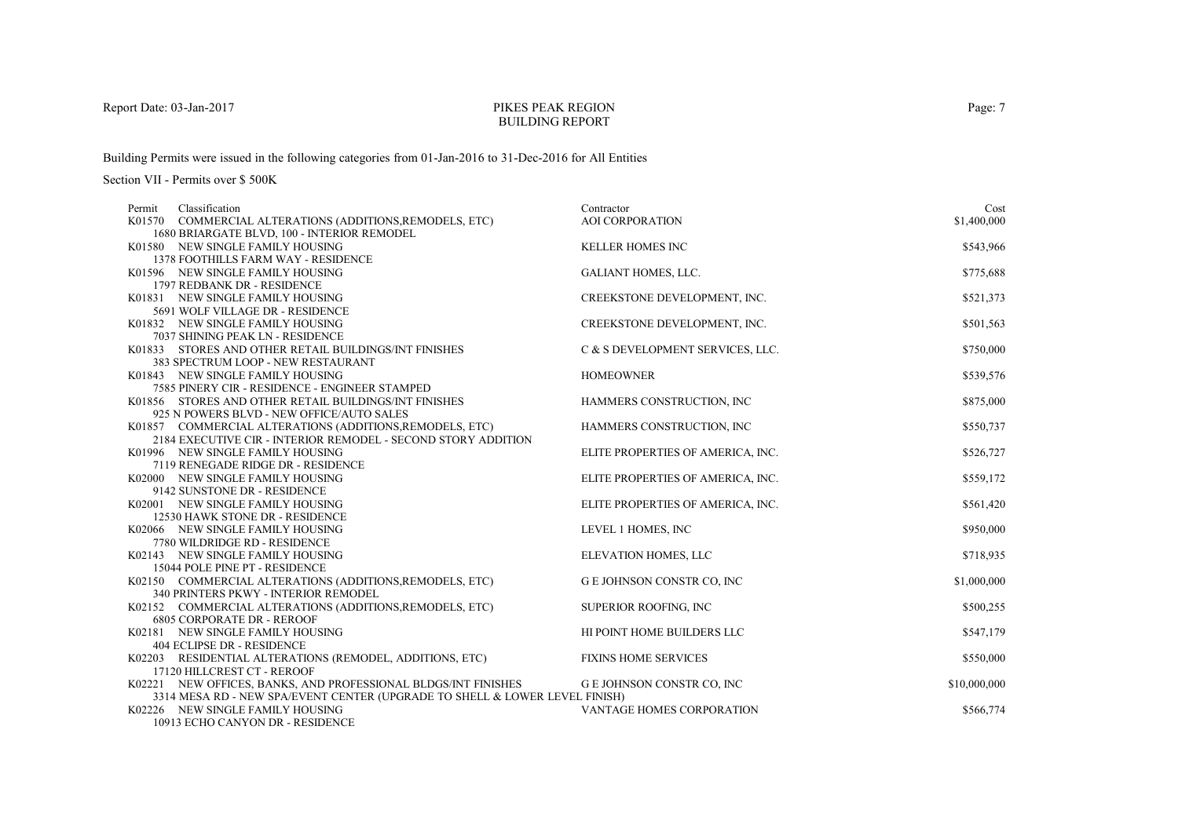Report Date: 03-Jan-2017

# PIKES PEAK REGION
## BUILDING REPORT

Building Permits were issued in the following categories from 01-Jan-2016 to 31-Dec-2016 for All Entities

Section VII - Permits over $ 500K

| Permit | Classification | Contractor | Cost |
|---|---|---|---|
| K01570 | COMMERCIAL ALTERATIONS (ADDITIONS,REMODELS, ETC)<br>1680 BRIARGATE BLVD, 100 - INTERIOR REMODEL | AOI CORPORATION | $1,400,000 |
| K01580 | NEW SINGLE FAMILY HOUSING<br>1378 FOOTHILLS FARM WAY - RESIDENCE | KELLER HOMES INC | $543,966 |
| K01596 | NEW SINGLE FAMILY HOUSING<br>1797 REDBANK DR - RESIDENCE | GALIANT HOMES, LLC. | $775,688 |
| K01831 | NEW SINGLE FAMILY HOUSING<br>5691 WOLF VILLAGE DR - RESIDENCE | CREEKSTONE DEVELOPMENT, INC. | $521,373 |
| K01832 | NEW SINGLE FAMILY HOUSING<br>7037 SHINING PEAK LN - RESIDENCE | CREEKSTONE DEVELOPMENT, INC. | $501,563 |
| K01833 | STORES AND OTHER RETAIL BUILDINGS/INT FINISHES<br>383 SPECTRUM LOOP - NEW RESTAURANT | C & S DEVELOPMENT SERVICES, LLC. | $750,000 |
| K01843 | NEW SINGLE FAMILY HOUSING<br>7585 PINERY CIR - RESIDENCE - ENGINEER STAMPED | HOMEOWNER | $539,576 |
| K01856 | STORES AND OTHER RETAIL BUILDINGS/INT FINISHES<br>925 N POWERS BLVD - NEW OFFICE/AUTO SALES | HAMMERS CONSTRUCTION, INC | $875,000 |
| K01857 | COMMERCIAL ALTERATIONS (ADDITIONS,REMODELS, ETC)<br>2184 EXECUTIVE CIR - INTERIOR REMODEL - SECOND STORY ADDITION | HAMMERS CONSTRUCTION, INC | $550,737 |
| K01996 | NEW SINGLE FAMILY HOUSING<br>7119 RENEGADE RIDGE DR - RESIDENCE | ELITE PROPERTIES OF AMERICA, INC. | $526,727 |
| K02000 | NEW SINGLE FAMILY HOUSING<br>9142 SUNSTONE DR - RESIDENCE | ELITE PROPERTIES OF AMERICA, INC. | $559,172 |
| K02001 | NEW SINGLE FAMILY HOUSING<br>12530 HAWK STONE DR - RESIDENCE | ELITE PROPERTIES OF AMERICA, INC. | $561,420 |
| K02066 | NEW SINGLE FAMILY HOUSING<br>7780 WILDRIDGE RD - RESIDENCE | LEVEL 1 HOMES, INC | $950,000 |
| K02143 | NEW SINGLE FAMILY HOUSING<br>15044 POLE PINE PT - RESIDENCE | ELEVATION HOMES, LLC | $718,935 |
| K02150 | COMMERCIAL ALTERATIONS (ADDITIONS,REMODELS, ETC)<br>340 PRINTERS PKWY - INTERIOR REMODEL | G E JOHNSON CONSTR CO, INC | $1,000,000 |
| K02152 | COMMERCIAL ALTERATIONS (ADDITIONS,REMODELS, ETC)<br>6805 CORPORATE DR - REROOF | SUPERIOR ROOFING, INC | $500,255 |
| K02181 | NEW SINGLE FAMILY HOUSING<br>404 ECLIPSE DR - RESIDENCE | HI POINT HOME BUILDERS LLC | $547,179 |
| K02203 | RESIDENTIAL ALTERATIONS (REMODEL, ADDITIONS, ETC)<br>17120 HILLCREST CT - REROOF | FIXINS HOME SERVICES | $550,000 |
| K02221 | NEW OFFICES, BANKS, AND PROFESSIONAL BLDGS/INT FINISHES<br>3314 MESA RD - NEW SPA/EVENT CENTER (UPGRADE TO SHELL & LOWER LEVEL FINISH) | G E JOHNSON CONSTR CO, INC | $10,000,000 |
| K02226 | NEW SINGLE FAMILY HOUSING<br>10913 ECHO CANYON DR - RESIDENCE | VANTAGE HOMES CORPORATION | $566,774 |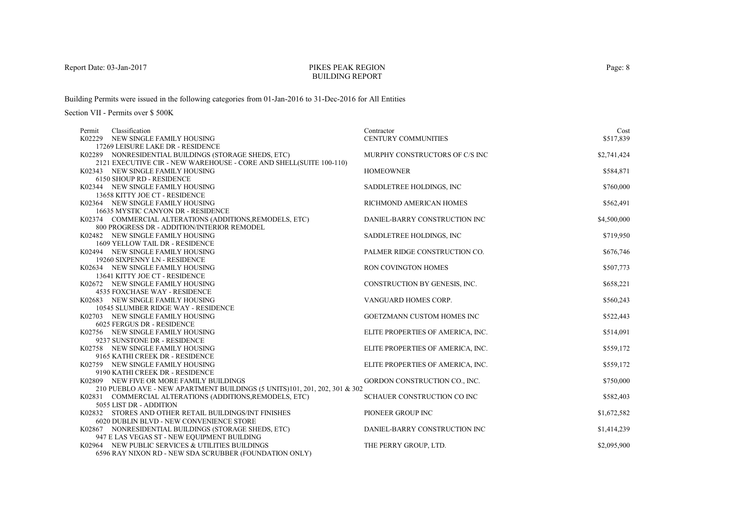# PIKES PEAK REGION
## BUILDING REPORT

Building Permits were issued in the following categories from 01-Jan-2016 to 31-Dec-2016 for All Entities

Section VII - Permits over $ 500K

| Permit | Classification | Contractor | Cost |
|---|---|---|---|
| K02229 | NEW SINGLE FAMILY HOUSING<br>17269 LEISURE LAKE DR - RESIDENCE | CENTURY COMMUNITIES | $517,839 |
| K02289 | NONRESIDENTIAL BUILDINGS (STORAGE SHEDS, ETC)<br>2121 EXECUTIVE CIR - NEW WAREHOUSE - CORE AND SHELL(SUITE 100-110) | MURPHY CONSTRUCTORS OF C/S INC | $2,741,424 |
| K02343 | NEW SINGLE FAMILY HOUSING<br>6150 SHOUP RD - RESIDENCE | HOMEOWNER | $584,871 |
| K02344 | NEW SINGLE FAMILY HOUSING<br>13658 KITTY JOE CT - RESIDENCE | SADDLETREE HOLDINGS, INC | $760,000 |
| K02364 | NEW SINGLE FAMILY HOUSING<br>16635 MYSTIC CANYON DR - RESIDENCE | RICHMOND AMERICAN HOMES | $562,491 |
| K02374 | COMMERCIAL ALTERATIONS (ADDITIONS,REMODELS, ETC)<br>800 PROGRESS DR - ADDITION/INTERIOR REMODEL | DANIEL-BARRY CONSTRUCTION INC | $4,500,000 |
| K02482 | NEW SINGLE FAMILY HOUSING<br>1609 YELLOW TAIL DR - RESIDENCE | SADDLETREE HOLDINGS, INC | $719,950 |
| K02494 | NEW SINGLE FAMILY HOUSING<br>19260 SIXPENNY LN - RESIDENCE | PALMER RIDGE CONSTRUCTION CO. | $676,746 |
| K02634 | NEW SINGLE FAMILY HOUSING<br>13641 KITTY JOE CT - RESIDENCE | RON COVINGTON HOMES | $507,773 |
| K02672 | NEW SINGLE FAMILY HOUSING<br>4535 FOXCHASE WAY - RESIDENCE | CONSTRUCTION BY GENESIS, INC. | $658,221 |
| K02683 | NEW SINGLE FAMILY HOUSING<br>10545 SLUMBER RIDGE WAY - RESIDENCE | VANGUARD HOMES CORP. | $560,243 |
| K02703 | NEW SINGLE FAMILY HOUSING<br>6025 FERGUS DR - RESIDENCE | GOETZMANN CUSTOM HOMES INC | $522,443 |
| K02756 | NEW SINGLE FAMILY HOUSING<br>9237 SUNSTONE DR - RESIDENCE | ELITE PROPERTIES OF AMERICA, INC. | $514,091 |
| K02758 | NEW SINGLE FAMILY HOUSING<br>9165 KATHI CREEK DR - RESIDENCE | ELITE PROPERTIES OF AMERICA, INC. | $559,172 |
| K02759 | NEW SINGLE FAMILY HOUSING<br>9190 KATHI CREEK DR - RESIDENCE | ELITE PROPERTIES OF AMERICA, INC. | $559,172 |
| K02809 | NEW FIVE OR MORE FAMILY BUILDINGS<br>210 PUEBLO AVE - NEW APARTMENT BUILDINGS (5 UNITS)101, 201, 202, 301 & 302 | GORDON CONSTRUCTION CO., INC. | $750,000 |
| K02831 | COMMERCIAL ALTERATIONS (ADDITIONS,REMODELS, ETC)<br>5055 LIST DR - ADDITION | SCHAUER CONSTRUCTION CO INC | $582,403 |
| K02832 | STORES AND OTHER RETAIL BUILDINGS/INT FINISHES<br>6020 DUBLIN BLVD - NEW CONVENIENCE STORE | PIONEER GROUP INC | $1,672,582 |
| K02867 | NONRESIDENTIAL BUILDINGS (STORAGE SHEDS, ETC)<br>947 E LAS VEGAS ST - NEW EQUIPMENT BUILDING | DANIEL-BARRY CONSTRUCTION INC | $1,414,239 |
| K02964 | NEW PUBLIC SERVICES & UTILITIES BUILDINGS<br>6596 RAY NIXON RD - NEW SDA SCRUBBER (FOUNDATION ONLY) | THE PERRY GROUP, LTD. | $2,095,900 |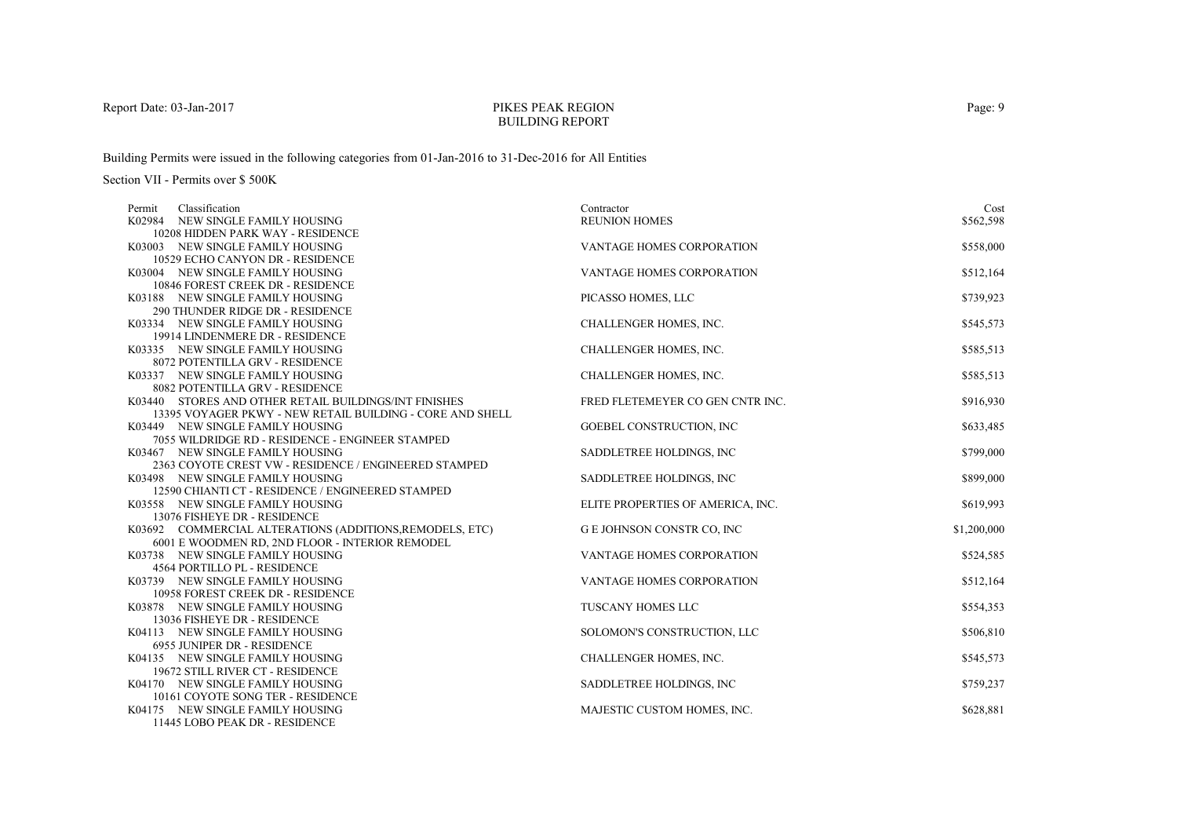Report Date: 03-Jan-2017

# PIKES PEAK REGION
## BUILDING REPORT

Building Permits were issued in the following categories from 01-Jan-2016 to 31-Dec-2016 for All Entities

Section VII - Permits over $ 500K

| Permit | Classification | Contractor | Cost |
|---|---|---|---|
| K02984 | NEW SINGLE FAMILY HOUSING<br>10208 HIDDEN PARK WAY - RESIDENCE | REUNION HOMES | $562,598 |
| K03003 | NEW SINGLE FAMILY HOUSING<br>10529 ECHO CANYON DR - RESIDENCE | VANTAGE HOMES CORPORATION | $558,000 |
| K03004 | NEW SINGLE FAMILY HOUSING<br>10846 FOREST CREEK DR - RESIDENCE | VANTAGE HOMES CORPORATION | $512,164 |
| K03188 | NEW SINGLE FAMILY HOUSING<br>290 THUNDER RIDGE DR - RESIDENCE | PICASSO HOMES, LLC | $739,923 |
| K03334 | NEW SINGLE FAMILY HOUSING<br>19914 LINDENMERE DR - RESIDENCE | CHALLENGER HOMES, INC. | $545,573 |
| K03335 | NEW SINGLE FAMILY HOUSING<br>8072 POTENTILLA GRV - RESIDENCE | CHALLENGER HOMES, INC. | $585,513 |
| K03337 | NEW SINGLE FAMILY HOUSING<br>8082 POTENTILLA GRV - RESIDENCE | CHALLENGER HOMES, INC. | $585,513 |
| K03440 | STORES AND OTHER RETAIL BUILDINGS/INT FINISHES<br>13395 VOYAGER PKWY - NEW RETAIL BUILDING - CORE AND SHELL | FRED FLETEMEYER CO GEN CNTR INC. | $916,930 |
| K03449 | NEW SINGLE FAMILY HOUSING<br>7055 WILDRIDGE RD - RESIDENCE - ENGINEER STAMPED | GOEBEL CONSTRUCTION, INC | $633,485 |
| K03467 | NEW SINGLE FAMILY HOUSING<br>2363 COYOTE CREST VW - RESIDENCE / ENGINEERED STAMPED | SADDLETREE HOLDINGS, INC | $799,000 |
| K03498 | NEW SINGLE FAMILY HOUSING<br>12590 CHIANTI CT - RESIDENCE / ENGINEERED STAMPED | SADDLETREE HOLDINGS, INC | $899,000 |
| K03558 | NEW SINGLE FAMILY HOUSING<br>13076 FISHEYE DR - RESIDENCE | ELITE PROPERTIES OF AMERICA, INC. | $619,993 |
| K03692 | COMMERCIAL ALTERATIONS (ADDITIONS,REMODELS, ETC)<br>6001 E WOODMEN RD, 2ND FLOOR - INTERIOR REMODEL | G E JOHNSON CONSTR CO, INC | $1,200,000 |
| K03738 | NEW SINGLE FAMILY HOUSING<br>4564 PORTILLO PL - RESIDENCE | VANTAGE HOMES CORPORATION | $524,585 |
| K03739 | NEW SINGLE FAMILY HOUSING<br>10958 FOREST CREEK DR - RESIDENCE | VANTAGE HOMES CORPORATION | $512,164 |
| K03878 | NEW SINGLE FAMILY HOUSING<br>13036 FISHEYE DR - RESIDENCE | TUSCANY HOMES LLC | $554,353 |
| K04113 | NEW SINGLE FAMILY HOUSING<br>6955 JUNIPER DR - RESIDENCE | SOLOMON'S CONSTRUCTION, LLC | $506,810 |
| K04135 | NEW SINGLE FAMILY HOUSING<br>19672 STILL RIVER CT - RESIDENCE | CHALLENGER HOMES, INC. | $545,573 |
| K04170 | NEW SINGLE FAMILY HOUSING<br>10161 COYOTE SONG TER - RESIDENCE | SADDLETREE HOLDINGS, INC | $759,237 |
| K04175 | NEW SINGLE FAMILY HOUSING<br>11445 LOBO PEAK DR - RESIDENCE | MAJESTIC CUSTOM HOMES, INC. | $628,881 |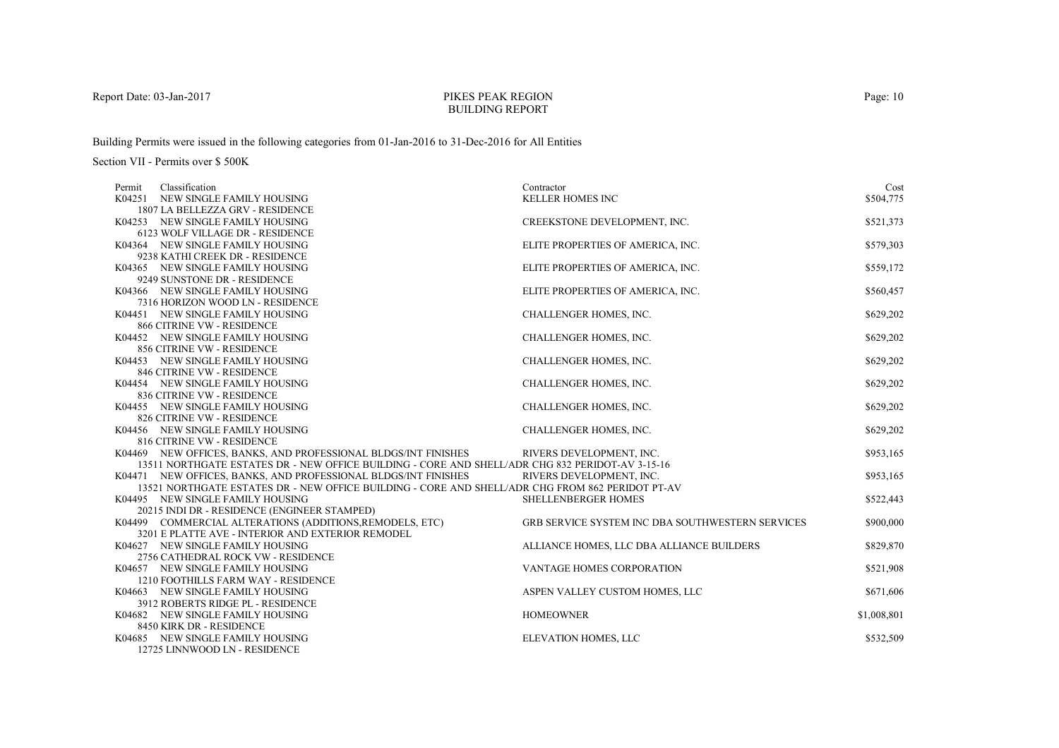Report Date: 03-Jan-2017

# PIKES PEAK REGION
## BUILDING REPORT

Building Permits were issued in the following categories from 01-Jan-2016 to 31-Dec-2016 for All Entities

Section VII - Permits over $ 500K

| Permit | Classification | Contractor | Cost |
|---|---|---|---|
| K04251 | NEW SINGLE FAMILY HOUSING<br>1807 LA BELLEZZA GRV - RESIDENCE | KELLER HOMES INC | $504,775 |
| K04253 | NEW SINGLE FAMILY HOUSING<br>6123 WOLF VILLAGE DR - RESIDENCE | CREEKSTONE DEVELOPMENT, INC. | $521,373 |
| K04364 | NEW SINGLE FAMILY HOUSING<br>9238 KATHI CREEK DR - RESIDENCE | ELITE PROPERTIES OF AMERICA, INC. | $579,303 |
| K04365 | NEW SINGLE FAMILY HOUSING<br>9249 SUNSTONE DR - RESIDENCE | ELITE PROPERTIES OF AMERICA, INC. | $559,172 |
| K04366 | NEW SINGLE FAMILY HOUSING<br>7316 HORIZON WOOD LN - RESIDENCE | ELITE PROPERTIES OF AMERICA, INC. | $560,457 |
| K04451 | NEW SINGLE FAMILY HOUSING<br>866 CITRINE VW - RESIDENCE | CHALLENGER HOMES, INC. | $629,202 |
| K04452 | NEW SINGLE FAMILY HOUSING<br>856 CITRINE VW - RESIDENCE | CHALLENGER HOMES, INC. | $629,202 |
| K04453 | NEW SINGLE FAMILY HOUSING<br>846 CITRINE VW - RESIDENCE | CHALLENGER HOMES, INC. | $629,202 |
| K04454 | NEW SINGLE FAMILY HOUSING<br>836 CITRINE VW - RESIDENCE | CHALLENGER HOMES, INC. | $629,202 |
| K04455 | NEW SINGLE FAMILY HOUSING<br>826 CITRINE VW - RESIDENCE | CHALLENGER HOMES, INC. | $629,202 |
| K04456 | NEW SINGLE FAMILY HOUSING<br>816 CITRINE VW - RESIDENCE | CHALLENGER HOMES, INC. | $629,202 |
| K04469 | NEW OFFICES, BANKS, AND PROFESSIONAL BLDGS/INT FINISHES<br>13511 NORTHGATE ESTATES DR - NEW OFFICE BUILDING - CORE AND SHELL/ADR CHG 832 PERIDOT-AV 3-15-16 | RIVERS DEVELOPMENT, INC. | $953,165 |
| K04471 | NEW OFFICES, BANKS, AND PROFESSIONAL BLDGS/INT FINISHES<br>13521 NORTHGATE ESTATES DR - NEW OFFICE BUILDING - CORE AND SHELL/ADR CHG FROM 862 PERIDOT PT-AV | RIVERS DEVELOPMENT, INC. | $953,165 |
| K04495 | NEW SINGLE FAMILY HOUSING<br>20215 INDI DR - RESIDENCE (ENGINEER STAMPED) | SHELLENBERGER HOMES | $522,443 |
| K04499 | COMMERCIAL ALTERATIONS (ADDITIONS,REMODELS, ETC)<br>3201 E PLATTE AVE - INTERIOR AND EXTERIOR REMODEL | GRB SERVICE SYSTEM INC DBA SOUTHWESTERN SERVICES | $900,000 |
| K04627 | NEW SINGLE FAMILY HOUSING<br>2756 CATHEDRAL ROCK VW - RESIDENCE | ALLIANCE HOMES, LLC DBA ALLIANCE BUILDERS | $829,870 |
| K04657 | NEW SINGLE FAMILY HOUSING<br>1210 FOOTHILLS FARM WAY - RESIDENCE | VANTAGE HOMES CORPORATION | $521,908 |
| K04663 | NEW SINGLE FAMILY HOUSING<br>3912 ROBERTS RIDGE PL - RESIDENCE | ASPEN VALLEY CUSTOM HOMES, LLC | $671,606 |
| K04682 | NEW SINGLE FAMILY HOUSING<br>8450 KIRK DR - RESIDENCE | HOMEOWNER | $1,008,801 |
| K04685 | NEW SINGLE FAMILY HOUSING<br>12725 LINNWOOD LN - RESIDENCE | ELEVATION HOMES, LLC | $532,509 |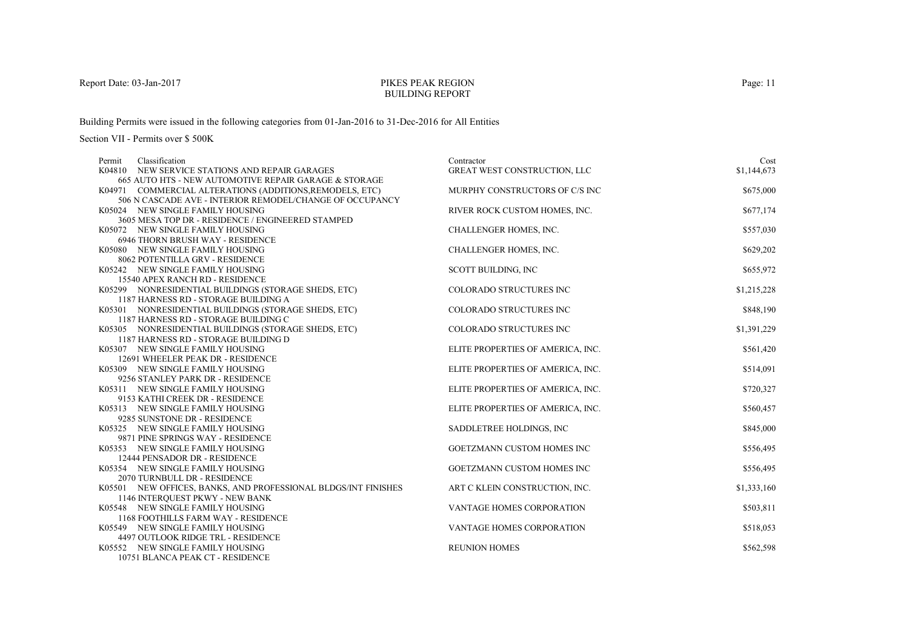# PIKES PEAK REGION BUILDING REPORT

Report Date: 03-Jan-2017

Building Permits were issued in the following categories from 01-Jan-2016 to 31-Dec-2016 for All Entities

Section VII - Permits over $ 500K

| Permit | Classification | Contractor | Cost |
|---|---|---|---|
| K04810 | NEW SERVICE STATIONS AND REPAIR GARAGES<br>665 AUTO HTS - NEW AUTOMOTIVE REPAIR GARAGE & STORAGE | GREAT WEST CONSTRUCTION, LLC | $1,144,673 |
| K04971 | COMMERCIAL ALTERATIONS (ADDITIONS,REMODELS, ETC)<br>506 N CASCADE AVE - INTERIOR REMODEL/CHANGE OF OCCUPANCY | MURPHY CONSTRUCTORS OF C/S INC | $675,000 |
| K05024 | NEW SINGLE FAMILY HOUSING<br>3605 MESA TOP DR - RESIDENCE / ENGINEERED STAMPED | RIVER ROCK CUSTOM HOMES, INC. | $677,174 |
| K05072 | NEW SINGLE FAMILY HOUSING<br>6946 THORN BRUSH WAY - RESIDENCE | CHALLENGER HOMES, INC. | $557,030 |
| K05080 | NEW SINGLE FAMILY HOUSING<br>8062 POTENTILLA GRV - RESIDENCE | CHALLENGER HOMES, INC. | $629,202 |
| K05242 | NEW SINGLE FAMILY HOUSING<br>15540 APEX RANCH RD - RESIDENCE | SCOTT BUILDING, INC | $655,972 |
| K05299 | NONRESIDENTIAL BUILDINGS (STORAGE SHEDS, ETC)<br>1187 HARNESS RD - STORAGE BUILDING A | COLORADO STRUCTURES INC | $1,215,228 |
| K05301 | NONRESIDENTIAL BUILDINGS (STORAGE SHEDS, ETC)<br>1187 HARNESS RD - STORAGE BUILDING C | COLORADO STRUCTURES INC | $848,190 |
| K05305 | NONRESIDENTIAL BUILDINGS (STORAGE SHEDS, ETC)<br>1187 HARNESS RD - STORAGE BUILDING D | COLORADO STRUCTURES INC | $1,391,229 |
| K05307 | NEW SINGLE FAMILY HOUSING<br>12691 WHEELER PEAK DR - RESIDENCE | ELITE PROPERTIES OF AMERICA, INC. | $561,420 |
| K05309 | NEW SINGLE FAMILY HOUSING<br>9256 STANLEY PARK DR - RESIDENCE | ELITE PROPERTIES OF AMERICA, INC. | $514,091 |
| K05311 | NEW SINGLE FAMILY HOUSING<br>9153 KATHI CREEK DR - RESIDENCE | ELITE PROPERTIES OF AMERICA, INC. | $720,327 |
| K05313 | NEW SINGLE FAMILY HOUSING<br>9285 SUNSTONE DR - RESIDENCE | ELITE PROPERTIES OF AMERICA, INC. | $560,457 |
| K05325 | NEW SINGLE FAMILY HOUSING<br>9871 PINE SPRINGS WAY - RESIDENCE | SADDLETREE HOLDINGS, INC | $845,000 |
| K05353 | NEW SINGLE FAMILY HOUSING<br>12444 PENSADOR DR - RESIDENCE | GOETZMANN CUSTOM HOMES INC | $556,495 |
| K05354 | NEW SINGLE FAMILY HOUSING<br>2070 TURNBULL DR - RESIDENCE | GOETZMANN CUSTOM HOMES INC | $556,495 |
| K05501 | NEW OFFICES, BANKS, AND PROFESSIONAL BLDGS/INT FINISHES<br>1146 INTERQUEST PKWY - NEW BANK | ART C KLEIN CONSTRUCTION, INC. | $1,333,160 |
| K05548 | NEW SINGLE FAMILY HOUSING<br>1168 FOOTHILLS FARM WAY - RESIDENCE | VANTAGE HOMES CORPORATION | $503,811 |
| K05549 | NEW SINGLE FAMILY HOUSING<br>4497 OUTLOOK RIDGE TRL - RESIDENCE | VANTAGE HOMES CORPORATION | $518,053 |
| K05552 | NEW SINGLE FAMILY HOUSING<br>10751 BLANCA PEAK CT - RESIDENCE | REUNION HOMES | $562,598 |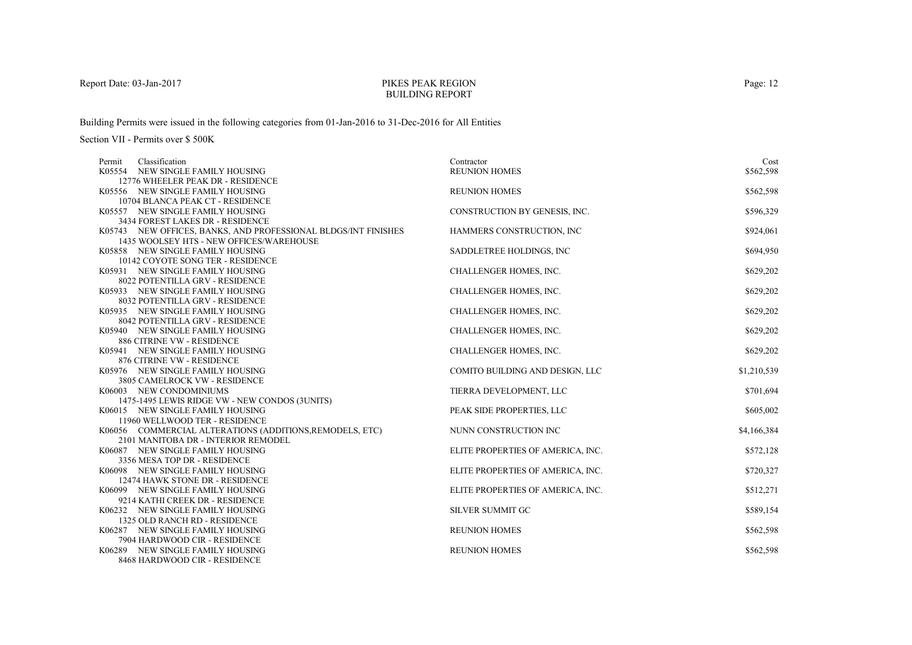Report Date: 03-Jan-2017

# PIKES PEAK REGION
## BUILDING REPORT

Building Permits were issued in the following categories from 01-Jan-2016 to 31-Dec-2016 for All Entities

Section VII - Permits over $ 500K

| Permit | Classification | Contractor | Cost |
|---|---|---|---|
| K05554 | NEW SINGLE FAMILY HOUSING<br>12776 WHEELER PEAK DR - RESIDENCE | REUNION HOMES | $562,598 |
| K05556 | NEW SINGLE FAMILY HOUSING<br>10704 BLANCA PEAK CT - RESIDENCE | REUNION HOMES | $562,598 |
| K05557 | NEW SINGLE FAMILY HOUSING<br>3434 FOREST LAKES DR - RESIDENCE | CONSTRUCTION BY GENESIS, INC. | $596,329 |
| K05743 | NEW OFFICES, BANKS, AND PROFESSIONAL BLDGS/INT FINISHES<br>1435 WOOLSEY HTS - NEW OFFICES/WAREHOUSE | HAMMERS CONSTRUCTION, INC | $924,061 |
| K05858 | NEW SINGLE FAMILY HOUSING<br>10142 COYOTE SONG TER - RESIDENCE | SADDLETREE HOLDINGS, INC | $694,950 |
| K05931 | NEW SINGLE FAMILY HOUSING<br>8022 POTENTILLA GRV - RESIDENCE | CHALLENGER HOMES, INC. | $629,202 |
| K05933 | NEW SINGLE FAMILY HOUSING<br>8032 POTENTILLA GRV - RESIDENCE | CHALLENGER HOMES, INC. | $629,202 |
| K05935 | NEW SINGLE FAMILY HOUSING<br>8042 POTENTILLA GRV - RESIDENCE | CHALLENGER HOMES, INC. | $629,202 |
| K05940 | NEW SINGLE FAMILY HOUSING<br>886 CITRINE VW - RESIDENCE | CHALLENGER HOMES, INC. | $629,202 |
| K05941 | NEW SINGLE FAMILY HOUSING<br>876 CITRINE VW - RESIDENCE | CHALLENGER HOMES, INC. | $629,202 |
| K05976 | NEW SINGLE FAMILY HOUSING<br>3805 CAMELROCK VW - RESIDENCE | COMITO BUILDING AND DESIGN, LLC | $1,210,539 |
| K06003 | NEW CONDOMINIUMS<br>1475-1495 LEWIS RIDGE VW - NEW CONDOS (3UNITS) | TIERRA DEVELOPMENT, LLC | $701,694 |
| K06015 | NEW SINGLE FAMILY HOUSING<br>11960 WELLWOOD TER - RESIDENCE | PEAK SIDE PROPERTIES, LLC | $605,002 |
| K06056 | COMMERCIAL ALTERATIONS (ADDITIONS,REMODELS, ETC)<br>2101 MANITOBA DR - INTERIOR REMODEL | NUNN CONSTRUCTION INC | $4,166,384 |
| K06087 | NEW SINGLE FAMILY HOUSING<br>3356 MESA TOP DR - RESIDENCE | ELITE PROPERTIES OF AMERICA, INC. | $572,128 |
| K06098 | NEW SINGLE FAMILY HOUSING<br>12474 HAWK STONE DR - RESIDENCE | ELITE PROPERTIES OF AMERICA, INC. | $720,327 |
| K06099 | NEW SINGLE FAMILY HOUSING<br>9214 KATHI CREEK DR - RESIDENCE | ELITE PROPERTIES OF AMERICA, INC. | $512,271 |
| K06232 | NEW SINGLE FAMILY HOUSING<br>1325 OLD RANCH RD - RESIDENCE | SILVER SUMMIT GC | $589,154 |
| K06287 | NEW SINGLE FAMILY HOUSING<br>7904 HARDWOOD CIR - RESIDENCE | REUNION HOMES | $562,598 |
| K06289 | NEW SINGLE FAMILY HOUSING<br>8468 HARDWOOD CIR - RESIDENCE | REUNION HOMES | $562,598 |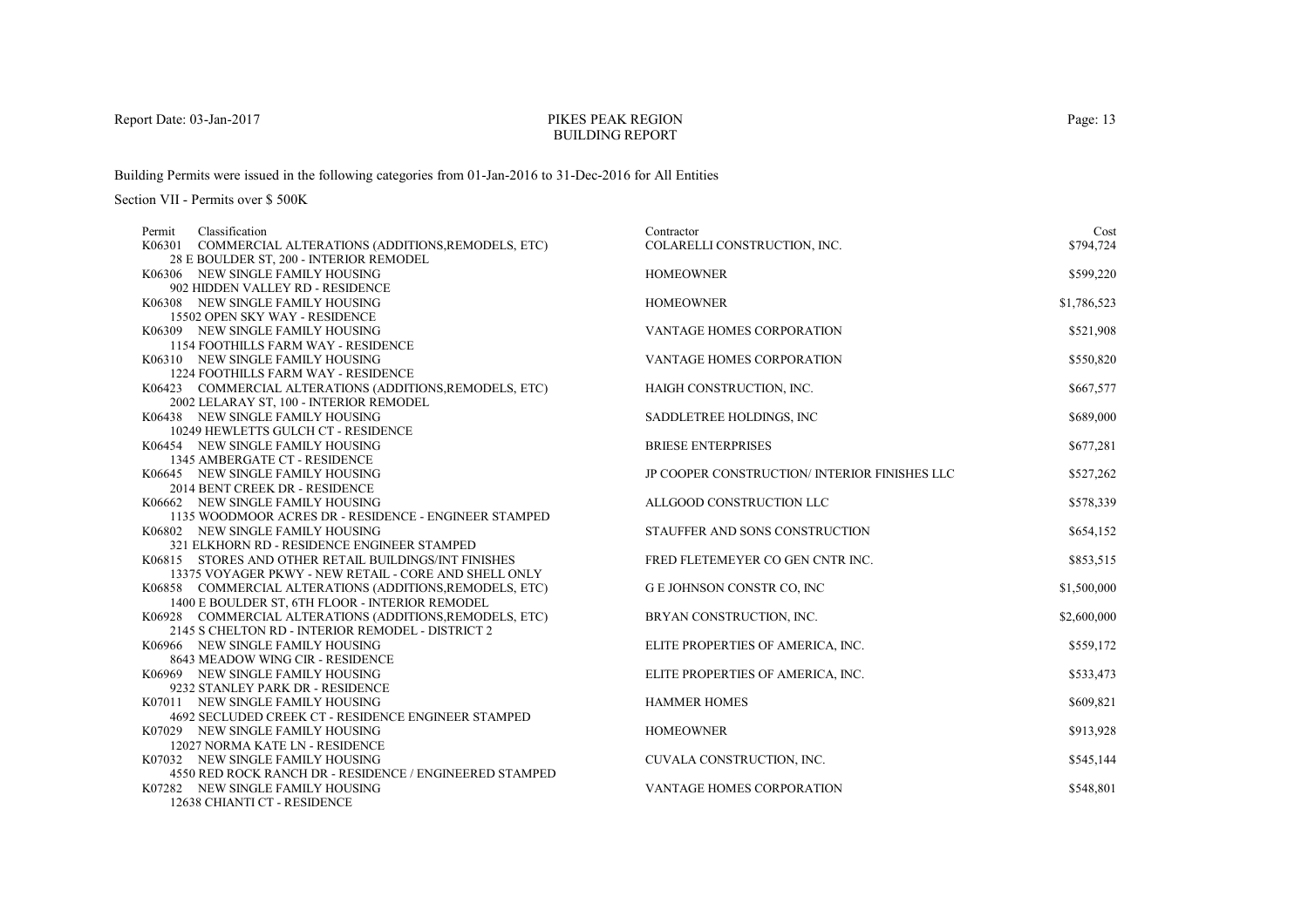Report Date: 03-Jan-2017

# PIKES PEAK REGION
## BUILDING REPORT

Building Permits were issued in the following categories from 01-Jan-2016 to 31-Dec-2016 for All Entities

Section VII - Permits over $ 500K

| Permit | Classification | Contractor | Cost |
|---|---|---|---|
| K06301 | COMMERCIAL ALTERATIONS (ADDITIONS,REMODELS, ETC)<br>28 E BOULDER ST, 200 - INTERIOR REMODEL | COLARELLI CONSTRUCTION, INC. | $794,724 |
| K06306 | NEW SINGLE FAMILY HOUSING<br>902 HIDDEN VALLEY RD - RESIDENCE | HOMEOWNER | $599,220 |
| K06308 | NEW SINGLE FAMILY HOUSING<br>15502 OPEN SKY WAY - RESIDENCE | HOMEOWNER | $1,786,523 |
| K06309 | NEW SINGLE FAMILY HOUSING<br>1154 FOOTHILLS FARM WAY - RESIDENCE | VANTAGE HOMES CORPORATION | $521,908 |
| K06310 | NEW SINGLE FAMILY HOUSING<br>1224 FOOTHILLS FARM WAY - RESIDENCE | VANTAGE HOMES CORPORATION | $550,820 |
| K06423 | COMMERCIAL ALTERATIONS (ADDITIONS,REMODELS, ETC)<br>2002 LELARAY ST, 100 - INTERIOR REMODEL | HAIGH CONSTRUCTION, INC. | $667,577 |
| K06438 | NEW SINGLE FAMILY HOUSING<br>10249 HEWLETTS GULCH CT - RESIDENCE | SADDLETREE HOLDINGS, INC | $689,000 |
| K06454 | NEW SINGLE FAMILY HOUSING<br>1345 AMBERGATE CT - RESIDENCE | BRIESE ENTERPRISES | $677,281 |
| K06645 | NEW SINGLE FAMILY HOUSING<br>2014 BENT CREEK DR - RESIDENCE | JP COOPER CONSTRUCTION/ INTERIOR FINISHES LLC | $527,262 |
| K06662 | NEW SINGLE FAMILY HOUSING<br>1135 WOODMOOR ACRES DR - RESIDENCE - ENGINEER STAMPED | ALLGOOD CONSTRUCTION LLC | $578,339 |
| K06802 | NEW SINGLE FAMILY HOUSING<br>321 ELKHORN RD - RESIDENCE ENGINEER STAMPED | STAUFFER AND SONS CONSTRUCTION | $654,152 |
| K06815 | STORES AND OTHER RETAIL BUILDINGS/INT FINISHES<br>13375 VOYAGER PKWY - NEW RETAIL - CORE AND SHELL ONLY | FRED FLETEMEYER CO GEN CNTR INC. | $853,515 |
| K06858 | COMMERCIAL ALTERATIONS (ADDITIONS,REMODELS, ETC)<br>1400 E BOULDER ST, 6TH FLOOR - INTERIOR REMODEL | G E JOHNSON CONSTR CO, INC | $1,500,000 |
| K06928 | COMMERCIAL ALTERATIONS (ADDITIONS,REMODELS, ETC)<br>2145 S CHELTON RD - INTERIOR REMODEL - DISTRICT 2 | BRYAN CONSTRUCTION, INC. | $2,600,000 |
| K06966 | NEW SINGLE FAMILY HOUSING<br>8643 MEADOW WING CIR - RESIDENCE | ELITE PROPERTIES OF AMERICA, INC. | $559,172 |
| K06969 | NEW SINGLE FAMILY HOUSING<br>9232 STANLEY PARK DR - RESIDENCE | ELITE PROPERTIES OF AMERICA, INC. | $533,473 |
| K07011 | NEW SINGLE FAMILY HOUSING<br>4692 SECLUDED CREEK CT - RESIDENCE ENGINEER STAMPED | HAMMER HOMES | $609,821 |
| K07029 | NEW SINGLE FAMILY HOUSING<br>12027 NORMA KATE LN - RESIDENCE | HOMEOWNER | $913,928 |
| K07032 | NEW SINGLE FAMILY HOUSING<br>4550 RED ROCK RANCH DR - RESIDENCE / ENGINEERED STAMPED | CUVALA CONSTRUCTION, INC. | $545,144 |
| K07282 | NEW SINGLE FAMILY HOUSING<br>12638 CHIANTI CT - RESIDENCE | VANTAGE HOMES CORPORATION | $548,801 |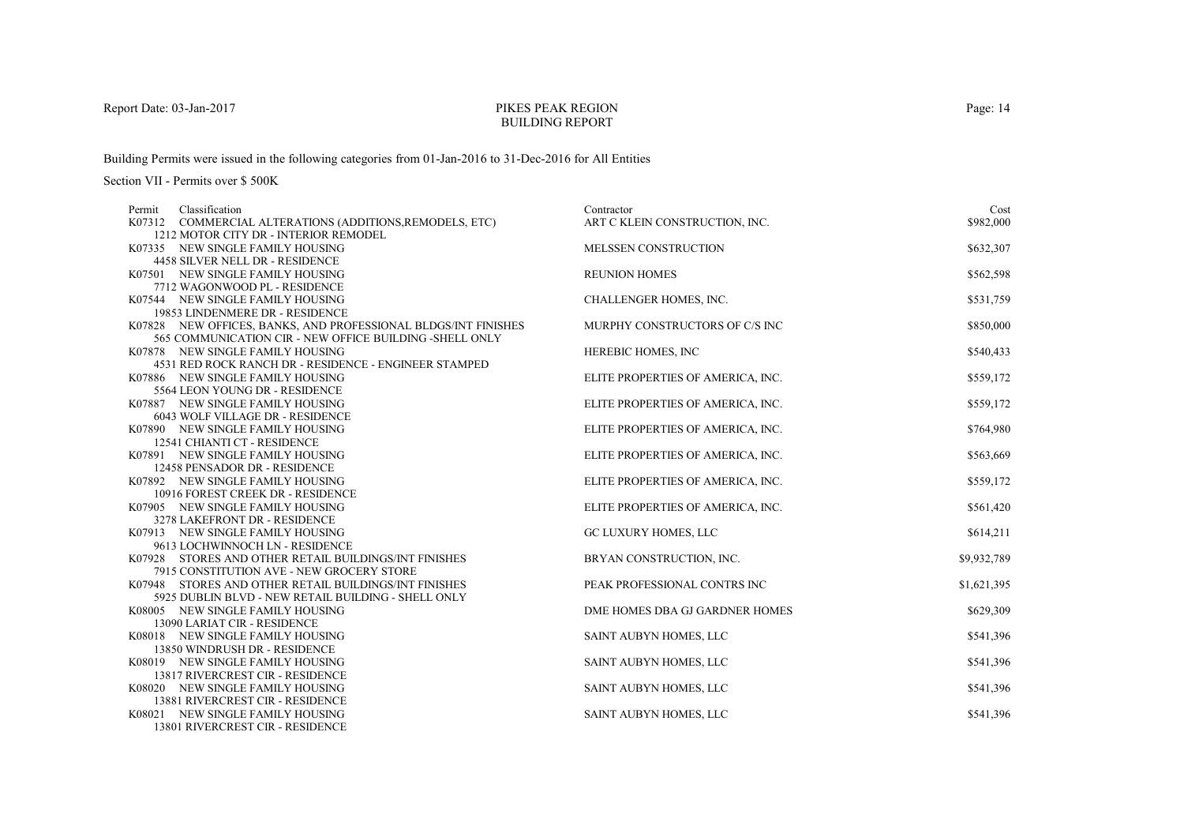Report Date: 03-Jan-2017

# PIKES PEAK REGION
## BUILDING REPORT

Building Permits were issued in the following categories from 01-Jan-2016 to 31-Dec-2016 for All Entities

Section VII - Permits over $ 500K

| Permit | Classification | Contractor | Cost |
|---|---|---|---|
| K07312 | COMMERCIAL ALTERATIONS (ADDITIONS,REMODELS, ETC)<br>1212 MOTOR CITY DR - INTERIOR REMODEL | ART C KLEIN CONSTRUCTION, INC. | $982,000 |
| K07335 | NEW SINGLE FAMILY HOUSING<br>4458 SILVER NELL DR - RESIDENCE | MELSSEN CONSTRUCTION | $632,307 |
| K07501 | NEW SINGLE FAMILY HOUSING<br>7712 WAGONWOOD PL - RESIDENCE | REUNION HOMES | $562,598 |
| K07544 | NEW SINGLE FAMILY HOUSING<br>19853 LINDENMERE DR - RESIDENCE | CHALLENGER HOMES, INC. | $531,759 |
| K07828 | NEW OFFICES, BANKS, AND PROFESSIONAL BLDGS/INT FINISHES<br>565 COMMUNICATION CIR - NEW OFFICE BUILDING -SHELL ONLY | MURPHY CONSTRUCTORS OF C/S INC | $850,000 |
| K07878 | NEW SINGLE FAMILY HOUSING<br>4531 RED ROCK RANCH DR - RESIDENCE - ENGINEER STAMPED | HEREBIC HOMES, INC | $540,433 |
| K07886 | NEW SINGLE FAMILY HOUSING<br>5564 LEON YOUNG DR - RESIDENCE | ELITE PROPERTIES OF AMERICA, INC. | $559,172 |
| K07887 | NEW SINGLE FAMILY HOUSING<br>6043 WOLF VILLAGE DR - RESIDENCE | ELITE PROPERTIES OF AMERICA, INC. | $559,172 |
| K07890 | NEW SINGLE FAMILY HOUSING<br>12541 CHIANTI CT - RESIDENCE | ELITE PROPERTIES OF AMERICA, INC. | $764,980 |
| K07891 | NEW SINGLE FAMILY HOUSING<br>12458 PENSADOR DR - RESIDENCE | ELITE PROPERTIES OF AMERICA, INC. | $563,669 |
| K07892 | NEW SINGLE FAMILY HOUSING<br>10916 FOREST CREEK DR - RESIDENCE | ELITE PROPERTIES OF AMERICA, INC. | $559,172 |
| K07905 | NEW SINGLE FAMILY HOUSING<br>3278 LAKEFRONT DR - RESIDENCE | ELITE PROPERTIES OF AMERICA, INC. | $561,420 |
| K07913 | NEW SINGLE FAMILY HOUSING<br>9613 LOCHWINNOCH LN - RESIDENCE | GC LUXURY HOMES, LLC | $614,211 |
| K07928 | STORES AND OTHER RETAIL BUILDINGS/INT FINISHES<br>7915 CONSTITUTION AVE - NEW GROCERY STORE | BRYAN CONSTRUCTION, INC. | $9,932,789 |
| K07948 | STORES AND OTHER RETAIL BUILDINGS/INT FINISHES<br>5925 DUBLIN BLVD - NEW RETAIL BUILDING - SHELL ONLY | PEAK PROFESSIONAL CONTRS INC | $1,621,395 |
| K08005 | NEW SINGLE FAMILY HOUSING<br>13090 LARIAT CIR - RESIDENCE | DME HOMES DBA GJ GARDNER HOMES | $629,309 |
| K08018 | NEW SINGLE FAMILY HOUSING<br>13850 WINDRUSH DR - RESIDENCE | SAINT AUBYN HOMES, LLC | $541,396 |
| K08019 | NEW SINGLE FAMILY HOUSING<br>13817 RIVERCREST CIR - RESIDENCE | SAINT AUBYN HOMES, LLC | $541,396 |
| K08020 | NEW SINGLE FAMILY HOUSING<br>13881 RIVERCREST CIR - RESIDENCE | SAINT AUBYN HOMES, LLC | $541,396 |
| K08021 | NEW SINGLE FAMILY HOUSING<br>13801 RIVERCREST CIR - RESIDENCE | SAINT AUBYN HOMES, LLC | $541,396 |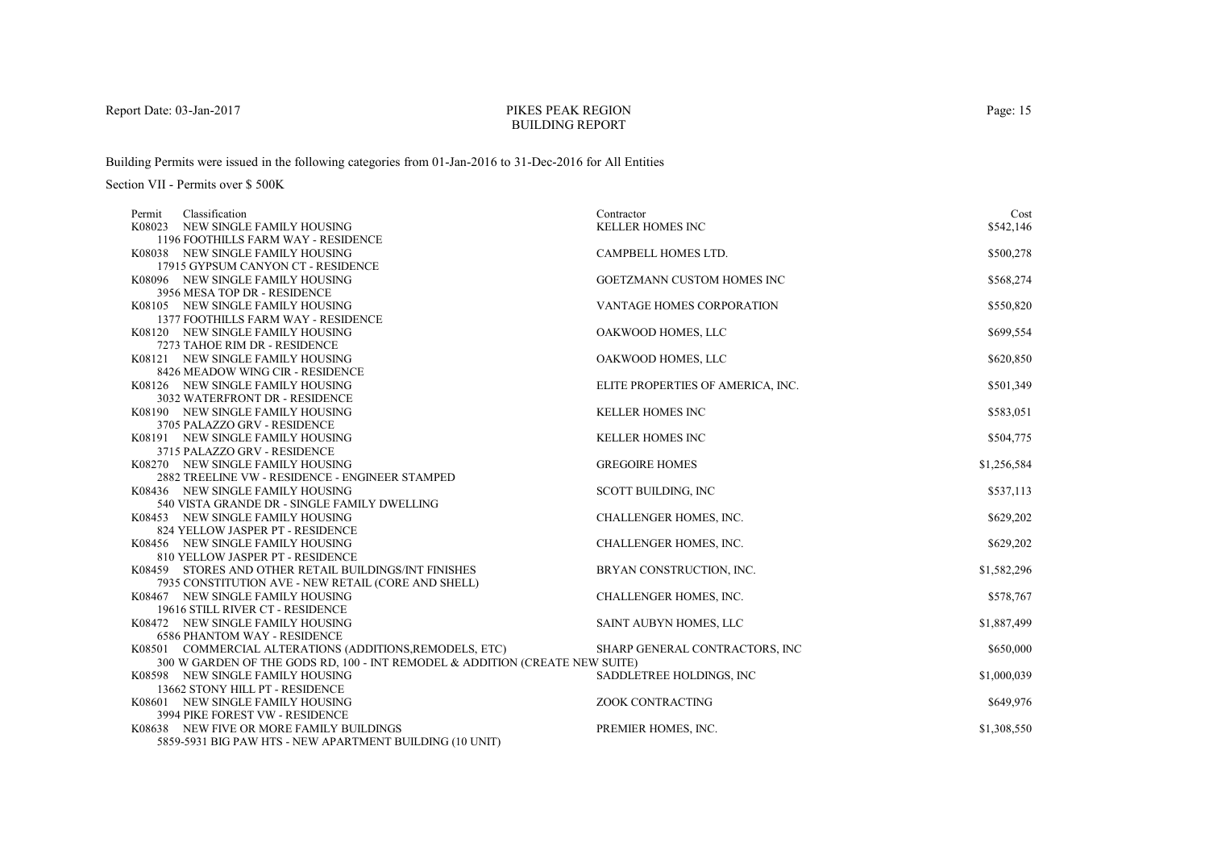# PIKES PEAK REGION
## BUILDING REPORT

Report Date: 03-Jan-2017

Building Permits were issued in the following categories from 01-Jan-2016 to 31-Dec-2016 for All Entities

Section VII - Permits over $ 500K

| Permit | Classification | Contractor | Cost |
|---|---|---|---|
| K08023 | NEW SINGLE FAMILY HOUSING<br>1196 FOOTHILLS FARM WAY - RESIDENCE | KELLER HOMES INC | $542,146 |
| K08038 | NEW SINGLE FAMILY HOUSING<br>17915 GYPSUM CANYON CT - RESIDENCE | CAMPBELL HOMES LTD. | $500,278 |
| K08096 | NEW SINGLE FAMILY HOUSING<br>3956 MESA TOP DR - RESIDENCE | GOETZMANN CUSTOM HOMES INC | $568,274 |
| K08105 | NEW SINGLE FAMILY HOUSING<br>1377 FOOTHILLS FARM WAY - RESIDENCE | VANTAGE HOMES CORPORATION | $550,820 |
| K08120 | NEW SINGLE FAMILY HOUSING<br>7273 TAHOE RIM DR - RESIDENCE | OAKWOOD HOMES, LLC | $699,554 |
| K08121 | NEW SINGLE FAMILY HOUSING<br>8426 MEADOW WING CIR - RESIDENCE | OAKWOOD HOMES, LLC | $620,850 |
| K08126 | NEW SINGLE FAMILY HOUSING<br>3032 WATERFRONT DR - RESIDENCE | ELITE PROPERTIES OF AMERICA, INC. | $501,349 |
| K08190 | NEW SINGLE FAMILY HOUSING<br>3705 PALAZZO GRV - RESIDENCE | KELLER HOMES INC | $583,051 |
| K08191 | NEW SINGLE FAMILY HOUSING<br>3715 PALAZZO GRV - RESIDENCE | KELLER HOMES INC | $504,775 |
| K08270 | NEW SINGLE FAMILY HOUSING<br>2882 TREELINE VW - RESIDENCE - ENGINEER STAMPED | GREGOIRE HOMES | $1,256,584 |
| K08436 | NEW SINGLE FAMILY HOUSING<br>540 VISTA GRANDE DR - SINGLE FAMILY DWELLING | SCOTT BUILDING, INC | $537,113 |
| K08453 | NEW SINGLE FAMILY HOUSING<br>824 YELLOW JASPER PT - RESIDENCE | CHALLENGER HOMES, INC. | $629,202 |
| K08456 | NEW SINGLE FAMILY HOUSING<br>810 YELLOW JASPER PT - RESIDENCE | CHALLENGER HOMES, INC. | $629,202 |
| K08459 | STORES AND OTHER RETAIL BUILDINGS/INT FINISHES<br>7935 CONSTITUTION AVE - NEW RETAIL (CORE AND SHELL) | BRYAN CONSTRUCTION, INC. | $1,582,296 |
| K08467 | NEW SINGLE FAMILY HOUSING<br>19616 STILL RIVER CT - RESIDENCE | CHALLENGER HOMES, INC. | $578,767 |
| K08472 | NEW SINGLE FAMILY HOUSING<br>6586 PHANTOM WAY - RESIDENCE | SAINT AUBYN HOMES, LLC | $1,887,499 |
| K08501 | COMMERCIAL ALTERATIONS (ADDITIONS,REMODELS, ETC)<br>300 W GARDEN OF THE GODS RD, 100 - INT REMODEL & ADDITION (CREATE NEW SUITE) | SHARP GENERAL CONTRACTORS, INC | $650,000 |
| K08598 | NEW SINGLE FAMILY HOUSING<br>13662 STONY HILL PT - RESIDENCE | SADDLETREE HOLDINGS, INC | $1,000,039 |
| K08601 | NEW SINGLE FAMILY HOUSING<br>3994 PIKE FOREST VW - RESIDENCE | ZOOK CONTRACTING | $649,976 |
| K08638 | NEW FIVE OR MORE FAMILY BUILDINGS<br>5859-5931 BIG PAW HTS - NEW APARTMENT BUILDING (10 UNIT) | PREMIER HOMES, INC. | $1,308,550 |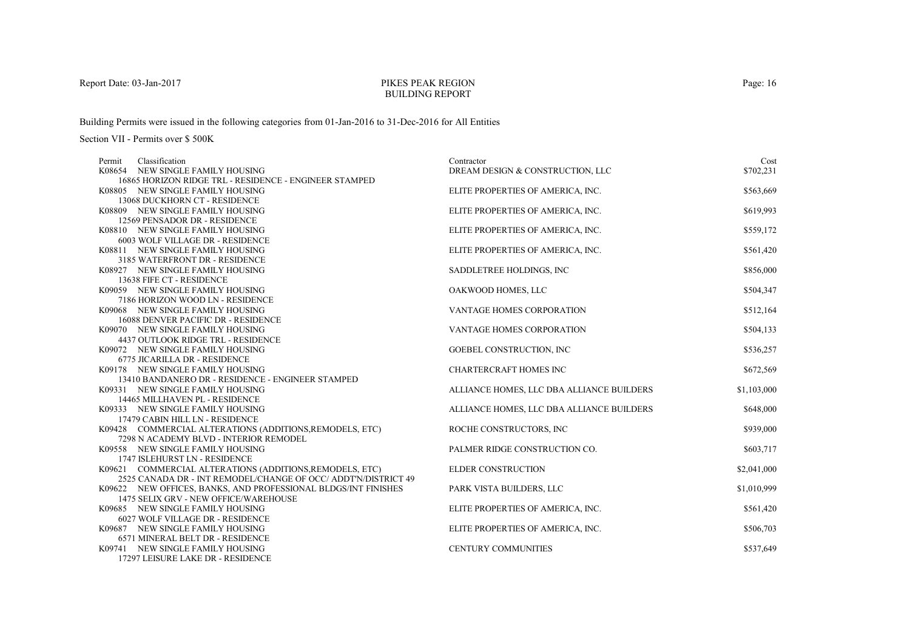Report Date: 03-Jan-2017

# PIKES PEAK REGION
## BUILDING REPORT

Building Permits were issued in the following categories from 01-Jan-2016 to 31-Dec-2016 for All Entities

Section VII - Permits over $ 500K

| Permit | Classification | Contractor | Cost |
|---|---|---|---|
| K08654 | NEW SINGLE FAMILY HOUSING<br>16865 HORIZON RIDGE TRL - RESIDENCE - ENGINEER STAMPED | DREAM DESIGN & CONSTRUCTION, LLC | $702,231 |
| K08805 | NEW SINGLE FAMILY HOUSING<br>13068 DUCKHORN CT - RESIDENCE | ELITE PROPERTIES OF AMERICA, INC. | $563,669 |
| K08809 | NEW SINGLE FAMILY HOUSING<br>12569 PENSADOR DR - RESIDENCE | ELITE PROPERTIES OF AMERICA, INC. | $619,993 |
| K08810 | NEW SINGLE FAMILY HOUSING<br>6003 WOLF VILLAGE DR - RESIDENCE | ELITE PROPERTIES OF AMERICA, INC. | $559,172 |
| K08811 | NEW SINGLE FAMILY HOUSING<br>3185 WATERFRONT DR - RESIDENCE | ELITE PROPERTIES OF AMERICA, INC. | $561,420 |
| K08927 | NEW SINGLE FAMILY HOUSING<br>13638 FIFE CT - RESIDENCE | SADDLETREE HOLDINGS, INC | $856,000 |
| K09059 | NEW SINGLE FAMILY HOUSING<br>7186 HORIZON WOOD LN - RESIDENCE | OAKWOOD HOMES, LLC | $504,347 |
| K09068 | NEW SINGLE FAMILY HOUSING<br>16088 DENVER PACIFIC DR - RESIDENCE | VANTAGE HOMES CORPORATION | $512,164 |
| K09070 | NEW SINGLE FAMILY HOUSING<br>4437 OUTLOOK RIDGE TRL - RESIDENCE | VANTAGE HOMES CORPORATION | $504,133 |
| K09072 | NEW SINGLE FAMILY HOUSING<br>6775 JICARILLA DR - RESIDENCE | GOEBEL CONSTRUCTION, INC | $536,257 |
| K09178 | NEW SINGLE FAMILY HOUSING<br>13410 BANDANERO DR - RESIDENCE - ENGINEER STAMPED | CHARTERCRAFT HOMES INC | $672,569 |
| K09331 | NEW SINGLE FAMILY HOUSING<br>14465 MILLHAVEN PL - RESIDENCE | ALLIANCE HOMES, LLC DBA ALLIANCE BUILDERS | $1,103,000 |
| K09333 | NEW SINGLE FAMILY HOUSING<br>17479 CABIN HILL LN - RESIDENCE | ALLIANCE HOMES, LLC DBA ALLIANCE BUILDERS | $648,000 |
| K09428 | COMMERCIAL ALTERATIONS (ADDITIONS,REMODELS, ETC)<br>7298 N ACADEMY BLVD - INTERIOR REMODEL | ROCHE CONSTRUCTORS, INC | $939,000 |
| K09558 | NEW SINGLE FAMILY HOUSING<br>1747 ISLEHURST LN - RESIDENCE | PALMER RIDGE CONSTRUCTION CO. | $603,717 |
| K09621 | COMMERCIAL ALTERATIONS (ADDITIONS,REMODELS, ETC)<br>2525 CANADA DR - INT REMODEL/CHANGE OF OCC/ ADDT'N/DISTRICT 49 | ELDER CONSTRUCTION | $2,041,000 |
| K09622 | NEW OFFICES, BANKS, AND PROFESSIONAL BLDGS/INT FINISHES<br>1475 SELIX GRV - NEW OFFICE/WAREHOUSE | PARK VISTA BUILDERS, LLC | $1,010,999 |
| K09685 | NEW SINGLE FAMILY HOUSING<br>6027 WOLF VILLAGE DR - RESIDENCE | ELITE PROPERTIES OF AMERICA, INC. | $561,420 |
| K09687 | NEW SINGLE FAMILY HOUSING<br>6571 MINERAL BELT DR - RESIDENCE | ELITE PROPERTIES OF AMERICA, INC. | $506,703 |
| K09741 | NEW SINGLE FAMILY HOUSING<br>17297 LEISURE LAKE DR - RESIDENCE | CENTURY COMMUNITIES | $537,649 |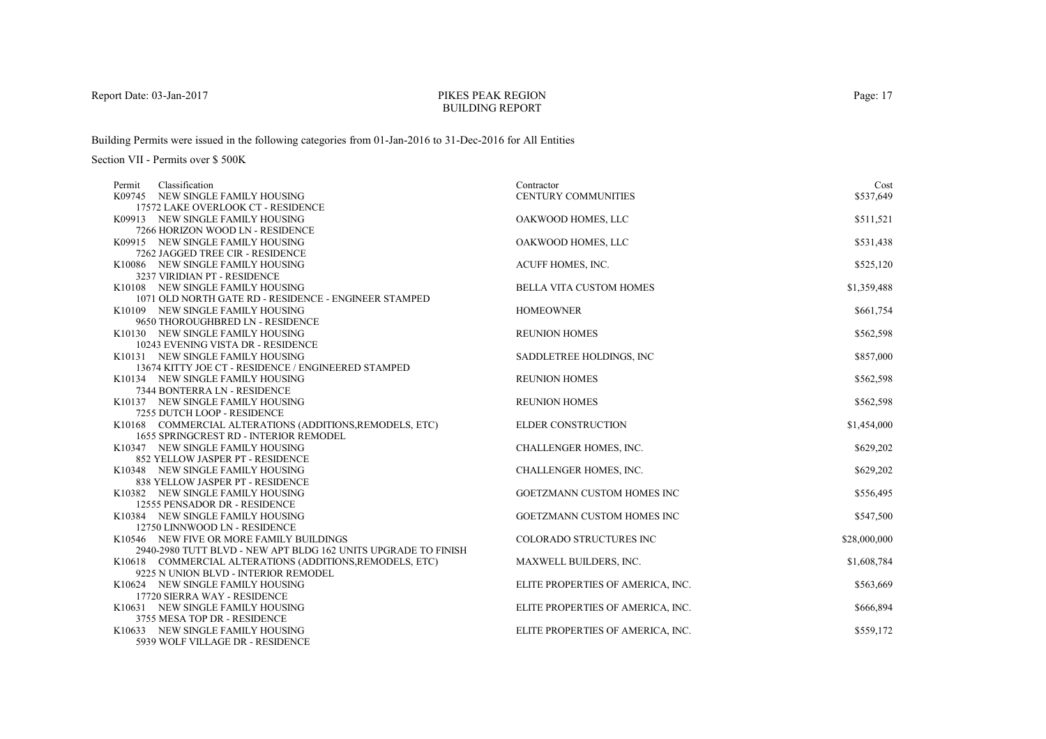PIKES PEAK REGION
BUILDING REPORT

Report Date: 03-Jan-2017

Building Permits were issued in the following categories from 01-Jan-2016 to 31-Dec-2016 for All Entities

Section VII - Permits over $ 500K

| Permit | Classification | Contractor | Cost |
|---|---|---|---|
| K09745 | NEW SINGLE FAMILY HOUSING<br>17572 LAKE OVERLOOK CT - RESIDENCE | CENTURY COMMUNITIES | $537,649 |
| K09913 | NEW SINGLE FAMILY HOUSING<br>7266 HORIZON WOOD LN - RESIDENCE | OAKWOOD HOMES, LLC | $511,521 |
| K09915 | NEW SINGLE FAMILY HOUSING<br>7262 JAGGED TREE CIR - RESIDENCE | OAKWOOD HOMES, LLC | $531,438 |
| K10086 | NEW SINGLE FAMILY HOUSING<br>3237 VIRIDIAN PT - RESIDENCE | ACUFF HOMES, INC. | $525,120 |
| K10108 | NEW SINGLE FAMILY HOUSING<br>1071 OLD NORTH GATE RD - RESIDENCE - ENGINEER STAMPED | BELLA VITA CUSTOM HOMES | $1,359,488 |
| K10109 | NEW SINGLE FAMILY HOUSING<br>9650 THOROUGHBRED LN - RESIDENCE | HOMEOWNER | $661,754 |
| K10130 | NEW SINGLE FAMILY HOUSING<br>10243 EVENING VISTA DR - RESIDENCE | REUNION HOMES | $562,598 |
| K10131 | NEW SINGLE FAMILY HOUSING<br>13674 KITTY JOE CT - RESIDENCE / ENGINEERED STAMPED | SADDLETREE HOLDINGS, INC | $857,000 |
| K10134 | NEW SINGLE FAMILY HOUSING<br>7344 BONTERRA LN - RESIDENCE | REUNION HOMES | $562,598 |
| K10137 | NEW SINGLE FAMILY HOUSING<br>7255 DUTCH LOOP - RESIDENCE | REUNION HOMES | $562,598 |
| K10168 | COMMERCIAL ALTERATIONS (ADDITIONS,REMODELS, ETC)<br>1655 SPRINGCREST RD - INTERIOR REMODEL | ELDER CONSTRUCTION | $1,454,000 |
| K10347 | NEW SINGLE FAMILY HOUSING<br>852 YELLOW JASPER PT - RESIDENCE | CHALLENGER HOMES, INC. | $629,202 |
| K10348 | NEW SINGLE FAMILY HOUSING<br>838 YELLOW JASPER PT - RESIDENCE | CHALLENGER HOMES, INC. | $629,202 |
| K10382 | NEW SINGLE FAMILY HOUSING<br>12555 PENSADOR DR - RESIDENCE | GOETZMANN CUSTOM HOMES INC | $556,495 |
| K10384 | NEW SINGLE FAMILY HOUSING<br>12750 LINNWOOD LN - RESIDENCE | GOETZMANN CUSTOM HOMES INC | $547,500 |
| K10546 | NEW FIVE OR MORE FAMILY BUILDINGS<br>2940-2980 TUTT BLVD - NEW APT BLDG 162 UNITS UPGRADE TO FINISH | COLORADO STRUCTURES INC | $28,000,000 |
| K10618 | COMMERCIAL ALTERATIONS (ADDITIONS,REMODELS, ETC)<br>9225 N UNION BLVD - INTERIOR REMODEL | MAXWELL BUILDERS, INC. | $1,608,784 |
| K10624 | NEW SINGLE FAMILY HOUSING<br>17720 SIERRA WAY - RESIDENCE | ELITE PROPERTIES OF AMERICA, INC. | $563,669 |
| K10631 | NEW SINGLE FAMILY HOUSING<br>3755 MESA TOP DR - RESIDENCE | ELITE PROPERTIES OF AMERICA, INC. | $666,894 |
| K10633 | NEW SINGLE FAMILY HOUSING<br>5939 WOLF VILLAGE DR - RESIDENCE | ELITE PROPERTIES OF AMERICA, INC. | $559,172 |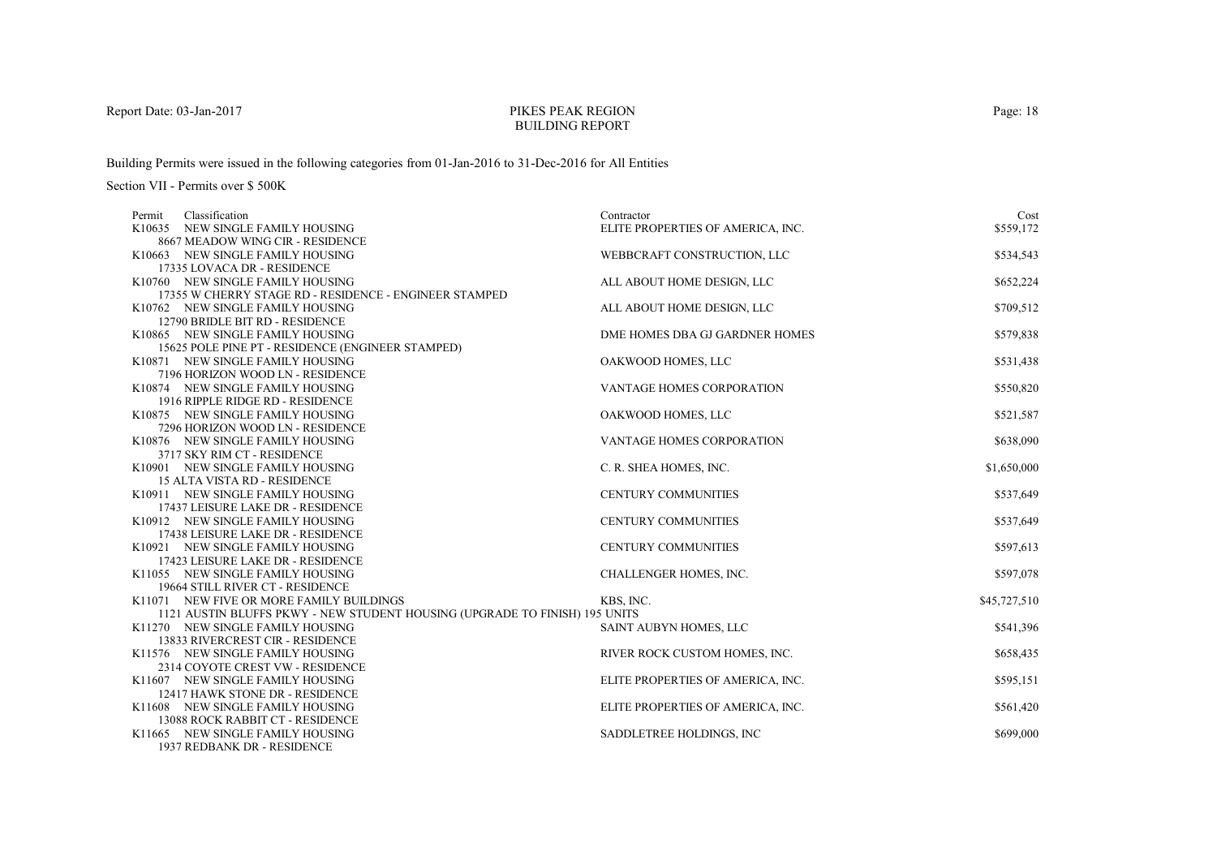Report Date: 03-Jan-2017

# PIKES PEAK REGION
## BUILDING REPORT

Building Permits were issued in the following categories from 01-Jan-2016 to 31-Dec-2016 for All Entities

Section VII - Permits over $ 500K

| Permit | Classification | Contractor | Cost |
|---|---|---|---|
| K10635 | NEW SINGLE FAMILY HOUSING<br>8667 MEADOW WING CIR - RESIDENCE | ELITE PROPERTIES OF AMERICA, INC. | $559,172 |
| K10663 | NEW SINGLE FAMILY HOUSING<br>17335 LOVACA DR - RESIDENCE | WEBBCRAFT CONSTRUCTION, LLC | $534,543 |
| K10760 | NEW SINGLE FAMILY HOUSING<br>17355 W CHERRY STAGE RD - RESIDENCE - ENGINEER STAMPED | ALL ABOUT HOME DESIGN, LLC | $652,224 |
| K10762 | NEW SINGLE FAMILY HOUSING<br>12790 BRIDLE BIT RD - RESIDENCE | ALL ABOUT HOME DESIGN, LLC | $709,512 |
| K10865 | NEW SINGLE FAMILY HOUSING<br>15625 POLE PINE PT - RESIDENCE (ENGINEER STAMPED) | DME HOMES DBA GJ GARDNER HOMES | $579,838 |
| K10871 | NEW SINGLE FAMILY HOUSING<br>7196 HORIZON WOOD LN - RESIDENCE | OAKWOOD HOMES, LLC | $531,438 |
| K10874 | NEW SINGLE FAMILY HOUSING<br>1916 RIPPLE RIDGE RD - RESIDENCE | VANTAGE HOMES CORPORATION | $550,820 |
| K10875 | NEW SINGLE FAMILY HOUSING<br>7296 HORIZON WOOD LN - RESIDENCE | OAKWOOD HOMES, LLC | $521,587 |
| K10876 | NEW SINGLE FAMILY HOUSING<br>3717 SKY RIM CT - RESIDENCE | VANTAGE HOMES CORPORATION | $638,090 |
| K10901 | NEW SINGLE FAMILY HOUSING<br>15 ALTA VISTA RD - RESIDENCE | C. R. SHEA HOMES, INC. | $1,650,000 |
| K10911 | NEW SINGLE FAMILY HOUSING<br>17437 LEISURE LAKE DR - RESIDENCE | CENTURY COMMUNITIES | $537,649 |
| K10912 | NEW SINGLE FAMILY HOUSING<br>17438 LEISURE LAKE DR - RESIDENCE | CENTURY COMMUNITIES | $537,649 |
| K10921 | NEW SINGLE FAMILY HOUSING<br>17423 LEISURE LAKE DR - RESIDENCE | CENTURY COMMUNITIES | $597,613 |
| K11055 | NEW SINGLE FAMILY HOUSING<br>19664 STILL RIVER CT - RESIDENCE | CHALLENGER HOMES, INC. | $597,078 |
| K11071 | NEW FIVE OR MORE FAMILY BUILDINGS<br>1121 AUSTIN BLUFFS PKWY - NEW STUDENT HOUSING (UPGRADE TO FINISH) 195 UNITS | KBS, INC. | $45,727,510 |
| K11270 | NEW SINGLE FAMILY HOUSING<br>13833 RIVERCREST CIR - RESIDENCE | SAINT AUBYN HOMES, LLC | $541,396 |
| K11576 | NEW SINGLE FAMILY HOUSING<br>2314 COYOTE CREST VW - RESIDENCE | RIVER ROCK CUSTOM HOMES, INC. | $658,435 |
| K11607 | NEW SINGLE FAMILY HOUSING<br>12417 HAWK STONE DR - RESIDENCE | ELITE PROPERTIES OF AMERICA, INC. | $595,151 |
| K11608 | NEW SINGLE FAMILY HOUSING<br>13088 ROCK RABBIT CT - RESIDENCE | ELITE PROPERTIES OF AMERICA, INC. | $561,420 |
| K11665 | NEW SINGLE FAMILY HOUSING<br>1937 REDBANK DR - RESIDENCE | SADDLETREE HOLDINGS, INC | $699,000 |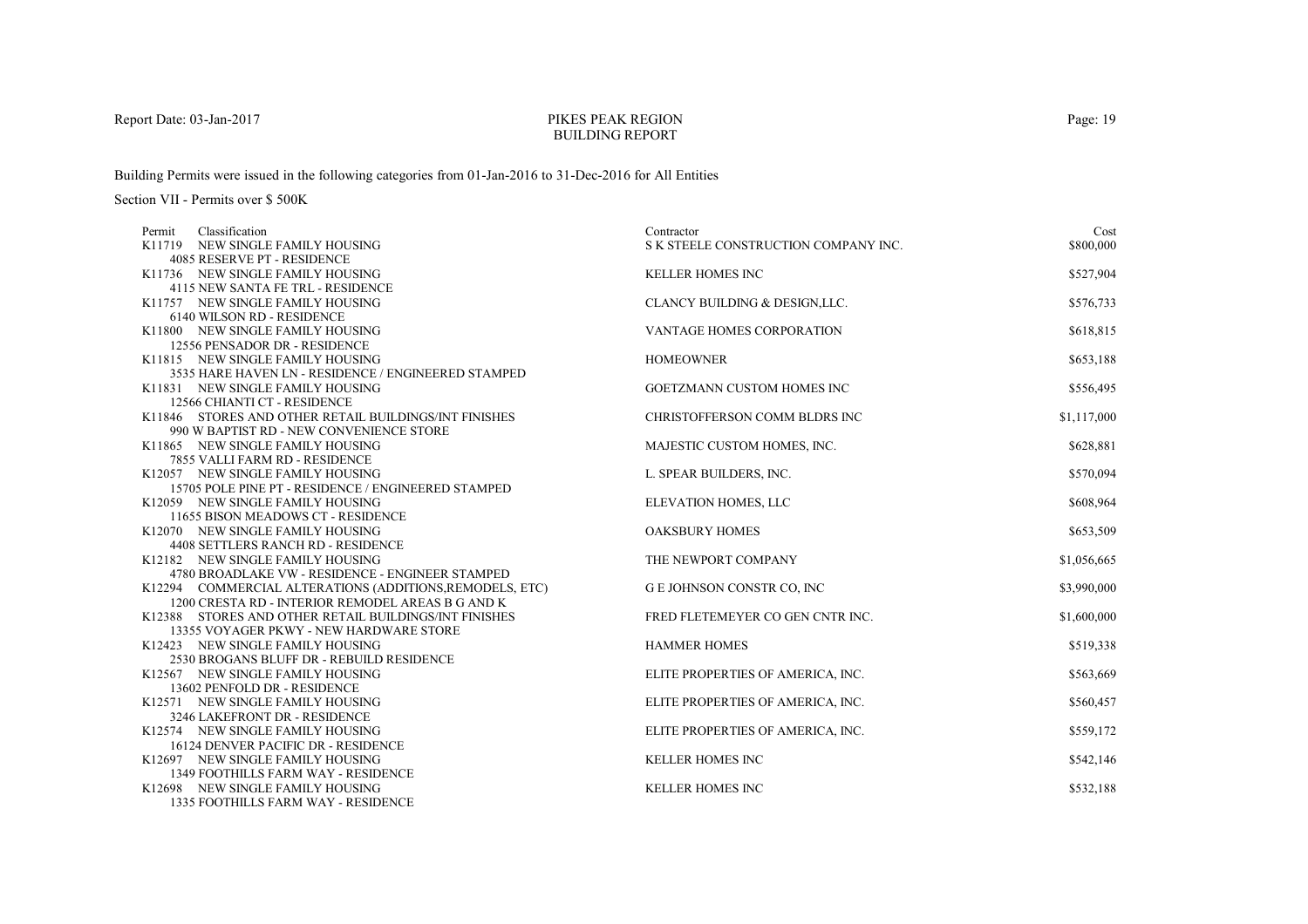# PIKES PEAK REGION
## BUILDING REPORT

Report Date: 03-Jan-2017

Building Permits were issued in the following categories from 01-Jan-2016 to 31-Dec-2016 for All Entities

Section VII - Permits over $ 500K

| Permit | Classification | Contractor | Cost |
|---|---|---|---|
| K11719 | NEW SINGLE FAMILY HOUSING<br>4085 RESERVE PT - RESIDENCE | S K STEELE CONSTRUCTION COMPANY INC. | $800,000 |
| K11736 | NEW SINGLE FAMILY HOUSING<br>4115 NEW SANTA FE TRL - RESIDENCE | KELLER HOMES INC | $527,904 |
| K11757 | NEW SINGLE FAMILY HOUSING<br>6140 WILSON RD - RESIDENCE | CLANCY BUILDING & DESIGN,LLC. | $576,733 |
| K11800 | NEW SINGLE FAMILY HOUSING<br>12556 PENSADOR DR - RESIDENCE | VANTAGE HOMES CORPORATION | $618,815 |
| K11815 | NEW SINGLE FAMILY HOUSING<br>3535 HARE HAVEN LN - RESIDENCE / ENGINEERED STAMPED | HOMEOWNER | $653,188 |
| K11831 | NEW SINGLE FAMILY HOUSING<br>12566 CHIANTI CT - RESIDENCE | GOETZMANN CUSTOM HOMES INC | $556,495 |
| K11846 | STORES AND OTHER RETAIL BUILDINGS/INT FINISHES<br>990 W BAPTIST RD - NEW CONVENIENCE STORE | CHRISTOFFERSON COMM BLDRS INC | $1,117,000 |
| K11865 | NEW SINGLE FAMILY HOUSING<br>7855 VALLI FARM RD - RESIDENCE | MAJESTIC CUSTOM HOMES, INC. | $628,881 |
| K12057 | NEW SINGLE FAMILY HOUSING<br>15705 POLE PINE PT - RESIDENCE / ENGINEERED STAMPED | L. SPEAR BUILDERS, INC. | $570,094 |
| K12059 | NEW SINGLE FAMILY HOUSING<br>11655 BISON MEADOWS CT - RESIDENCE | ELEVATION HOMES, LLC | $608,964 |
| K12070 | NEW SINGLE FAMILY HOUSING<br>4408 SETTLERS RANCH RD - RESIDENCE | OAKSBURY HOMES | $653,509 |
| K12182 | NEW SINGLE FAMILY HOUSING<br>4780 BROADLAKE VW - RESIDENCE - ENGINEER STAMPED | THE NEWPORT COMPANY | $1,056,665 |
| K12294 | COMMERCIAL ALTERATIONS (ADDITIONS,REMODELS, ETC)<br>1200 CRESTA RD - INTERIOR REMODEL AREAS B G AND K | G E JOHNSON CONSTR CO, INC | $3,990,000 |
| K12388 | STORES AND OTHER RETAIL BUILDINGS/INT FINISHES<br>13355 VOYAGER PKWY - NEW HARDWARE STORE | FRED FLETEMEYER CO GEN CNTR INC. | $1,600,000 |
| K12423 | NEW SINGLE FAMILY HOUSING<br>2530 BROGANS BLUFF DR - REBUILD RESIDENCE | HAMMER HOMES | $519,338 |
| K12567 | NEW SINGLE FAMILY HOUSING<br>13602 PENFOLD DR - RESIDENCE | ELITE PROPERTIES OF AMERICA, INC. | $563,669 |
| K12571 | NEW SINGLE FAMILY HOUSING<br>3246 LAKEFRONT DR - RESIDENCE | ELITE PROPERTIES OF AMERICA, INC. | $560,457 |
| K12574 | NEW SINGLE FAMILY HOUSING<br>16124 DENVER PACIFIC DR - RESIDENCE | ELITE PROPERTIES OF AMERICA, INC. | $559,172 |
| K12697 | NEW SINGLE FAMILY HOUSING<br>1349 FOOTHILLS FARM WAY - RESIDENCE | KELLER HOMES INC | $542,146 |
| K12698 | NEW SINGLE FAMILY HOUSING<br>1335 FOOTHILLS FARM WAY - RESIDENCE | KELLER HOMES INC | $532,188 |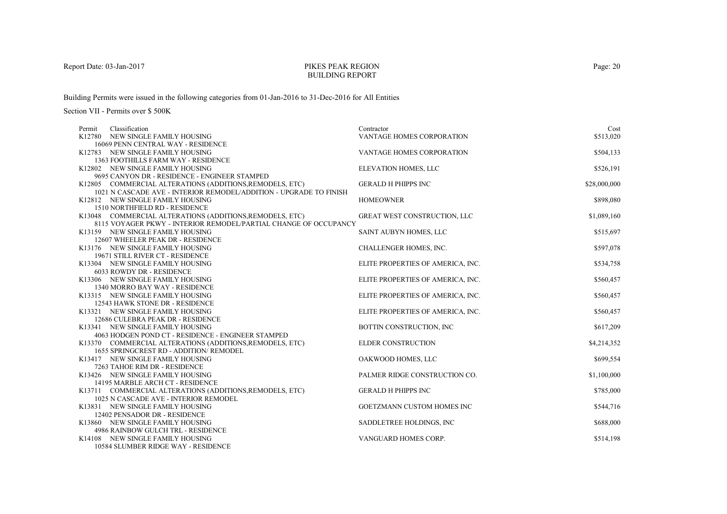Report Date: 03-Jan-2017

# PIKES PEAK REGION
## BUILDING REPORT

Building Permits were issued in the following categories from 01-Jan-2016 to 31-Dec-2016 for All Entities

Section VII - Permits over $ 500K

| Permit | Classification | Contractor | Cost |
|---|---|---|---|
| K12780 | NEW SINGLE FAMILY HOUSING<br>16069 PENN CENTRAL WAY - RESIDENCE | VANTAGE HOMES CORPORATION | $513,020 |
| K12783 | NEW SINGLE FAMILY HOUSING<br>1363 FOOTHILLS FARM WAY - RESIDENCE | VANTAGE HOMES CORPORATION | $504,133 |
| K12802 | NEW SINGLE FAMILY HOUSING<br>9695 CANYON DR - RESIDENCE - ENGINEER STAMPED | ELEVATION HOMES, LLC | $526,191 |
| K12805 | COMMERCIAL ALTERATIONS (ADDITIONS,REMODELS, ETC)<br>1021 N CASCADE AVE - INTERIOR REMODEL/ADDITION - UPGRADE TO FINISH | GERALD H PHIPPS INC | $28,000,000 |
| K12812 | NEW SINGLE FAMILY HOUSING<br>1510 NORTHFIELD RD - RESIDENCE | HOMEOWNER | $898,080 |
| K13048 | COMMERCIAL ALTERATIONS (ADDITIONS,REMODELS, ETC)<br>8115 VOYAGER PKWY - INTERIOR REMODEL/PARTIAL CHANGE OF OCCUPANCY | GREAT WEST CONSTRUCTION, LLC | $1,089,160 |
| K13159 | NEW SINGLE FAMILY HOUSING<br>12607 WHEELER PEAK DR - RESIDENCE | SAINT AUBYN HOMES, LLC | $515,697 |
| K13176 | NEW SINGLE FAMILY HOUSING<br>19671 STILL RIVER CT - RESIDENCE | CHALLENGER HOMES, INC. | $597,078 |
| K13304 | NEW SINGLE FAMILY HOUSING<br>6033 ROWDY DR - RESIDENCE | ELITE PROPERTIES OF AMERICA, INC. | $534,758 |
| K13306 | NEW SINGLE FAMILY HOUSING<br>1340 MORRO BAY WAY - RESIDENCE | ELITE PROPERTIES OF AMERICA, INC. | $560,457 |
| K13315 | NEW SINGLE FAMILY HOUSING<br>12543 HAWK STONE DR - RESIDENCE | ELITE PROPERTIES OF AMERICA, INC. | $560,457 |
| K13321 | NEW SINGLE FAMILY HOUSING<br>12686 CULEBRA PEAK DR - RESIDENCE | ELITE PROPERTIES OF AMERICA, INC. | $560,457 |
| K13341 | NEW SINGLE FAMILY HOUSING<br>4063 HODGEN POND CT - RESIDENCE - ENGINEER STAMPED | BOTTIN CONSTRUCTION, INC | $617,209 |
| K13370 | COMMERCIAL ALTERATIONS (ADDITIONS,REMODELS, ETC)<br>1655 SPRINGCREST RD - ADDITION/ REMODEL | ELDER CONSTRUCTION | $4,214,352 |
| K13417 | NEW SINGLE FAMILY HOUSING<br>7263 TAHOE RIM DR - RESIDENCE | OAKWOOD HOMES, LLC | $699,554 |
| K13426 | NEW SINGLE FAMILY HOUSING<br>14195 MARBLE ARCH CT - RESIDENCE | PALMER RIDGE CONSTRUCTION CO. | $1,100,000 |
| K13711 | COMMERCIAL ALTERATIONS (ADDITIONS,REMODELS, ETC)<br>1025 N CASCADE AVE - INTERIOR REMODEL | GERALD H PHIPPS INC | $785,000 |
| K13831 | NEW SINGLE FAMILY HOUSING<br>12402 PENSADOR DR - RESIDENCE | GOETZMANN CUSTOM HOMES INC | $544,716 |
| K13860 | NEW SINGLE FAMILY HOUSING<br>4986 RAINBOW GULCH TRL - RESIDENCE | SADDLETREE HOLDINGS, INC | $688,000 |
| K14108 | NEW SINGLE FAMILY HOUSING<br>10584 SLUMBER RIDGE WAY - RESIDENCE | VANGUARD HOMES CORP. | $514,198 |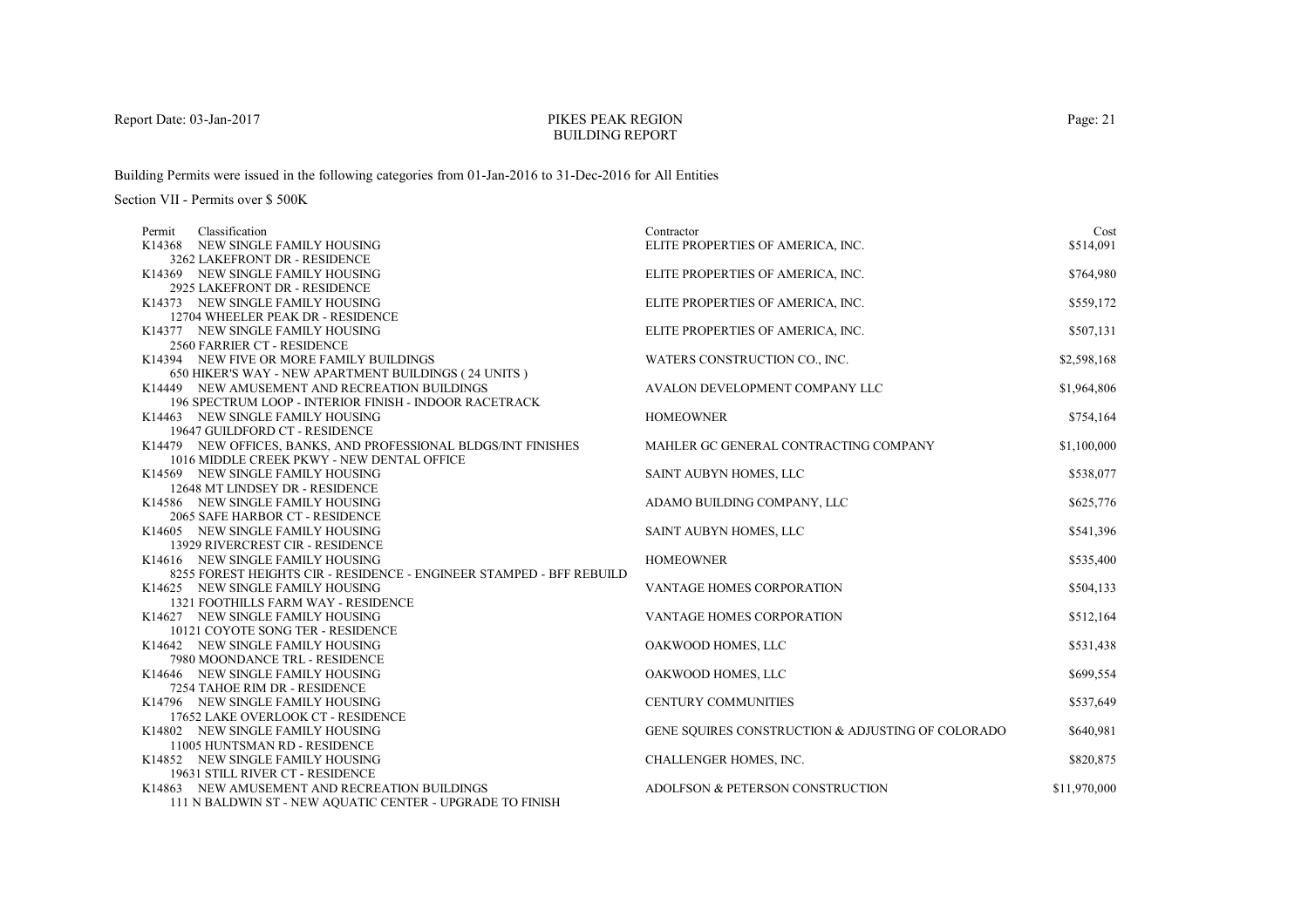Report Date: 03-Jan-2017

# PIKES PEAK REGION
## BUILDING REPORT

Building Permits were issued in the following categories from 01-Jan-2016 to 31-Dec-2016 for All Entities

Section VII - Permits over $ 500K

| Permit | Classification | Contractor | Cost |
|---|---|---|---|
| K14368 | NEW SINGLE FAMILY HOUSING<br>3262 LAKEFRONT DR - RESIDENCE | ELITE PROPERTIES OF AMERICA, INC. | $514,091 |
| K14369 | NEW SINGLE FAMILY HOUSING<br>2925 LAKEFRONT DR - RESIDENCE | ELITE PROPERTIES OF AMERICA, INC. | $764,980 |
| K14373 | NEW SINGLE FAMILY HOUSING<br>12704 WHEELER PEAK DR - RESIDENCE | ELITE PROPERTIES OF AMERICA, INC. | $559,172 |
| K14377 | NEW SINGLE FAMILY HOUSING<br>2560 FARRIER CT - RESIDENCE | ELITE PROPERTIES OF AMERICA, INC. | $507,131 |
| K14394 | NEW FIVE OR MORE FAMILY BUILDINGS<br>650 HIKER'S WAY - NEW APARTMENT BUILDINGS ( 24 UNITS ) | WATERS CONSTRUCTION CO., INC. | $2,598,168 |
| K14449 | NEW AMUSEMENT AND RECREATION BUILDINGS<br>196 SPECTRUM LOOP - INTERIOR FINISH - INDOOR RACETRACK | AVALON DEVELOPMENT COMPANY LLC | $1,964,806 |
| K14463 | NEW SINGLE FAMILY HOUSING<br>19647 GUILDFORD CT - RESIDENCE | HOMEOWNER | $754,164 |
| K14479 | NEW OFFICES, BANKS, AND PROFESSIONAL BLDGS/INT FINISHES<br>1016 MIDDLE CREEK PKWY - NEW DENTAL OFFICE | MAHLER GC GENERAL CONTRACTING COMPANY | $1,100,000 |
| K14569 | NEW SINGLE FAMILY HOUSING<br>12648 MT LINDSEY DR - RESIDENCE | SAINT AUBYN HOMES, LLC | $538,077 |
| K14586 | NEW SINGLE FAMILY HOUSING<br>2065 SAFE HARBOR CT - RESIDENCE | ADAMO BUILDING COMPANY, LLC | $625,776 |
| K14605 | NEW SINGLE FAMILY HOUSING<br>13929 RIVERCREST CIR - RESIDENCE | SAINT AUBYN HOMES, LLC | $541,396 |
| K14616 | NEW SINGLE FAMILY HOUSING<br>8255 FOREST HEIGHTS CIR - RESIDENCE - ENGINEER STAMPED - BFF REBUILD | HOMEOWNER | $535,400 |
| K14625 | NEW SINGLE FAMILY HOUSING<br>1321 FOOTHILLS FARM WAY - RESIDENCE | VANTAGE HOMES CORPORATION | $504,133 |
| K14627 | NEW SINGLE FAMILY HOUSING<br>10121 COYOTE SONG TER - RESIDENCE | VANTAGE HOMES CORPORATION | $512,164 |
| K14642 | NEW SINGLE FAMILY HOUSING<br>7980 MOONDANCE TRL - RESIDENCE | OAKWOOD HOMES, LLC | $531,438 |
| K14646 | NEW SINGLE FAMILY HOUSING<br>7254 TAHOE RIM DR - RESIDENCE | OAKWOOD HOMES, LLC | $699,554 |
| K14796 | NEW SINGLE FAMILY HOUSING<br>17652 LAKE OVERLOOK CT - RESIDENCE | CENTURY COMMUNITIES | $537,649 |
| K14802 | NEW SINGLE FAMILY HOUSING<br>11005 HUNTSMAN RD - RESIDENCE | GENE SQUIRES CONSTRUCTION & ADJUSTING OF COLORADO | $640,981 |
| K14852 | NEW SINGLE FAMILY HOUSING<br>19631 STILL RIVER CT - RESIDENCE | CHALLENGER HOMES, INC. | $820,875 |
| K14863 | NEW AMUSEMENT AND RECREATION BUILDINGS<br>111 N BALDWIN ST - NEW AQUATIC CENTER - UPGRADE TO FINISH | ADOLFSON & PETERSON CONSTRUCTION | $11,970,000 |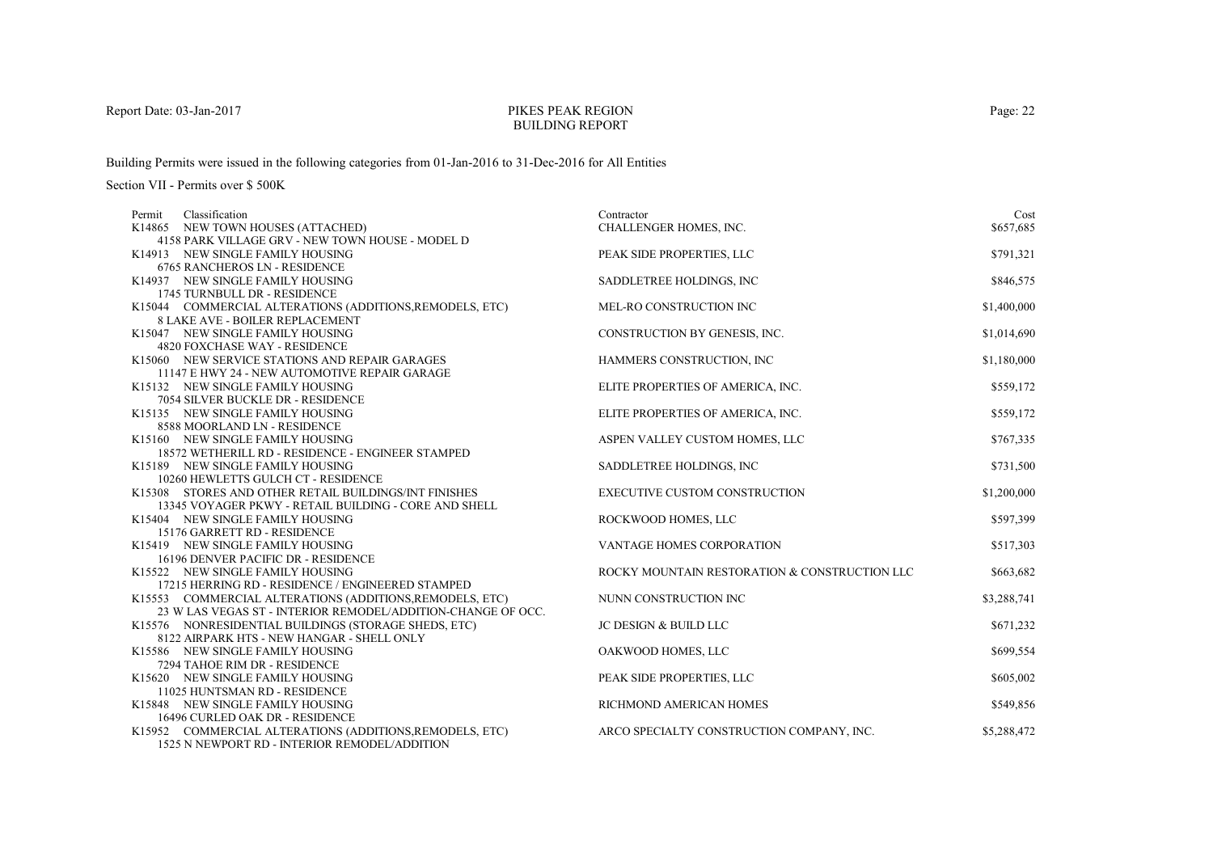Report Date: 03-Jan-2017

# PIKES PEAK REGION
## BUILDING REPORT

Building Permits were issued in the following categories from 01-Jan-2016 to 31-Dec-2016 for All Entities

Section VII - Permits over $ 500K

| Permit | Classification | Contractor | Cost |
|---|---|---|---|
| K14865 | NEW TOWN HOUSES (ATTACHED)<br>4158 PARK VILLAGE GRV - NEW TOWN HOUSE - MODEL D | CHALLENGER HOMES, INC. | $657,685 |
| K14913 | NEW SINGLE FAMILY HOUSING<br>6765 RANCHEROS LN - RESIDENCE | PEAK SIDE PROPERTIES, LLC | $791,321 |
| K14937 | NEW SINGLE FAMILY HOUSING<br>1745 TURNBULL DR - RESIDENCE | SADDLETREE HOLDINGS, INC | $846,575 |
| K15044 | COMMERCIAL ALTERATIONS (ADDITIONS,REMODELS, ETC)<br>8 LAKE AVE - BOILER REPLACEMENT | MEL-RO CONSTRUCTION INC | $1,400,000 |
| K15047 | NEW SINGLE FAMILY HOUSING<br>4820 FOXCHASE WAY - RESIDENCE | CONSTRUCTION BY GENESIS, INC. | $1,014,690 |
| K15060 | NEW SERVICE STATIONS AND REPAIR GARAGES<br>11147 E HWY 24 - NEW AUTOMOTIVE REPAIR GARAGE | HAMMERS CONSTRUCTION, INC | $1,180,000 |
| K15132 | NEW SINGLE FAMILY HOUSING<br>7054 SILVER BUCKLE DR - RESIDENCE | ELITE PROPERTIES OF AMERICA, INC. | $559,172 |
| K15135 | NEW SINGLE FAMILY HOUSING<br>8588 MOORLAND LN - RESIDENCE | ELITE PROPERTIES OF AMERICA, INC. | $559,172 |
| K15160 | NEW SINGLE FAMILY HOUSING<br>18572 WETHERILL RD - RESIDENCE - ENGINEER STAMPED | ASPEN VALLEY CUSTOM HOMES, LLC | $767,335 |
| K15189 | NEW SINGLE FAMILY HOUSING<br>10260 HEWLETTS GULCH CT - RESIDENCE | SADDLETREE HOLDINGS, INC | $731,500 |
| K15308 | STORES AND OTHER RETAIL BUILDINGS/INT FINISHES<br>13345 VOYAGER PKWY - RETAIL BUILDING - CORE AND SHELL | EXECUTIVE CUSTOM CONSTRUCTION | $1,200,000 |
| K15404 | NEW SINGLE FAMILY HOUSING<br>15176 GARRETT RD - RESIDENCE | ROCKWOOD HOMES, LLC | $597,399 |
| K15419 | NEW SINGLE FAMILY HOUSING<br>16196 DENVER PACIFIC DR - RESIDENCE | VANTAGE HOMES CORPORATION | $517,303 |
| K15522 | NEW SINGLE FAMILY HOUSING<br>17215 HERRING RD - RESIDENCE / ENGINEERED STAMPED | ROCKY MOUNTAIN RESTORATION & CONSTRUCTION LLC | $663,682 |
| K15553 | COMMERCIAL ALTERATIONS (ADDITIONS,REMODELS, ETC)<br>23 W LAS VEGAS ST - INTERIOR REMODEL/ADDITION-CHANGE OF OCC. | NUNN CONSTRUCTION INC | $3,288,741 |
| K15576 | NONRESIDENTIAL BUILDINGS (STORAGE SHEDS, ETC)<br>8122 AIRPARK HTS - NEW HANGAR - SHELL ONLY | JC DESIGN & BUILD LLC | $671,232 |
| K15586 | NEW SINGLE FAMILY HOUSING<br>7294 TAHOE RIM DR - RESIDENCE | OAKWOOD HOMES, LLC | $699,554 |
| K15620 | NEW SINGLE FAMILY HOUSING<br>11025 HUNTSMAN RD - RESIDENCE | PEAK SIDE PROPERTIES, LLC | $605,002 |
| K15848 | NEW SINGLE FAMILY HOUSING<br>16496 CURLED OAK DR - RESIDENCE | RICHMOND AMERICAN HOMES | $549,856 |
| K15952 | COMMERCIAL ALTERATIONS (ADDITIONS,REMODELS, ETC)<br>1525 N NEWPORT RD - INTERIOR REMODEL/ADDITION | ARCO SPECIALTY CONSTRUCTION COMPANY, INC. | $5,288,472 |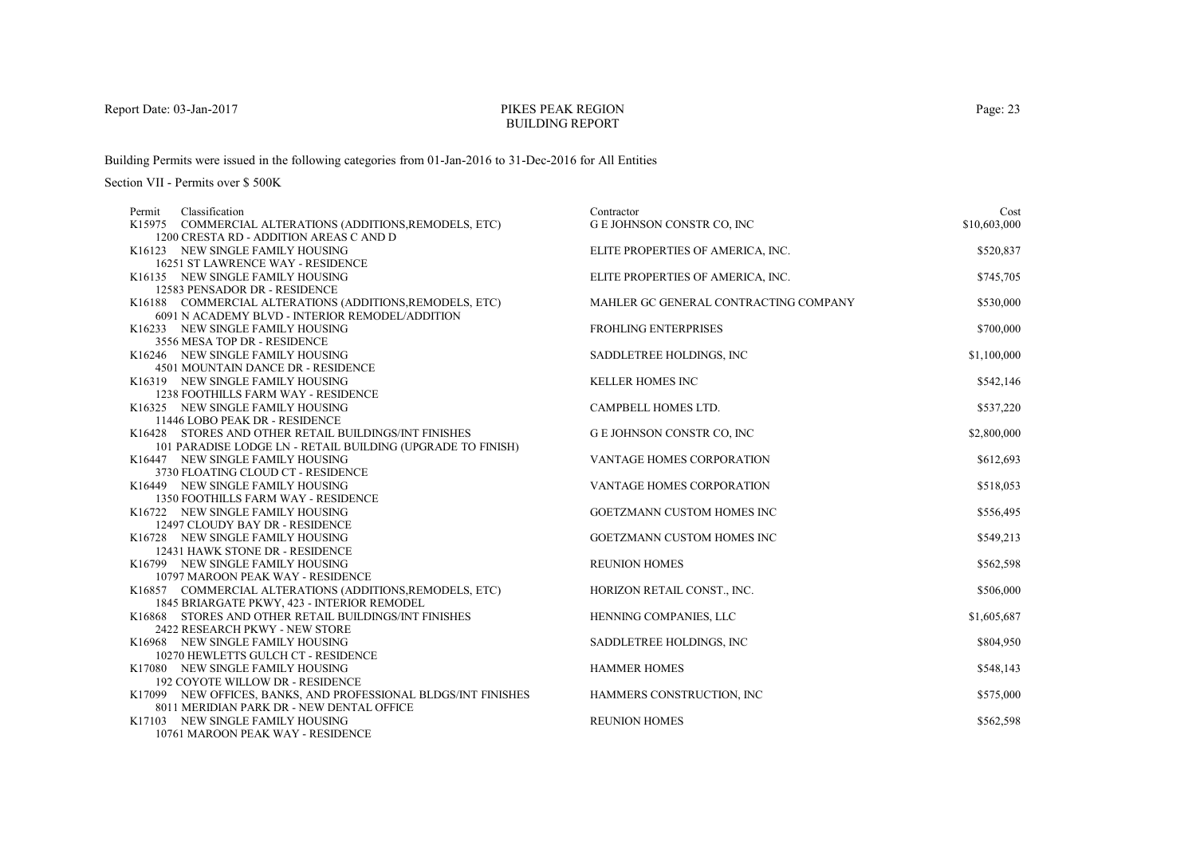Report Date: 03-Jan-2017

# PIKES PEAK REGION
## BUILDING REPORT

Building Permits were issued in the following categories from 01-Jan-2016 to 31-Dec-2016 for All Entities

Section VII - Permits over $ 500K

| Permit | Classification | Contractor | Cost |
|---|---|---|---|
| K15975 | COMMERCIAL ALTERATIONS (ADDITIONS,REMODELS, ETC)<br>1200 CRESTA RD - ADDITION AREAS C AND D | G E JOHNSON CONSTR CO, INC | $10,603,000 |
| K16123 | NEW SINGLE FAMILY HOUSING<br>16251 ST LAWRENCE WAY - RESIDENCE | ELITE PROPERTIES OF AMERICA, INC. | $520,837 |
| K16135 | NEW SINGLE FAMILY HOUSING<br>12583 PENSADOR DR - RESIDENCE | ELITE PROPERTIES OF AMERICA, INC. | $745,705 |
| K16188 | COMMERCIAL ALTERATIONS (ADDITIONS,REMODELS, ETC)<br>6091 N ACADEMY BLVD - INTERIOR REMODEL/ADDITION | MAHLER GC GENERAL CONTRACTING COMPANY | $530,000 |
| K16233 | NEW SINGLE FAMILY HOUSING<br>3556 MESA TOP DR - RESIDENCE | FROHLING ENTERPRISES | $700,000 |
| K16246 | NEW SINGLE FAMILY HOUSING<br>4501 MOUNTAIN DANCE DR - RESIDENCE | SADDLETREE HOLDINGS, INC | $1,100,000 |
| K16319 | NEW SINGLE FAMILY HOUSING<br>1238 FOOTHILLS FARM WAY - RESIDENCE | KELLER HOMES INC | $542,146 |
| K16325 | NEW SINGLE FAMILY HOUSING<br>11446 LOBO PEAK DR - RESIDENCE | CAMPBELL HOMES LTD. | $537,220 |
| K16428 | STORES AND OTHER RETAIL BUILDINGS/INT FINISHES<br>101 PARADISE LODGE LN - RETAIL BUILDING (UPGRADE TO FINISH) | G E JOHNSON CONSTR CO, INC | $2,800,000 |
| K16447 | NEW SINGLE FAMILY HOUSING<br>3730 FLOATING CLOUD CT - RESIDENCE | VANTAGE HOMES CORPORATION | $612,693 |
| K16449 | NEW SINGLE FAMILY HOUSING<br>1350 FOOTHILLS FARM WAY - RESIDENCE | VANTAGE HOMES CORPORATION | $518,053 |
| K16722 | NEW SINGLE FAMILY HOUSING<br>12497 CLOUDY BAY DR - RESIDENCE | GOETZMANN CUSTOM HOMES INC | $556,495 |
| K16728 | NEW SINGLE FAMILY HOUSING<br>12431 HAWK STONE DR - RESIDENCE | GOETZMANN CUSTOM HOMES INC | $549,213 |
| K16799 | NEW SINGLE FAMILY HOUSING<br>10797 MAROON PEAK WAY - RESIDENCE | REUNION HOMES | $562,598 |
| K16857 | COMMERCIAL ALTERATIONS (ADDITIONS,REMODELS, ETC)<br>1845 BRIARGATE PKWY, 423 - INTERIOR REMODEL | HORIZON RETAIL CONST., INC. | $506,000 |
| K16868 | STORES AND OTHER RETAIL BUILDINGS/INT FINISHES<br>2422 RESEARCH PKWY - NEW STORE | HENNING COMPANIES, LLC | $1,605,687 |
| K16968 | NEW SINGLE FAMILY HOUSING<br>10270 HEWLETTS GULCH CT - RESIDENCE | SADDLETREE HOLDINGS, INC | $804,950 |
| K17080 | NEW SINGLE FAMILY HOUSING<br>192 COYOTE WILLOW DR - RESIDENCE | HAMMER HOMES | $548,143 |
| K17099 | NEW OFFICES, BANKS, AND PROFESSIONAL BLDGS/INT FINISHES<br>8011 MERIDIAN PARK DR - NEW DENTAL OFFICE | HAMMERS CONSTRUCTION, INC | $575,000 |
| K17103 | NEW SINGLE FAMILY HOUSING<br>10761 MAROON PEAK WAY - RESIDENCE | REUNION HOMES | $562,598 |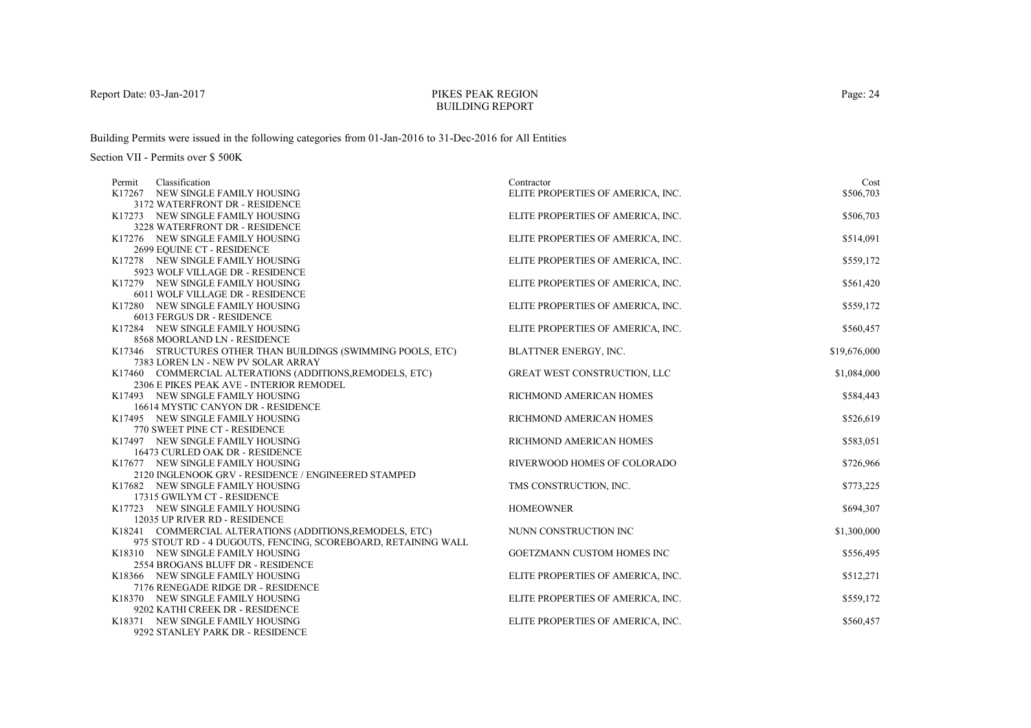Report Date: 03-Jan-2017

# PIKES PEAK REGION
## BUILDING REPORT

Building Permits were issued in the following categories from 01-Jan-2016 to 31-Dec-2016 for All Entities

Section VII - Permits over $ 500K

| Permit | Classification | Contractor | Cost |
|---|---|---|---|
| K17267 | NEW SINGLE FAMILY HOUSING<br>3172 WATERFRONT DR - RESIDENCE | ELITE PROPERTIES OF AMERICA, INC. | $506,703 |
| K17273 | NEW SINGLE FAMILY HOUSING<br>3228 WATERFRONT DR - RESIDENCE | ELITE PROPERTIES OF AMERICA, INC. | $506,703 |
| K17276 | NEW SINGLE FAMILY HOUSING<br>2699 EQUINE CT - RESIDENCE | ELITE PROPERTIES OF AMERICA, INC. | $514,091 |
| K17278 | NEW SINGLE FAMILY HOUSING<br>5923 WOLF VILLAGE DR - RESIDENCE | ELITE PROPERTIES OF AMERICA, INC. | $559,172 |
| K17279 | NEW SINGLE FAMILY HOUSING<br>6011 WOLF VILLAGE DR - RESIDENCE | ELITE PROPERTIES OF AMERICA, INC. | $561,420 |
| K17280 | NEW SINGLE FAMILY HOUSING<br>6013 FERGUS DR - RESIDENCE | ELITE PROPERTIES OF AMERICA, INC. | $559,172 |
| K17284 | NEW SINGLE FAMILY HOUSING<br>8568 MOORLAND LN - RESIDENCE | ELITE PROPERTIES OF AMERICA, INC. | $560,457 |
| K17346 | STRUCTURES OTHER THAN BUILDINGS (SWIMMING POOLS, ETC)<br>7383 LOREN LN - NEW PV SOLAR ARRAY | BLATTNER ENERGY, INC. | $19,676,000 |
| K17460 | COMMERCIAL ALTERATIONS (ADDITIONS,REMODELS, ETC)<br>2306 E PIKES PEAK AVE - INTERIOR REMODEL | GREAT WEST CONSTRUCTION, LLC | $1,084,000 |
| K17493 | NEW SINGLE FAMILY HOUSING<br>16614 MYSTIC CANYON DR - RESIDENCE | RICHMOND AMERICAN HOMES | $584,443 |
| K17495 | NEW SINGLE FAMILY HOUSING<br>770 SWEET PINE CT - RESIDENCE | RICHMOND AMERICAN HOMES | $526,619 |
| K17497 | NEW SINGLE FAMILY HOUSING<br>16473 CURLED OAK DR - RESIDENCE | RICHMOND AMERICAN HOMES | $583,051 |
| K17677 | NEW SINGLE FAMILY HOUSING<br>2120 INGLENOOK GRV - RESIDENCE / ENGINEERED STAMPED | RIVERWOOD HOMES OF COLORADO | $726,966 |
| K17682 | NEW SINGLE FAMILY HOUSING<br>17315 GWILYM CT - RESIDENCE | TMS CONSTRUCTION, INC. | $773,225 |
| K17723 | NEW SINGLE FAMILY HOUSING<br>12035 UP RIVER RD - RESIDENCE | HOMEOWNER | $694,307 |
| K18241 | COMMERCIAL ALTERATIONS (ADDITIONS,REMODELS, ETC)<br>975 STOUT RD - 4 DUGOUTS, FENCING, SCOREBOARD, RETAINING WALL | NUNN CONSTRUCTION INC | $1,300,000 |
| K18310 | NEW SINGLE FAMILY HOUSING<br>2554 BROGANS BLUFF DR - RESIDENCE | GOETZMANN CUSTOM HOMES INC | $556,495 |
| K18366 | NEW SINGLE FAMILY HOUSING<br>7176 RENEGADE RIDGE DR - RESIDENCE | ELITE PROPERTIES OF AMERICA, INC. | $512,271 |
| K18370 | NEW SINGLE FAMILY HOUSING<br>9202 KATHI CREEK DR - RESIDENCE | ELITE PROPERTIES OF AMERICA, INC. | $559,172 |
| K18371 | NEW SINGLE FAMILY HOUSING<br>9292 STANLEY PARK DR - RESIDENCE | ELITE PROPERTIES OF AMERICA, INC. | $560,457 |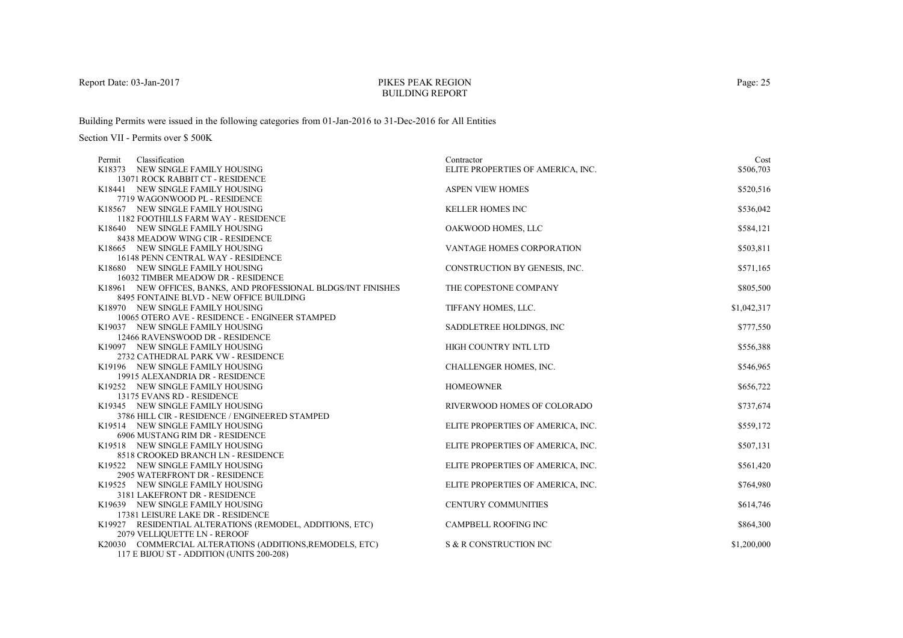# PIKES PEAK REGION
## BUILDING REPORT

Report Date: 03-Jan-2017

Building Permits were issued in the following categories from 01-Jan-2016 to 31-Dec-2016 for All Entities

Section VII - Permits over $ 500K

| Permit | Classification | Contractor | Cost |
|---|---|---|---|
| K18373 | NEW SINGLE FAMILY HOUSING<br>13071 ROCK RABBIT CT - RESIDENCE | ELITE PROPERTIES OF AMERICA, INC. | $506,703 |
| K18441 | NEW SINGLE FAMILY HOUSING<br>7719 WAGONWOOD PL - RESIDENCE | ASPEN VIEW HOMES | $520,516 |
| K18567 | NEW SINGLE FAMILY HOUSING<br>1182 FOOTHILLS FARM WAY - RESIDENCE | KELLER HOMES INC | $536,042 |
| K18640 | NEW SINGLE FAMILY HOUSING<br>8438 MEADOW WING CIR - RESIDENCE | OAKWOOD HOMES, LLC | $584,121 |
| K18665 | NEW SINGLE FAMILY HOUSING<br>16148 PENN CENTRAL WAY - RESIDENCE | VANTAGE HOMES CORPORATION | $503,811 |
| K18680 | NEW SINGLE FAMILY HOUSING<br>16032 TIMBER MEADOW DR - RESIDENCE | CONSTRUCTION BY GENESIS, INC. | $571,165 |
| K18961 | NEW OFFICES, BANKS, AND PROFESSIONAL BLDGS/INT FINISHES<br>8495 FONTAINE BLVD - NEW OFFICE BUILDING | THE COPESTONE COMPANY | $805,500 |
| K18970 | NEW SINGLE FAMILY HOUSING<br>10065 OTERO AVE - RESIDENCE - ENGINEER STAMPED | TIFFANY HOMES, LLC. | $1,042,317 |
| K19037 | NEW SINGLE FAMILY HOUSING<br>12466 RAVENSWOOD DR - RESIDENCE | SADDLETREE HOLDINGS, INC | $777,550 |
| K19097 | NEW SINGLE FAMILY HOUSING<br>2732 CATHEDRAL PARK VW - RESIDENCE | HIGH COUNTRY INTL LTD | $556,388 |
| K19196 | NEW SINGLE FAMILY HOUSING<br>19915 ALEXANDRIA DR - RESIDENCE | CHALLENGER HOMES, INC. | $546,965 |
| K19252 | NEW SINGLE FAMILY HOUSING<br>13175 EVANS RD - RESIDENCE | HOMEOWNER | $656,722 |
| K19345 | NEW SINGLE FAMILY HOUSING<br>3786 HILL CIR - RESIDENCE / ENGINEERED STAMPED | RIVERWOOD HOMES OF COLORADO | $737,674 |
| K19514 | NEW SINGLE FAMILY HOUSING<br>6906 MUSTANG RIM DR - RESIDENCE | ELITE PROPERTIES OF AMERICA, INC. | $559,172 |
| K19518 | NEW SINGLE FAMILY HOUSING<br>8518 CROOKED BRANCH LN - RESIDENCE | ELITE PROPERTIES OF AMERICA, INC. | $507,131 |
| K19522 | NEW SINGLE FAMILY HOUSING<br>2905 WATERFRONT DR - RESIDENCE | ELITE PROPERTIES OF AMERICA, INC. | $561,420 |
| K19525 | NEW SINGLE FAMILY HOUSING<br>3181 LAKEFRONT DR - RESIDENCE | ELITE PROPERTIES OF AMERICA, INC. | $764,980 |
| K19639 | NEW SINGLE FAMILY HOUSING<br>17381 LEISURE LAKE DR - RESIDENCE | CENTURY COMMUNITIES | $614,746 |
| K19927 | RESIDENTIAL ALTERATIONS (REMODEL, ADDITIONS, ETC)<br>2079 VELLIQUETTE LN - REROOF | CAMPBELL ROOFING INC | $864,300 |
| K20030 | COMMERCIAL ALTERATIONS (ADDITIONS,REMODELS, ETC)<br>117 E BIJOU ST - ADDITION (UNITS 200-208) | S & R CONSTRUCTION INC | $1,200,000 |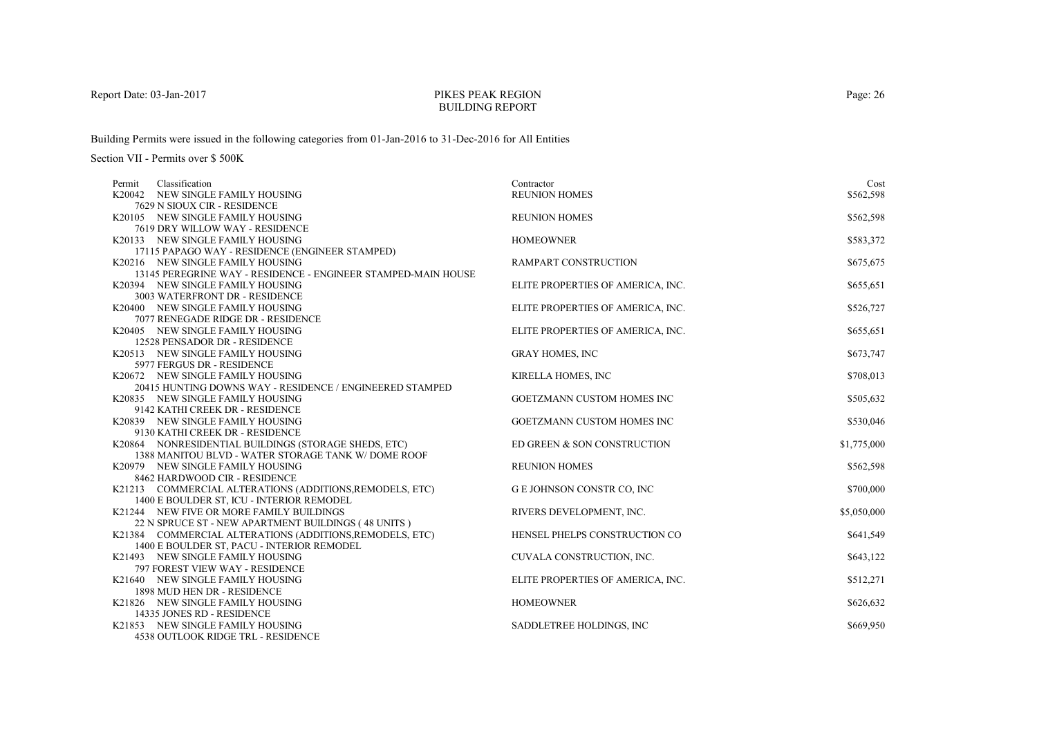PIKES PEAK REGION
BUILDING REPORT

Report Date: 03-Jan-2017

Building Permits were issued in the following categories from 01-Jan-2016 to 31-Dec-2016 for All Entities

Section VII - Permits over $ 500K

| Permit | Classification | Contractor | Cost |
|---|---|---|---|
| K20042 | NEW SINGLE FAMILY HOUSING<br>7629 N SIOUX CIR - RESIDENCE | REUNION HOMES | $562,598 |
| K20105 | NEW SINGLE FAMILY HOUSING<br>7619 DRY WILLOW WAY - RESIDENCE | REUNION HOMES | $562,598 |
| K20133 | NEW SINGLE FAMILY HOUSING<br>17115 PAPAGO WAY - RESIDENCE (ENGINEER STAMPED) | HOMEOWNER | $583,372 |
| K20216 | NEW SINGLE FAMILY HOUSING<br>13145 PEREGRINE WAY - RESIDENCE - ENGINEER STAMPED-MAIN HOUSE | RAMPART CONSTRUCTION | $675,675 |
| K20394 | NEW SINGLE FAMILY HOUSING<br>3003 WATERFRONT DR - RESIDENCE | ELITE PROPERTIES OF AMERICA, INC. | $655,651 |
| K20400 | NEW SINGLE FAMILY HOUSING<br>7077 RENEGADE RIDGE DR - RESIDENCE | ELITE PROPERTIES OF AMERICA, INC. | $526,727 |
| K20405 | NEW SINGLE FAMILY HOUSING<br>12528 PENSADOR DR - RESIDENCE | ELITE PROPERTIES OF AMERICA, INC. | $655,651 |
| K20513 | NEW SINGLE FAMILY HOUSING<br>5977 FERGUS DR - RESIDENCE | GRAY HOMES, INC | $673,747 |
| K20672 | NEW SINGLE FAMILY HOUSING<br>20415 HUNTING DOWNS WAY - RESIDENCE / ENGINEERED STAMPED | KIRELLA HOMES, INC | $708,013 |
| K20835 | NEW SINGLE FAMILY HOUSING<br>9142 KATHI CREEK DR - RESIDENCE | GOETZMANN CUSTOM HOMES INC | $505,632 |
| K20839 | NEW SINGLE FAMILY HOUSING<br>9130 KATHI CREEK DR - RESIDENCE | GOETZMANN CUSTOM HOMES INC | $530,046 |
| K20864 | NONRESIDENTIAL BUILDINGS (STORAGE SHEDS, ETC)<br>1388 MANITOU BLVD - WATER STORAGE TANK W/ DOME ROOF | ED GREEN & SON CONSTRUCTION | $1,775,000 |
| K20979 | NEW SINGLE FAMILY HOUSING<br>8462 HARDWOOD CIR - RESIDENCE | REUNION HOMES | $562,598 |
| K21213 | COMMERCIAL ALTERATIONS (ADDITIONS,REMODELS, ETC)<br>1400 E BOULDER ST, ICU - INTERIOR REMODEL | G E JOHNSON CONSTR CO, INC | $700,000 |
| K21244 | NEW FIVE OR MORE FAMILY BUILDINGS<br>22 N SPRUCE ST - NEW APARTMENT BUILDINGS ( 48 UNITS ) | RIVERS DEVELOPMENT, INC. | $5,050,000 |
| K21384 | COMMERCIAL ALTERATIONS (ADDITIONS,REMODELS, ETC)<br>1400 E BOULDER ST, PACU - INTERIOR REMODEL | HENSEL PHELPS CONSTRUCTION CO | $641,549 |
| K21493 | NEW SINGLE FAMILY HOUSING<br>797 FOREST VIEW WAY - RESIDENCE | CUVALA CONSTRUCTION, INC. | $643,122 |
| K21640 | NEW SINGLE FAMILY HOUSING<br>1898 MUD HEN DR - RESIDENCE | ELITE PROPERTIES OF AMERICA, INC. | $512,271 |
| K21826 | NEW SINGLE FAMILY HOUSING<br>14335 JONES RD - RESIDENCE | HOMEOWNER | $626,632 |
| K21853 | NEW SINGLE FAMILY HOUSING<br>4538 OUTLOOK RIDGE TRL - RESIDENCE | SADDLETREE HOLDINGS, INC | $669,950 |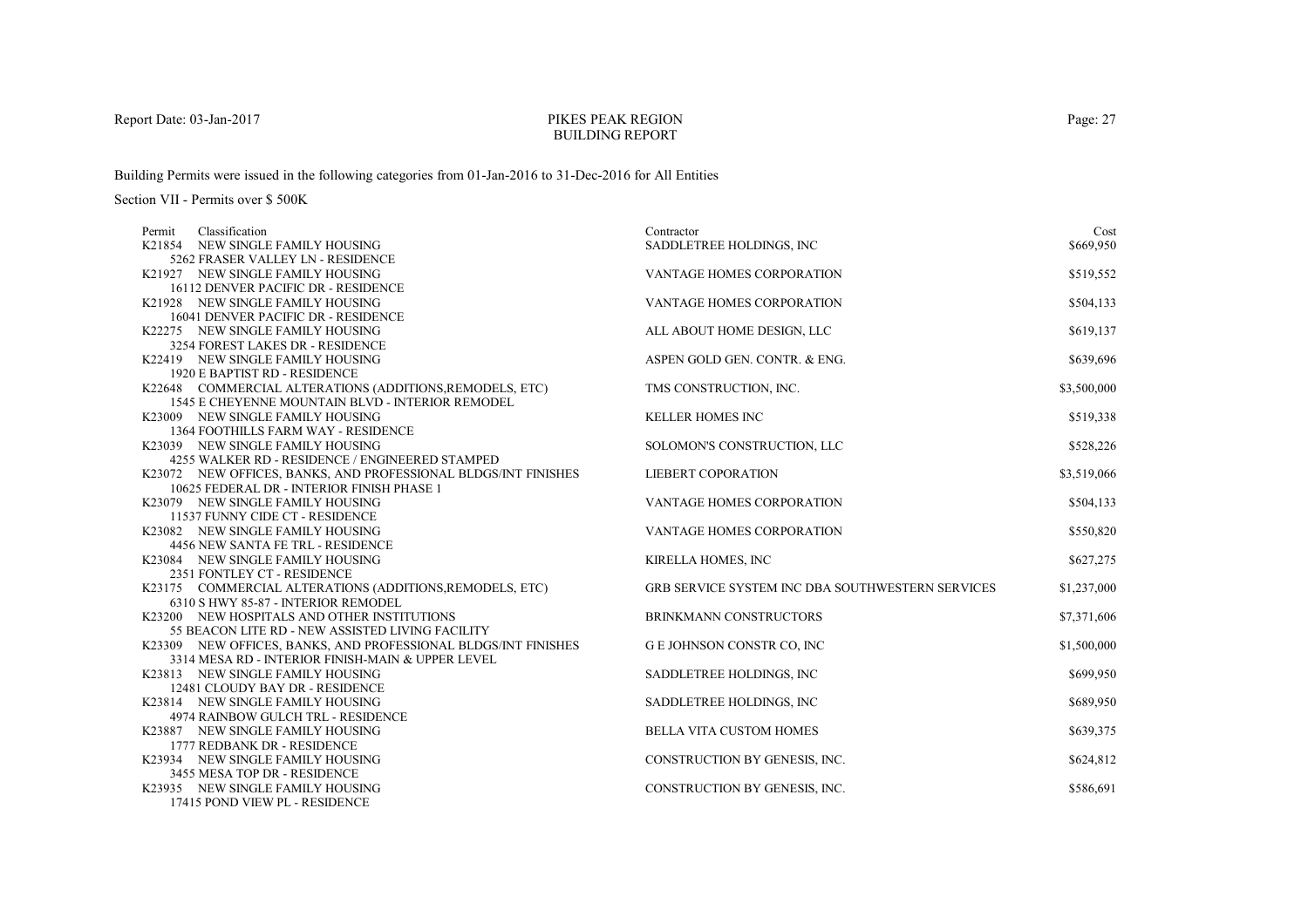Building Permits were issued in the following categories from 01-Jan-2016 to 31-Dec-2016 for All Entities

Section VII - Permits over $ 500K

| Permit | Classification | Contractor | Cost |
|---|---|---|---|
| K21854 | NEW SINGLE FAMILY HOUSING<br>5262 FRASER VALLEY LN - RESIDENCE | SADDLETREE HOLDINGS, INC | $669,950 |
| K21927 | NEW SINGLE FAMILY HOUSING<br>16112 DENVER PACIFIC DR - RESIDENCE | VANTAGE HOMES CORPORATION | $519,552 |
| K21928 | NEW SINGLE FAMILY HOUSING<br>16041 DENVER PACIFIC DR - RESIDENCE | VANTAGE HOMES CORPORATION | $504,133 |
| K22275 | NEW SINGLE FAMILY HOUSING<br>3254 FOREST LAKES DR - RESIDENCE | ALL ABOUT HOME DESIGN, LLC | $619,137 |
| K22419 | NEW SINGLE FAMILY HOUSING<br>1920 E BAPTIST RD - RESIDENCE | ASPEN GOLD GEN. CONTR. & ENG. | $639,696 |
| K22648 | COMMERCIAL ALTERATIONS (ADDITIONS,REMODELS, ETC)<br>1545 E CHEYENNE MOUNTAIN BLVD - INTERIOR REMODEL | TMS CONSTRUCTION, INC. | $3,500,000 |
| K23009 | NEW SINGLE FAMILY HOUSING<br>1364 FOOTHILLS FARM WAY - RESIDENCE | KELLER HOMES INC | $519,338 |
| K23039 | NEW SINGLE FAMILY HOUSING<br>4255 WALKER RD - RESIDENCE / ENGINEERED STAMPED | SOLOMON'S CONSTRUCTION, LLC | $528,226 |
| K23072 | NEW OFFICES, BANKS, AND PROFESSIONAL BLDGS/INT FINISHES<br>10625 FEDERAL DR - INTERIOR FINISH PHASE 1 | LIEBERT COPORATION | $3,519,066 |
| K23079 | NEW SINGLE FAMILY HOUSING<br>11537 FUNNY CIDE CT - RESIDENCE | VANTAGE HOMES CORPORATION | $504,133 |
| K23082 | NEW SINGLE FAMILY HOUSING<br>4456 NEW SANTA FE TRL - RESIDENCE | VANTAGE HOMES CORPORATION | $550,820 |
| K23084 | NEW SINGLE FAMILY HOUSING<br>2351 FONTLEY CT - RESIDENCE | KIRELLA HOMES, INC | $627,275 |
| K23175 | COMMERCIAL ALTERATIONS (ADDITIONS,REMODELS, ETC)<br>6310 S HWY 85-87 - INTERIOR REMODEL | GRB SERVICE SYSTEM INC DBA SOUTHWESTERN SERVICES | $1,237,000 |
| K23200 | NEW HOSPITALS AND OTHER INSTITUTIONS<br>55 BEACON LITE RD - NEW ASSISTED LIVING FACILITY | BRINKMANN CONSTRUCTORS | $7,371,606 |
| K23309 | NEW OFFICES, BANKS, AND PROFESSIONAL BLDGS/INT FINISHES<br>3314 MESA RD - INTERIOR FINISH-MAIN & UPPER LEVEL | G E JOHNSON CONSTR CO, INC | $1,500,000 |
| K23813 | NEW SINGLE FAMILY HOUSING<br>12481 CLOUDY BAY DR - RESIDENCE | SADDLETREE HOLDINGS, INC | $699,950 |
| K23814 | NEW SINGLE FAMILY HOUSING<br>4974 RAINBOW GULCH TRL - RESIDENCE | SADDLETREE HOLDINGS, INC | $689,950 |
| K23887 | NEW SINGLE FAMILY HOUSING<br>1777 REDBANK DR - RESIDENCE | BELLA VITA CUSTOM HOMES | $639,375 |
| K23934 | NEW SINGLE FAMILY HOUSING<br>3455 MESA TOP DR - RESIDENCE | CONSTRUCTION BY GENESIS, INC. | $624,812 |
| K23935 | NEW SINGLE FAMILY HOUSING<br>17415 POND VIEW PL - RESIDENCE | CONSTRUCTION BY GENESIS, INC. | $586,691 |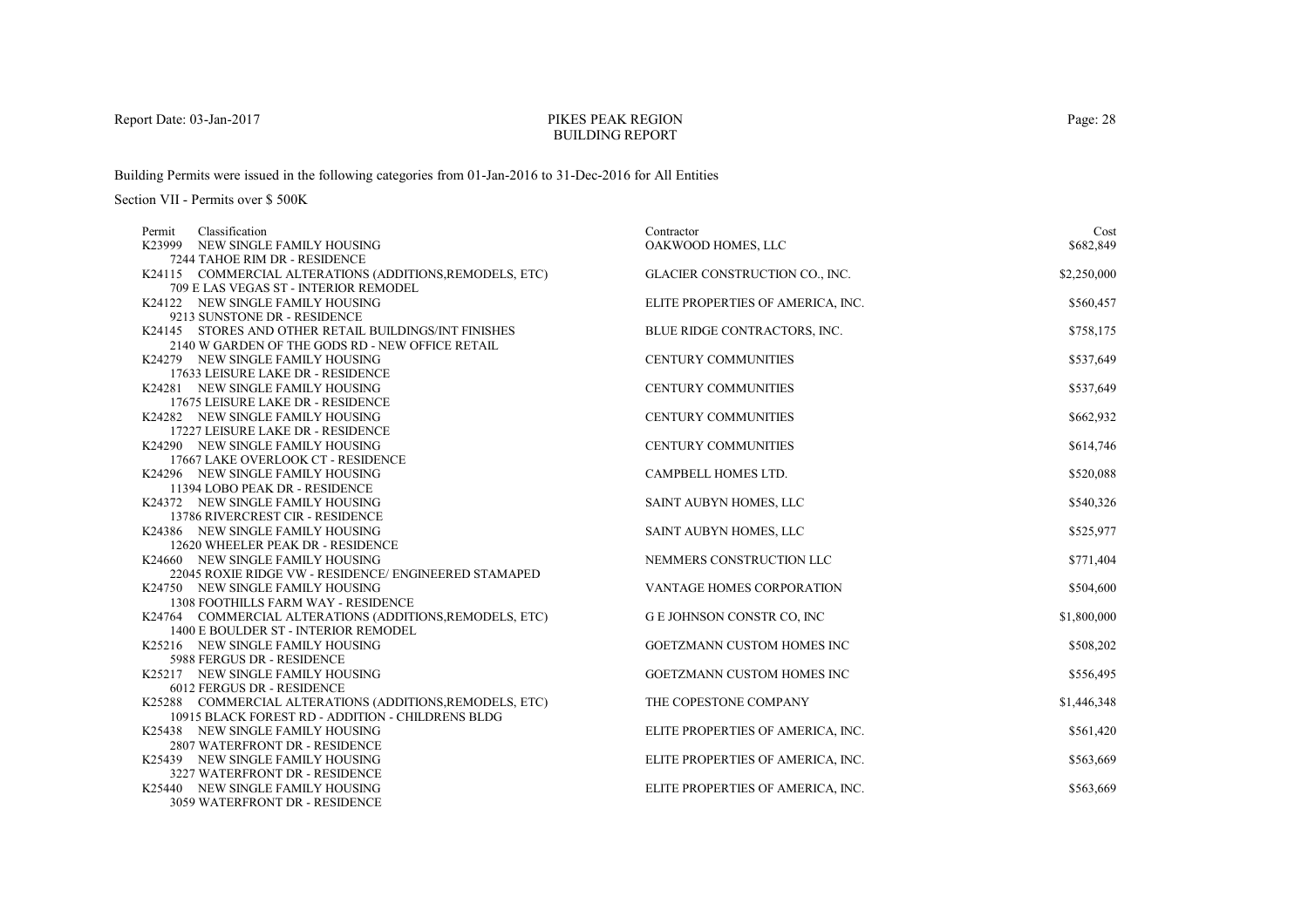Report Date: 03-Jan-2017

# PIKES PEAK REGION
## BUILDING REPORT

Building Permits were issued in the following categories from 01-Jan-2016 to 31-Dec-2016 for All Entities

Section VII - Permits over $ 500K

| Permit | Classification | Contractor | Cost |
|---|---|---|---|
| K23999 | NEW SINGLE FAMILY HOUSING<br>7244 TAHOE RIM DR - RESIDENCE | OAKWOOD HOMES, LLC | $682,849 |
| K24115 | COMMERCIAL ALTERATIONS (ADDITIONS,REMODELS, ETC)<br>709 E LAS VEGAS ST - INTERIOR REMODEL | GLACIER CONSTRUCTION CO., INC. | $2,250,000 |
| K24122 | NEW SINGLE FAMILY HOUSING<br>9213 SUNSTONE DR - RESIDENCE | ELITE PROPERTIES OF AMERICA, INC. | $560,457 |
| K24145 | STORES AND OTHER RETAIL BUILDINGS/INT FINISHES<br>2140 W GARDEN OF THE GODS RD - NEW OFFICE RETAIL | BLUE RIDGE CONTRACTORS, INC. | $758,175 |
| K24279 | NEW SINGLE FAMILY HOUSING<br>17633 LEISURE LAKE DR - RESIDENCE | CENTURY COMMUNITIES | $537,649 |
| K24281 | NEW SINGLE FAMILY HOUSING<br>17675 LEISURE LAKE DR - RESIDENCE | CENTURY COMMUNITIES | $537,649 |
| K24282 | NEW SINGLE FAMILY HOUSING<br>17227 LEISURE LAKE DR - RESIDENCE | CENTURY COMMUNITIES | $662,932 |
| K24290 | NEW SINGLE FAMILY HOUSING<br>17667 LAKE OVERLOOK CT - RESIDENCE | CENTURY COMMUNITIES | $614,746 |
| K24296 | NEW SINGLE FAMILY HOUSING<br>11394 LOBO PEAK DR - RESIDENCE | CAMPBELL HOMES LTD. | $520,088 |
| K24372 | NEW SINGLE FAMILY HOUSING<br>13786 RIVERCREST CIR - RESIDENCE | SAINT AUBYN HOMES, LLC | $540,326 |
| K24386 | NEW SINGLE FAMILY HOUSING<br>12620 WHEELER PEAK DR - RESIDENCE | SAINT AUBYN HOMES, LLC | $525,977 |
| K24660 | NEW SINGLE FAMILY HOUSING<br>22045 ROXIE RIDGE VW - RESIDENCE/ ENGINEERED STAMAPED | NEMMERS CONSTRUCTION LLC | $771,404 |
| K24750 | NEW SINGLE FAMILY HOUSING<br>1308 FOOTHILLS FARM WAY - RESIDENCE | VANTAGE HOMES CORPORATION | $504,600 |
| K24764 | COMMERCIAL ALTERATIONS (ADDITIONS,REMODELS, ETC)<br>1400 E BOULDER ST - INTERIOR REMODEL | G E JOHNSON CONSTR CO, INC | $1,800,000 |
| K25216 | NEW SINGLE FAMILY HOUSING<br>5988 FERGUS DR - RESIDENCE | GOETZMANN CUSTOM HOMES INC | $508,202 |
| K25217 | NEW SINGLE FAMILY HOUSING<br>6012 FERGUS DR - RESIDENCE | GOETZMANN CUSTOM HOMES INC | $556,495 |
| K25288 | COMMERCIAL ALTERATIONS (ADDITIONS,REMODELS, ETC)<br>10915 BLACK FOREST RD - ADDITION - CHILDRENS BLDG | THE COPESTONE COMPANY | $1,446,348 |
| K25438 | NEW SINGLE FAMILY HOUSING<br>2807 WATERFRONT DR - RESIDENCE | ELITE PROPERTIES OF AMERICA, INC. | $561,420 |
| K25439 | NEW SINGLE FAMILY HOUSING<br>3227 WATERFRONT DR - RESIDENCE | ELITE PROPERTIES OF AMERICA, INC. | $563,669 |
| K25440 | NEW SINGLE FAMILY HOUSING<br>3059 WATERFRONT DR - RESIDENCE | ELITE PROPERTIES OF AMERICA, INC. | $563,669 |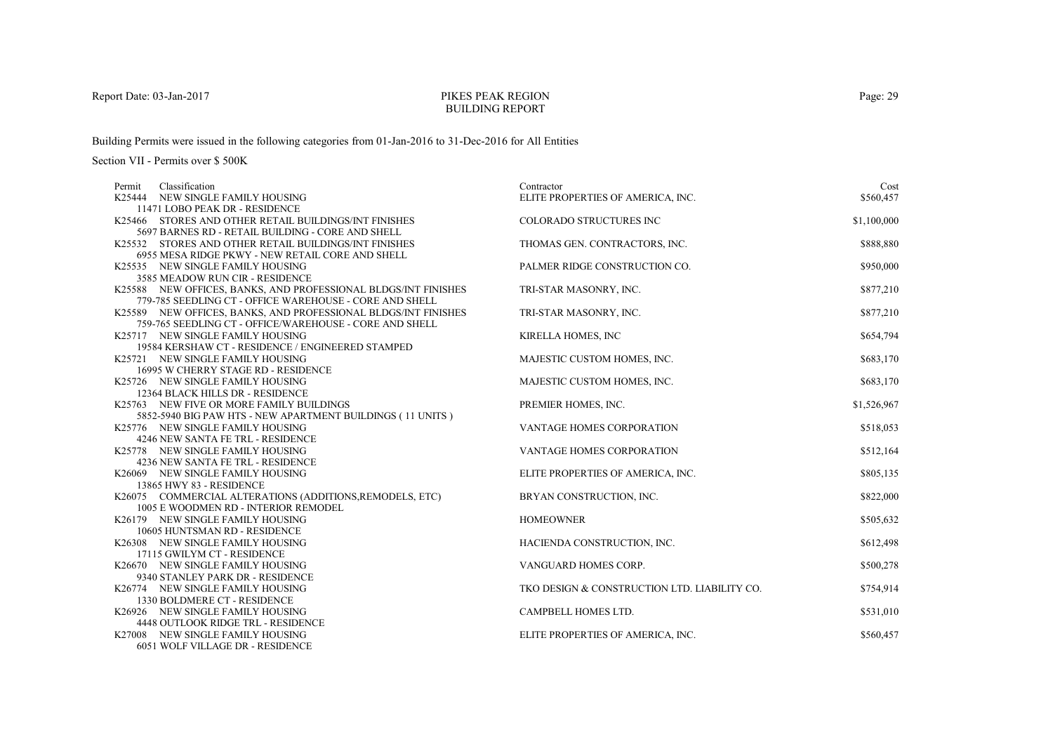PIKES PEAK REGION
BUILDING REPORT

Report Date: 03-Jan-2017

Building Permits were issued in the following categories from 01-Jan-2016 to 31-Dec-2016 for All Entities

Section VII - Permits over $ 500K

| Permit | Classification | Contractor | Cost |
|---|---|---|---|
| K25444 | NEW SINGLE FAMILY HOUSING<br>11471 LOBO PEAK DR - RESIDENCE | ELITE PROPERTIES OF AMERICA, INC. | $560,457 |
| K25466 | STORES AND OTHER RETAIL BUILDINGS/INT FINISHES<br>5697 BARNES RD - RETAIL BUILDING - CORE AND SHELL | COLORADO STRUCTURES INC | $1,100,000 |
| K25532 | STORES AND OTHER RETAIL BUILDINGS/INT FINISHES<br>6955 MESA RIDGE PKWY - NEW RETAIL CORE AND SHELL | THOMAS GEN. CONTRACTORS, INC. | $888,880 |
| K25535 | NEW SINGLE FAMILY HOUSING<br>3585 MEADOW RUN CIR - RESIDENCE | PALMER RIDGE CONSTRUCTION CO. | $950,000 |
| K25588 | NEW OFFICES, BANKS, AND PROFESSIONAL BLDGS/INT FINISHES<br>779-785 SEEDLING CT - OFFICE WAREHOUSE - CORE AND SHELL | TRI-STAR MASONRY, INC. | $877,210 |
| K25589 | NEW OFFICES, BANKS, AND PROFESSIONAL BLDGS/INT FINISHES<br>759-765 SEEDLING CT - OFFICE/WAREHOUSE - CORE AND SHELL | TRI-STAR MASONRY, INC. | $877,210 |
| K25717 | NEW SINGLE FAMILY HOUSING<br>19584 KERSHAW CT - RESIDENCE / ENGINEERED STAMPED | KIRELLA HOMES, INC | $654,794 |
| K25721 | NEW SINGLE FAMILY HOUSING<br>16995 W CHERRY STAGE RD - RESIDENCE | MAJESTIC CUSTOM HOMES, INC. | $683,170 |
| K25726 | NEW SINGLE FAMILY HOUSING<br>12364 BLACK HILLS DR - RESIDENCE | MAJESTIC CUSTOM HOMES, INC. | $683,170 |
| K25763 | NEW FIVE OR MORE FAMILY BUILDINGS<br>5852-5940 BIG PAW HTS - NEW APARTMENT BUILDINGS ( 11 UNITS ) | PREMIER HOMES, INC. | $1,526,967 |
| K25776 | NEW SINGLE FAMILY HOUSING<br>4246 NEW SANTA FE TRL - RESIDENCE | VANTAGE HOMES CORPORATION | $518,053 |
| K25778 | NEW SINGLE FAMILY HOUSING<br>4236 NEW SANTA FE TRL - RESIDENCE | VANTAGE HOMES CORPORATION | $512,164 |
| K26069 | NEW SINGLE FAMILY HOUSING<br>13865 HWY 83 - RESIDENCE | ELITE PROPERTIES OF AMERICA, INC. | $805,135 |
| K26075 | COMMERCIAL ALTERATIONS (ADDITIONS,REMODELS, ETC)<br>1005 E WOODMEN RD - INTERIOR REMODEL | BRYAN CONSTRUCTION, INC. | $822,000 |
| K26179 | NEW SINGLE FAMILY HOUSING<br>10605 HUNTSMAN RD - RESIDENCE | HOMEOWNER | $505,632 |
| K26308 | NEW SINGLE FAMILY HOUSING<br>17115 GWILYM CT - RESIDENCE | HACIENDA CONSTRUCTION, INC. | $612,498 |
| K26670 | NEW SINGLE FAMILY HOUSING<br>9340 STANLEY PARK DR - RESIDENCE | VANGUARD HOMES CORP. | $500,278 |
| K26774 | NEW SINGLE FAMILY HOUSING<br>1330 BOLDMERE CT - RESIDENCE | TKO DESIGN & CONSTRUCTION LTD. LIABILITY CO. | $754,914 |
| K26926 | NEW SINGLE FAMILY HOUSING<br>4448 OUTLOOK RIDGE TRL - RESIDENCE | CAMPBELL HOMES LTD. | $531,010 |
| K27008 | NEW SINGLE FAMILY HOUSING<br>6051 WOLF VILLAGE DR - RESIDENCE | ELITE PROPERTIES OF AMERICA, INC. | $560,457 |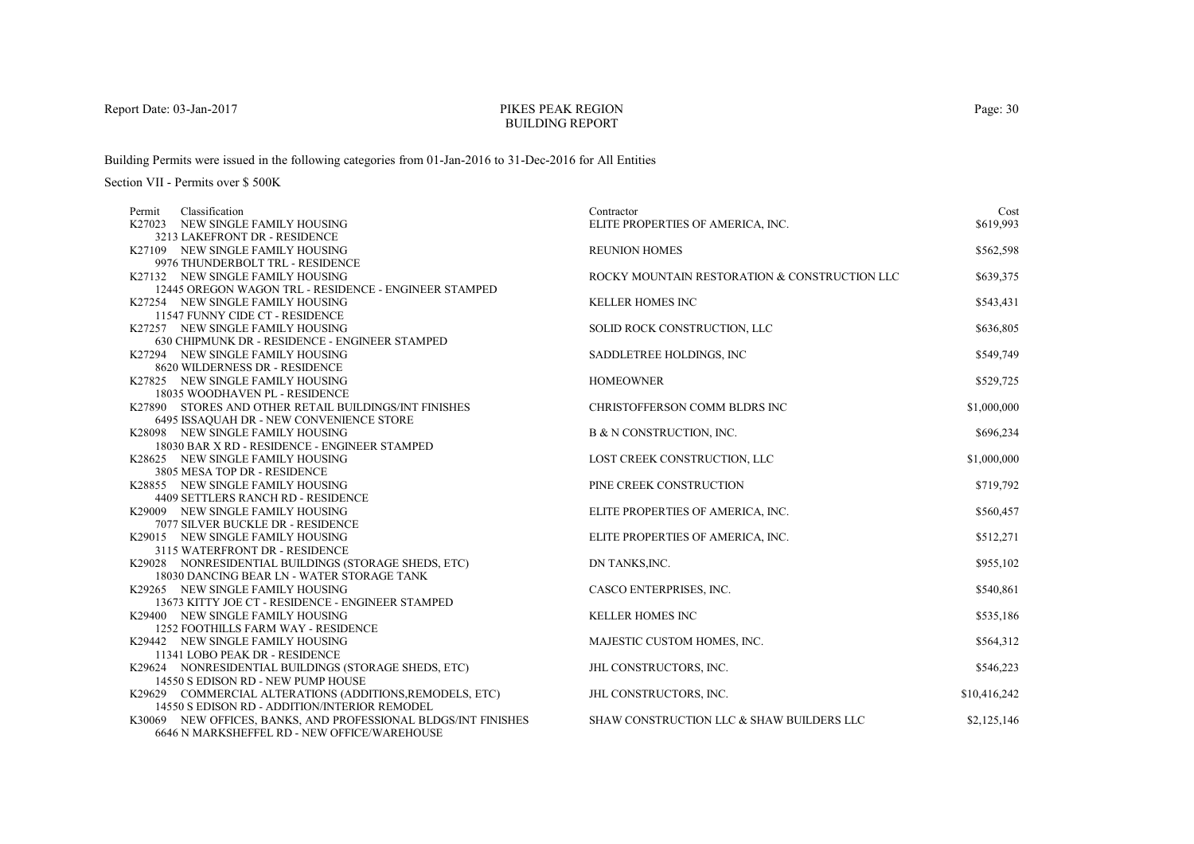# PIKES PEAK REGION
## BUILDING REPORT

Report Date: 03-Jan-2017

Building Permits were issued in the following categories from 01-Jan-2016 to 31-Dec-2016 for All Entities

Section VII - Permits over $ 500K

| Permit | Classification | Contractor | Cost |
|---|---|---|---|
| K27023 | NEW SINGLE FAMILY HOUSING<br>3213 LAKEFRONT DR - RESIDENCE | ELITE PROPERTIES OF AMERICA, INC. | $619,993 |
| K27109 | NEW SINGLE FAMILY HOUSING<br>9976 THUNDERBOLT TRL - RESIDENCE | REUNION HOMES | $562,598 |
| K27132 | NEW SINGLE FAMILY HOUSING<br>12445 OREGON WAGON TRL - RESIDENCE - ENGINEER STAMPED | ROCKY MOUNTAIN RESTORATION & CONSTRUCTION LLC | $639,375 |
| K27254 | NEW SINGLE FAMILY HOUSING<br>11547 FUNNY CIDE CT - RESIDENCE | KELLER HOMES INC | $543,431 |
| K27257 | NEW SINGLE FAMILY HOUSING<br>630 CHIPMUNK DR - RESIDENCE - ENGINEER STAMPED | SOLID ROCK CONSTRUCTION, LLC | $636,805 |
| K27294 | NEW SINGLE FAMILY HOUSING<br>8620 WILDERNESS DR - RESIDENCE | SADDLETREE HOLDINGS, INC | $549,749 |
| K27825 | NEW SINGLE FAMILY HOUSING<br>18035 WOODHAVEN PL - RESIDENCE | HOMEOWNER | $529,725 |
| K27890 | STORES AND OTHER RETAIL BUILDINGS/INT FINISHES<br>6495 ISSAQUAH DR - NEW CONVENIENCE STORE | CHRISTOFFERSON COMM BLDRS INC | $1,000,000 |
| K28098 | NEW SINGLE FAMILY HOUSING<br>18030 BAR X RD - RESIDENCE - ENGINEER STAMPED | B & N CONSTRUCTION, INC. | $696,234 |
| K28625 | NEW SINGLE FAMILY HOUSING<br>3805 MESA TOP DR - RESIDENCE | LOST CREEK CONSTRUCTION, LLC | $1,000,000 |
| K28855 | NEW SINGLE FAMILY HOUSING<br>4409 SETTLERS RANCH RD - RESIDENCE | PINE CREEK CONSTRUCTION | $719,792 |
| K29009 | NEW SINGLE FAMILY HOUSING<br>7077 SILVER BUCKLE DR - RESIDENCE | ELITE PROPERTIES OF AMERICA, INC. | $560,457 |
| K29015 | NEW SINGLE FAMILY HOUSING<br>3115 WATERFRONT DR - RESIDENCE | ELITE PROPERTIES OF AMERICA, INC. | $512,271 |
| K29028 | NONRESIDENTIAL BUILDINGS (STORAGE SHEDS, ETC)<br>18030 DANCING BEAR LN - WATER STORAGE TANK | DN TANKS,INC. | $955,102 |
| K29265 | NEW SINGLE FAMILY HOUSING<br>13673 KITTY JOE CT - RESIDENCE - ENGINEER STAMPED | CASCO ENTERPRISES, INC. | $540,861 |
| K29400 | NEW SINGLE FAMILY HOUSING<br>1252 FOOTHILLS FARM WAY - RESIDENCE | KELLER HOMES INC | $535,186 |
| K29442 | NEW SINGLE FAMILY HOUSING<br>11341 LOBO PEAK DR - RESIDENCE | MAJESTIC CUSTOM HOMES, INC. | $564,312 |
| K29624 | NONRESIDENTIAL BUILDINGS (STORAGE SHEDS, ETC)<br>14550 S EDISON RD - NEW PUMP HOUSE | JHL CONSTRUCTORS, INC. | $546,223 |
| K29629 | COMMERCIAL ALTERATIONS (ADDITIONS,REMODELS, ETC)<br>14550 S EDISON RD - ADDITION/INTERIOR REMODEL | JHL CONSTRUCTORS, INC. | $10,416,242 |
| K30069 | NEW OFFICES, BANKS, AND PROFESSIONAL BLDGS/INT FINISHES<br>6646 N MARKSHEFFEL RD - NEW OFFICE/WAREHOUSE | SHAW CONSTRUCTION LLC & SHAW BUILDERS LLC | $2,125,146 |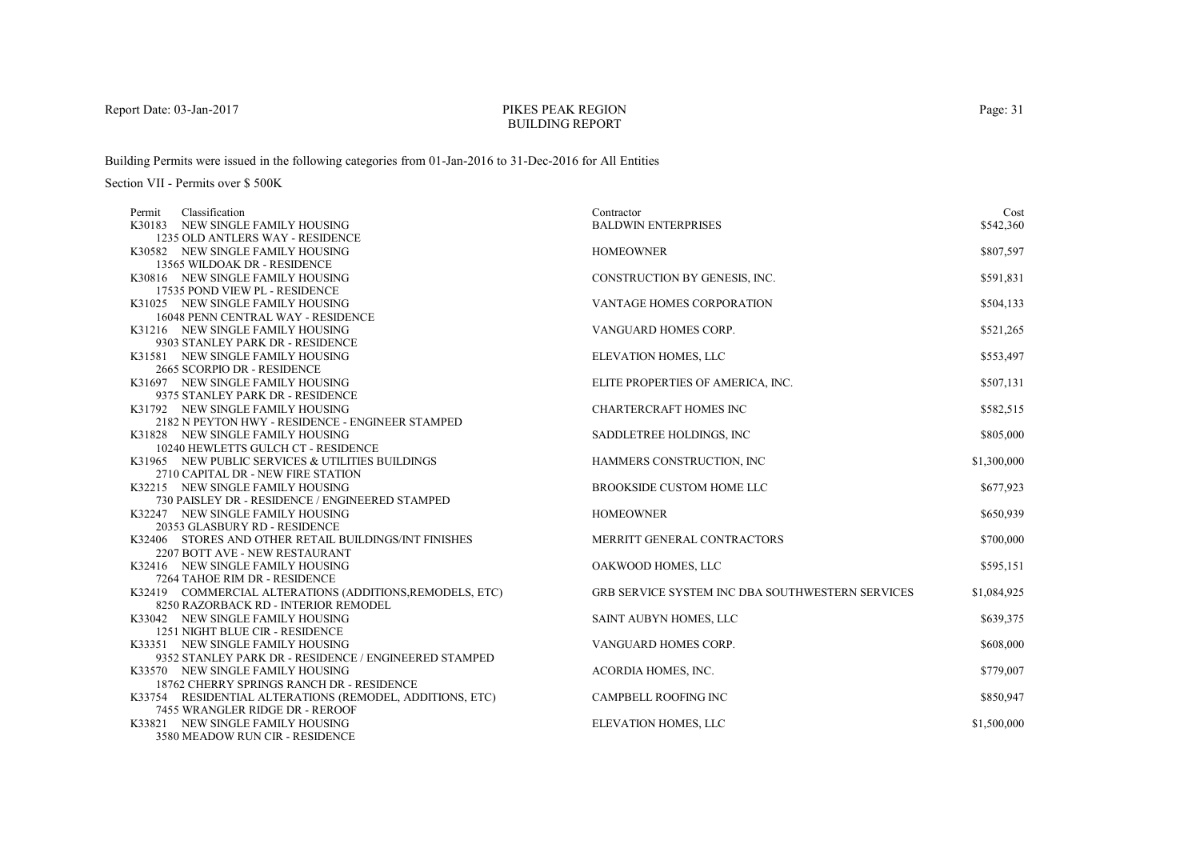PIKES PEAK REGION
BUILDING REPORT

Report Date: 03-Jan-2017

Building Permits were issued in the following categories from 01-Jan-2016 to 31-Dec-2016 for All Entities

Section VII - Permits over $ 500K

| Permit | Classification | Contractor | Cost |
|---|---|---|---|
| K30183 | NEW SINGLE FAMILY HOUSING<br>1235 OLD ANTLERS WAY - RESIDENCE | BALDWIN ENTERPRISES | $542,360 |
| K30582 | NEW SINGLE FAMILY HOUSING<br>13565 WILDOAK DR - RESIDENCE | HOMEOWNER | $807,597 |
| K30816 | NEW SINGLE FAMILY HOUSING<br>17535 POND VIEW PL - RESIDENCE | CONSTRUCTION BY GENESIS, INC. | $591,831 |
| K31025 | NEW SINGLE FAMILY HOUSING<br>16048 PENN CENTRAL WAY - RESIDENCE | VANTAGE HOMES CORPORATION | $504,133 |
| K31216 | NEW SINGLE FAMILY HOUSING<br>9303 STANLEY PARK DR - RESIDENCE | VANGUARD HOMES CORP. | $521,265 |
| K31581 | NEW SINGLE FAMILY HOUSING<br>2665 SCORPIO DR - RESIDENCE | ELEVATION HOMES, LLC | $553,497 |
| K31697 | NEW SINGLE FAMILY HOUSING<br>9375 STANLEY PARK DR - RESIDENCE | ELITE PROPERTIES OF AMERICA, INC. | $507,131 |
| K31792 | NEW SINGLE FAMILY HOUSING<br>2182 N PEYTON HWY - RESIDENCE - ENGINEER STAMPED | CHARTERCRAFT HOMES INC | $582,515 |
| K31828 | NEW SINGLE FAMILY HOUSING<br>10240 HEWLETTS GULCH CT - RESIDENCE | SADDLETREE HOLDINGS, INC | $805,000 |
| K31965 | NEW PUBLIC SERVICES & UTILITIES BUILDINGS<br>2710 CAPITAL DR - NEW FIRE STATION | HAMMERS CONSTRUCTION, INC | $1,300,000 |
| K32215 | NEW SINGLE FAMILY HOUSING<br>730 PAISLEY DR - RESIDENCE / ENGINEERED STAMPED | BROOKSIDE CUSTOM HOME LLC | $677,923 |
| K32247 | NEW SINGLE FAMILY HOUSING<br>20353 GLASBURY RD - RESIDENCE | HOMEOWNER | $650,939 |
| K32406 | STORES AND OTHER RETAIL BUILDINGS/INT FINISHES<br>2207 BOTT AVE - NEW RESTAURANT | MERRITT GENERAL CONTRACTORS | $700,000 |
| K32416 | NEW SINGLE FAMILY HOUSING<br>7264 TAHOE RIM DR - RESIDENCE | OAKWOOD HOMES, LLC | $595,151 |
| K32419 | COMMERCIAL ALTERATIONS (ADDITIONS,REMODELS, ETC)<br>8250 RAZORBACK RD - INTERIOR REMODEL | GRB SERVICE SYSTEM INC DBA SOUTHWESTERN SERVICES | $1,084,925 |
| K33042 | NEW SINGLE FAMILY HOUSING<br>1251 NIGHT BLUE CIR - RESIDENCE | SAINT AUBYN HOMES, LLC | $639,375 |
| K33351 | NEW SINGLE FAMILY HOUSING<br>9352 STANLEY PARK DR - RESIDENCE / ENGINEERED STAMPED | VANGUARD HOMES CORP. | $608,000 |
| K33570 | NEW SINGLE FAMILY HOUSING<br>18762 CHERRY SPRINGS RANCH DR - RESIDENCE | ACORDIA HOMES, INC. | $779,007 |
| K33754 | RESIDENTIAL ALTERATIONS (REMODEL, ADDITIONS, ETC)<br>7455 WRANGLER RIDGE DR - REROOF | CAMPBELL ROOFING INC | $850,947 |
| K33821 | NEW SINGLE FAMILY HOUSING<br>3580 MEADOW RUN CIR - RESIDENCE | ELEVATION HOMES, LLC | $1,500,000 |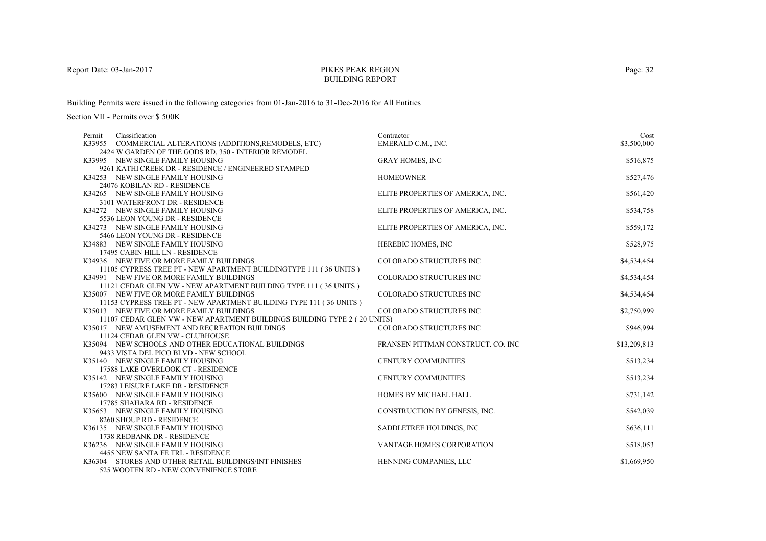PIKES PEAK REGION
BUILDING REPORT

Report Date: 03-Jan-2017

Building Permits were issued in the following categories from 01-Jan-2016 to 31-Dec-2016 for All Entities

Section VII - Permits over $ 500K

| Permit | Classification | Contractor | Cost |
|---|---|---|---|
| K33955 | COMMERCIAL ALTERATIONS (ADDITIONS,REMODELS, ETC)<br>2424 W GARDEN OF THE GODS RD, 350 - INTERIOR REMODEL | EMERALD C.M., INC. | $3,500,000 |
| K33995 | NEW SINGLE FAMILY HOUSING<br>9261 KATHI CREEK DR - RESIDENCE / ENGINEERED STAMPED | GRAY HOMES, INC | $516,875 |
| K34253 | NEW SINGLE FAMILY HOUSING<br>24076 KOBILAN RD - RESIDENCE | HOMEOWNER | $527,476 |
| K34265 | NEW SINGLE FAMILY HOUSING<br>3101 WATERFRONT DR - RESIDENCE | ELITE PROPERTIES OF AMERICA, INC. | $561,420 |
| K34272 | NEW SINGLE FAMILY HOUSING<br>5536 LEON YOUNG DR - RESIDENCE | ELITE PROPERTIES OF AMERICA, INC. | $534,758 |
| K34273 | NEW SINGLE FAMILY HOUSING<br>5466 LEON YOUNG DR - RESIDENCE | ELITE PROPERTIES OF AMERICA, INC. | $559,172 |
| K34883 | NEW SINGLE FAMILY HOUSING<br>17495 CABIN HILL LN - RESIDENCE | HEREBIC HOMES, INC | $528,975 |
| K34936 | NEW FIVE OR MORE FAMILY BUILDINGS<br>11105 CYPRESS TREE PT - NEW APARTMENT BUILDINGTYPE 111 ( 36 UNITS ) | COLORADO STRUCTURES INC | $4,534,454 |
| K34991 | NEW FIVE OR MORE FAMILY BUILDINGS<br>11121 CEDAR GLEN VW - NEW APARTMENT BUILDING TYPE 111 ( 36 UNITS ) | COLORADO STRUCTURES INC | $4,534,454 |
| K35007 | NEW FIVE OR MORE FAMILY BUILDINGS<br>11153 CYPRESS TREE PT - NEW APARTMENT BUILDING TYPE 111 ( 36 UNITS ) | COLORADO STRUCTURES INC | $4,534,454 |
| K35013 | NEW FIVE OR MORE FAMILY BUILDINGS<br>11107 CEDAR GLEN VW - NEW APARTMENT BUILDINGS BUILDING TYPE 2 ( 20 UNITS) | COLORADO STRUCTURES INC | $2,750,999 |
| K35017 | NEW AMUSEMENT AND RECREATION BUILDINGS<br>11124 CEDAR GLEN VW - CLUBHOUSE | COLORADO STRUCTURES INC | $946,994 |
| K35094 | NEW SCHOOLS AND OTHER EDUCATIONAL BUILDINGS<br>9433 VISTA DEL PICO BLVD - NEW SCHOOL | FRANSEN PITTMAN CONSTRUCT. CO. INC | $13,209,813 |
| K35140 | NEW SINGLE FAMILY HOUSING<br>17588 LAKE OVERLOOK CT - RESIDENCE | CENTURY COMMUNITIES | $513,234 |
| K35142 | NEW SINGLE FAMILY HOUSING<br>17283 LEISURE LAKE DR - RESIDENCE | CENTURY COMMUNITIES | $513,234 |
| K35600 | NEW SINGLE FAMILY HOUSING<br>17785 SHAHARA RD - RESIDENCE | HOMES BY MICHAEL HALL | $731,142 |
| K35653 | NEW SINGLE FAMILY HOUSING<br>8260 SHOUP RD - RESIDENCE | CONSTRUCTION BY GENESIS, INC. | $542,039 |
| K36135 | NEW SINGLE FAMILY HOUSING<br>1738 REDBANK DR - RESIDENCE | SADDLETREE HOLDINGS, INC | $636,111 |
| K36236 | NEW SINGLE FAMILY HOUSING<br>4455 NEW SANTA FE TRL - RESIDENCE | VANTAGE HOMES CORPORATION | $518,053 |
| K36304 | STORES AND OTHER RETAIL BUILDINGS/INT FINISHES<br>525 WOOTEN RD - NEW CONVENIENCE STORE | HENNING COMPANIES, LLC | $1,669,950 |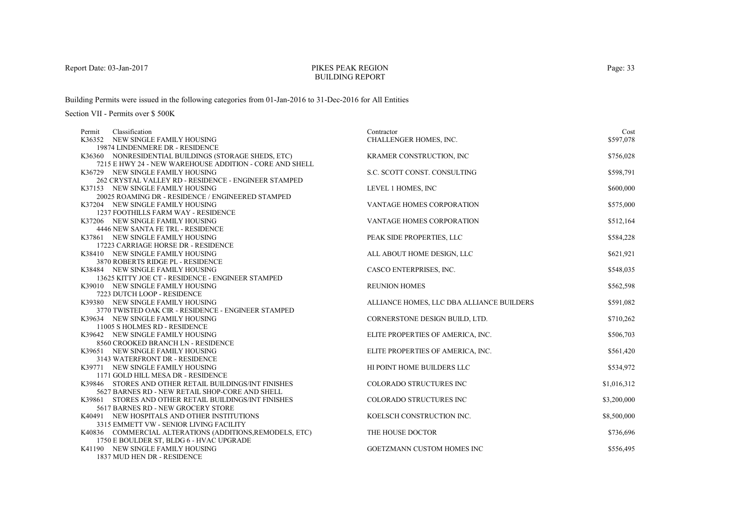Building Permits were issued in the following categories from 01-Jan-2016 to 31-Dec-2016 for All Entities

Section VII - Permits over $ 500K

| Permit | Classification | Contractor | Cost |
|---|---|---|---|
| K36352 | NEW SINGLE FAMILY HOUSING<br>19874 LINDENMERE DR - RESIDENCE | CHALLENGER HOMES, INC. | $597,078 |
| K36360 | NONRESIDENTIAL BUILDINGS (STORAGE SHEDS, ETC)<br>7215 E HWY 24 - NEW WAREHOUSE ADDITION - CORE AND SHELL | KRAMER CONSTRUCTION, INC | $756,028 |
| K36729 | NEW SINGLE FAMILY HOUSING<br>262 CRYSTAL VALLEY RD - RESIDENCE - ENGINEER STAMPED | S.C. SCOTT CONST. CONSULTING | $598,791 |
| K37153 | NEW SINGLE FAMILY HOUSING<br>20025 ROAMING DR - RESIDENCE / ENGINEERED STAMPED | LEVEL 1 HOMES, INC | $600,000 |
| K37204 | NEW SINGLE FAMILY HOUSING<br>1237 FOOTHILLS FARM WAY - RESIDENCE | VANTAGE HOMES CORPORATION | $575,000 |
| K37206 | NEW SINGLE FAMILY HOUSING<br>4446 NEW SANTA FE TRL - RESIDENCE | VANTAGE HOMES CORPORATION | $512,164 |
| K37861 | NEW SINGLE FAMILY HOUSING<br>17223 CARRIAGE HORSE DR - RESIDENCE | PEAK SIDE PROPERTIES, LLC | $584,228 |
| K38410 | NEW SINGLE FAMILY HOUSING<br>3870 ROBERTS RIDGE PL - RESIDENCE | ALL ABOUT HOME DESIGN, LLC | $621,921 |
| K38484 | NEW SINGLE FAMILY HOUSING<br>13625 KITTY JOE CT - RESIDENCE - ENGINEER STAMPED | CASCO ENTERPRISES, INC. | $548,035 |
| K39010 | NEW SINGLE FAMILY HOUSING<br>7223 DUTCH LOOP - RESIDENCE | REUNION HOMES | $562,598 |
| K39380 | NEW SINGLE FAMILY HOUSING<br>3770 TWISTED OAK CIR - RESIDENCE - ENGINEER STAMPED | ALLIANCE HOMES, LLC DBA ALLIANCE BUILDERS | $591,082 |
| K39634 | NEW SINGLE FAMILY HOUSING<br>11005 S HOLMES RD - RESIDENCE | CORNERSTONE DESIGN BUILD, LTD. | $710,262 |
| K39642 | NEW SINGLE FAMILY HOUSING<br>8560 CROOKED BRANCH LN - RESIDENCE | ELITE PROPERTIES OF AMERICA, INC. | $506,703 |
| K39651 | NEW SINGLE FAMILY HOUSING<br>3143 WATERFRONT DR - RESIDENCE | ELITE PROPERTIES OF AMERICA, INC. | $561,420 |
| K39771 | NEW SINGLE FAMILY HOUSING<br>1171 GOLD HILL MESA DR - RESIDENCE | HI POINT HOME BUILDERS LLC | $534,972 |
| K39846 | STORES AND OTHER RETAIL BUILDINGS/INT FINISHES<br>5627 BARNES RD - NEW RETAIL SHOP-CORE AND SHELL | COLORADO STRUCTURES INC | $1,016,312 |
| K39861 | STORES AND OTHER RETAIL BUILDINGS/INT FINISHES<br>5617 BARNES RD - NEW GROCERY STORE | COLORADO STRUCTURES INC | $3,200,000 |
| K40491 | NEW HOSPITALS AND OTHER INSTITUTIONS<br>3315 EMMETT VW - SENIOR LIVING FACILITY | KOELSCH CONSTRUCTION INC. | $8,500,000 |
| K40836 | COMMERCIAL ALTERATIONS (ADDITIONS,REMODELS, ETC)<br>1750 E BOULDER ST, BLDG 6 - HVAC UPGRADE | THE HOUSE DOCTOR | $736,696 |
| K41190 | NEW SINGLE FAMILY HOUSING<br>1837 MUD HEN DR - RESIDENCE | GOETZMANN CUSTOM HOMES INC | $556,495 |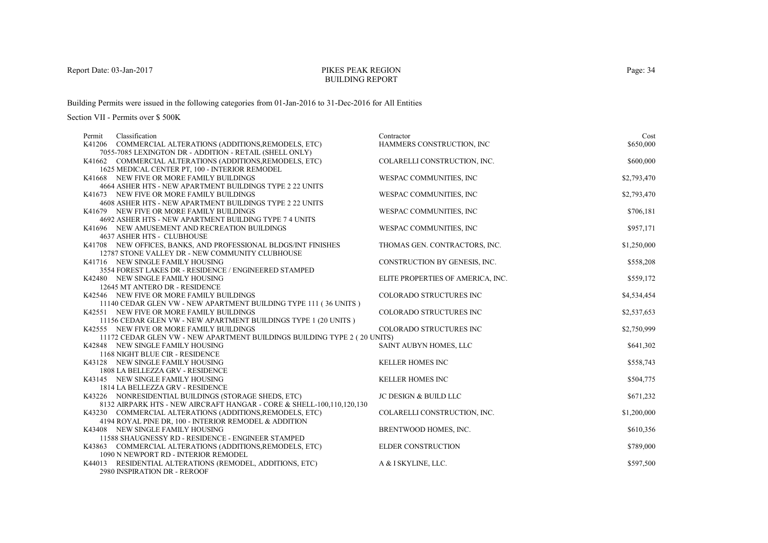Report Date: 03-Jan-2017

# PIKES PEAK REGION
## BUILDING REPORT

Building Permits were issued in the following categories from 01-Jan-2016 to 31-Dec-2016 for All Entities

Section VII - Permits over $ 500K

| Permit | Classification | Contractor | Cost |
|---|---|---|---|
| K41206 | COMMERCIAL ALTERATIONS (ADDITIONS,REMODELS, ETC)<br>7055-7085 LEXINGTON DR - ADDITION - RETAIL (SHELL ONLY) | HAMMERS CONSTRUCTION, INC | $650,000 |
| K41662 | COMMERCIAL ALTERATIONS (ADDITIONS,REMODELS, ETC)<br>1625 MEDICAL CENTER PT, 100 - INTERIOR REMODEL | COLARELLI CONSTRUCTION, INC. | $600,000 |
| K41668 | NEW FIVE OR MORE FAMILY BUILDINGS<br>4664 ASHER HTS - NEW APARTMENT BUILDINGS TYPE 2 22 UNITS | WESPAC COMMUNITIES, INC | $2,793,470 |
| K41673 | NEW FIVE OR MORE FAMILY BUILDINGS<br>4608 ASHER HTS - NEW APARTMENT BUILDINGS TYPE 2 22 UNITS | WESPAC COMMUNITIES, INC | $2,793,470 |
| K41679 | NEW FIVE OR MORE FAMILY BUILDINGS<br>4692 ASHER HTS - NEW APARTMENT BUILDING TYPE 7 4 UNITS | WESPAC COMMUNITIES, INC | $706,181 |
| K41696 | NEW AMUSEMENT AND RECREATION BUILDINGS<br>4637 ASHER HTS - CLUBHOUSE | WESPAC COMMUNITIES, INC | $957,171 |
| K41708 | NEW OFFICES, BANKS, AND PROFESSIONAL BLDGS/INT FINISHES<br>12787 STONE VALLEY DR - NEW COMMUNITY CLUBHOUSE | THOMAS GEN. CONTRACTORS, INC. | $1,250,000 |
| K41716 | NEW SINGLE FAMILY HOUSING<br>3554 FOREST LAKES DR - RESIDENCE / ENGINEERED STAMPED | CONSTRUCTION BY GENESIS, INC. | $558,208 |
| K42480 | NEW SINGLE FAMILY HOUSING<br>12645 MT ANTERO DR - RESIDENCE | ELITE PROPERTIES OF AMERICA, INC. | $559,172 |
| K42546 | NEW FIVE OR MORE FAMILY BUILDINGS<br>11140 CEDAR GLEN VW - NEW APARTMENT BUILDING TYPE 111 ( 36 UNITS ) | COLORADO STRUCTURES INC | $4,534,454 |
| K42551 | NEW FIVE OR MORE FAMILY BUILDINGS<br>11156 CEDAR GLEN VW - NEW APARTMENT BUILDINGS TYPE 1 (20 UNITS ) | COLORADO STRUCTURES INC | $2,537,653 |
| K42555 | NEW FIVE OR MORE FAMILY BUILDINGS<br>11172 CEDAR GLEN VW - NEW APARTMENT BUILDINGS BUILDING TYPE 2 ( 20 UNITS) | COLORADO STRUCTURES INC | $2,750,999 |
| K42848 | NEW SINGLE FAMILY HOUSING<br>1168 NIGHT BLUE CIR - RESIDENCE | SAINT AUBYN HOMES, LLC | $641,302 |
| K43128 | NEW SINGLE FAMILY HOUSING<br>1808 LA BELLEZZA GRV - RESIDENCE | KELLER HOMES INC | $558,743 |
| K43145 | NEW SINGLE FAMILY HOUSING<br>1814 LA BELLEZZA GRV - RESIDENCE | KELLER HOMES INC | $504,775 |
| K43226 | NONRESIDENTIAL BUILDINGS (STORAGE SHEDS, ETC)<br>8132 AIRPARK HTS - NEW AIRCRAFT HANGAR - CORE & SHELL-100,110,120,130 | JC DESIGN & BUILD LLC | $671,232 |
| K43230 | COMMERCIAL ALTERATIONS (ADDITIONS,REMODELS, ETC)<br>4194 ROYAL PINE DR, 100 - INTERIOR REMODEL & ADDITION | COLARELLI CONSTRUCTION, INC. | $1,200,000 |
| K43408 | NEW SINGLE FAMILY HOUSING<br>11588 SHAUGNESSY RD - RESIDENCE - ENGINEER STAMPED | BRENTWOOD HOMES, INC. | $610,356 |
| K43863 | COMMERCIAL ALTERATIONS (ADDITIONS,REMODELS, ETC)<br>1090 N NEWPORT RD - INTERIOR REMODEL | ELDER CONSTRUCTION | $789,000 |
| K44013 | RESIDENTIAL ALTERATIONS (REMODEL, ADDITIONS, ETC)<br>2980 INSPIRATION DR - REROOF | A & I SKYLINE, LLC. | $597,500 |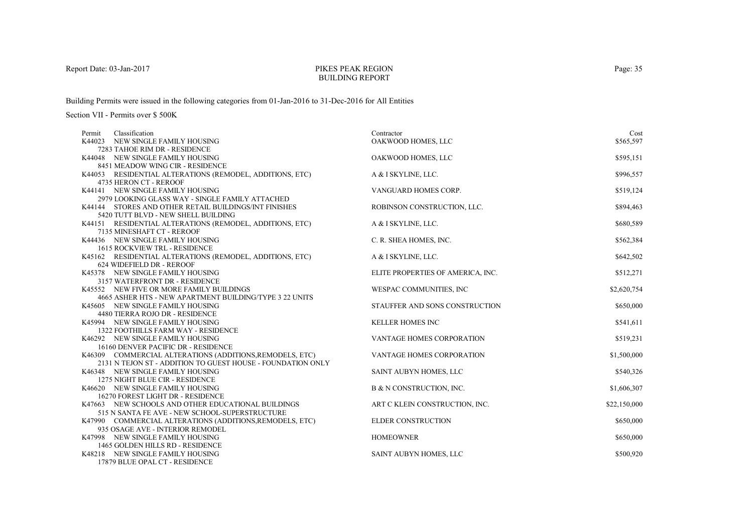PIKES PEAK REGION
BUILDING REPORT

Report Date: 03-Jan-2017

Building Permits were issued in the following categories from 01-Jan-2016 to 31-Dec-2016 for All Entities

Section VII - Permits over $ 500K

| Permit | Classification | Contractor | Cost |
|---|---|---|---|
| K44023 | NEW SINGLE FAMILY HOUSING<br>7283 TAHOE RIM DR - RESIDENCE | OAKWOOD HOMES, LLC | $565,597 |
| K44048 | NEW SINGLE FAMILY HOUSING<br>8451 MEADOW WING CIR - RESIDENCE | OAKWOOD HOMES, LLC | $595,151 |
| K44053 | RESIDENTIAL ALTERATIONS (REMODEL, ADDITIONS, ETC)<br>4735 HERON CT - REROOF | A & I SKYLINE, LLC. | $996,557 |
| K44141 | NEW SINGLE FAMILY HOUSING<br>2979 LOOKING GLASS WAY - SINGLE FAMILY ATTACHED | VANGUARD HOMES CORP. | $519,124 |
| K44144 | STORES AND OTHER RETAIL BUILDINGS/INT FINISHES<br>5420 TUTT BLVD - NEW SHELL BUILDING | ROBINSON CONSTRUCTION, LLC. | $894,463 |
| K44151 | RESIDENTIAL ALTERATIONS (REMODEL, ADDITIONS, ETC)<br>7135 MINESHAFT CT - REROOF | A & I SKYLINE, LLC. | $680,589 |
| K44436 | NEW SINGLE FAMILY HOUSING<br>1615 ROCKVIEW TRL - RESIDENCE | C. R. SHEA HOMES, INC. | $562,384 |
| K45162 | RESIDENTIAL ALTERATIONS (REMODEL, ADDITIONS, ETC)<br>624 WIDEFIELD DR - REROOF | A & I SKYLINE, LLC. | $642,502 |
| K45378 | NEW SINGLE FAMILY HOUSING<br>3157 WATERFRONT DR - RESIDENCE | ELITE PROPERTIES OF AMERICA, INC. | $512,271 |
| K45552 | NEW FIVE OR MORE FAMILY BUILDINGS<br>4665 ASHER HTS - NEW APARTMENT BUILDING/TYPE 3 22 UNITS | WESPAC COMMUNITIES, INC | $2,620,754 |
| K45605 | NEW SINGLE FAMILY HOUSING<br>4480 TIERRA ROJO DR - RESIDENCE | STAUFFER AND SONS CONSTRUCTION | $650,000 |
| K45994 | NEW SINGLE FAMILY HOUSING<br>1322 FOOTHILLS FARM WAY - RESIDENCE | KELLER HOMES INC | $541,611 |
| K46292 | NEW SINGLE FAMILY HOUSING<br>16160 DENVER PACIFIC DR - RESIDENCE | VANTAGE HOMES CORPORATION | $519,231 |
| K46309 | COMMERCIAL ALTERATIONS (ADDITIONS,REMODELS, ETC)<br>2131 N TEJON ST - ADDITION TO GUEST HOUSE - FOUNDATION ONLY | VANTAGE HOMES CORPORATION | $1,500,000 |
| K46348 | NEW SINGLE FAMILY HOUSING<br>1275 NIGHT BLUE CIR - RESIDENCE | SAINT AUBYN HOMES, LLC | $540,326 |
| K46620 | NEW SINGLE FAMILY HOUSING<br>16270 FOREST LIGHT DR - RESIDENCE | B & N CONSTRUCTION, INC. | $1,606,307 |
| K47663 | NEW SCHOOLS AND OTHER EDUCATIONAL BUILDINGS<br>515 N SANTA FE AVE - NEW SCHOOL-SUPERSTRUCTURE | ART C KLEIN CONSTRUCTION, INC. | $22,150,000 |
| K47990 | COMMERCIAL ALTERATIONS (ADDITIONS,REMODELS, ETC)<br>935 OSAGE AVE - INTERIOR REMODEL | ELDER CONSTRUCTION | $650,000 |
| K47998 | NEW SINGLE FAMILY HOUSING<br>1465 GOLDEN HILLS RD - RESIDENCE | HOMEOWNER | $650,000 |
| K48218 | NEW SINGLE FAMILY HOUSING<br>17879 BLUE OPAL CT - RESIDENCE | SAINT AUBYN HOMES, LLC | $500,920 |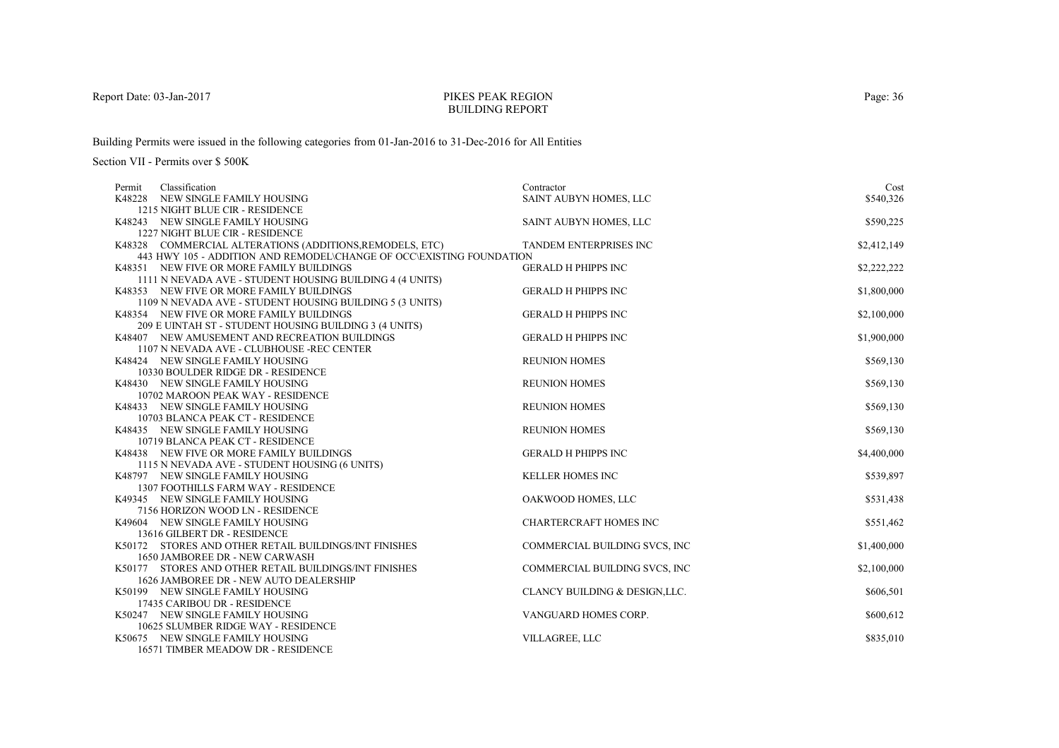# PIKES PEAK REGION BUILDING REPORT

Report Date: 03-Jan-2017

Building Permits were issued in the following categories from 01-Jan-2016 to 31-Dec-2016 for All Entities

Section VII - Permits over $ 500K

| Permit | Classification | Contractor | Cost |
|---|---|---|---|
| K48228 | NEW SINGLE FAMILY HOUSING<br>1215 NIGHT BLUE CIR - RESIDENCE | SAINT AUBYN HOMES, LLC | $540,326 |
| K48243 | NEW SINGLE FAMILY HOUSING<br>1227 NIGHT BLUE CIR - RESIDENCE | SAINT AUBYN HOMES, LLC | $590,225 |
| K48328 | COMMERCIAL ALTERATIONS (ADDITIONS,REMODELS, ETC)<br>443 HWY 105 - ADDITION AND REMODEL\CHANGE OF OCC\EXISTING FOUNDATION | TANDEM ENTERPRISES INC | $2,412,149 |
| K48351 | NEW FIVE OR MORE FAMILY BUILDINGS<br>1111 N NEVADA AVE - STUDENT HOUSING BUILDING 4 (4 UNITS) | GERALD H PHIPPS INC | $2,222,222 |
| K48353 | NEW FIVE OR MORE FAMILY BUILDINGS<br>1109 N NEVADA AVE - STUDENT HOUSING BUILDING 5 (3 UNITS) | GERALD H PHIPPS INC | $1,800,000 |
| K48354 | NEW FIVE OR MORE FAMILY BUILDINGS<br>209 E UINTAH ST - STUDENT HOUSING BUILDING 3 (4 UNITS) | GERALD H PHIPPS INC | $2,100,000 |
| K48407 | NEW AMUSEMENT AND RECREATION BUILDINGS<br>1107 N NEVADA AVE - CLUBHOUSE -REC CENTER | GERALD H PHIPPS INC | $1,900,000 |
| K48424 | NEW SINGLE FAMILY HOUSING<br>10330 BOULDER RIDGE DR - RESIDENCE | REUNION HOMES | $569,130 |
| K48430 | NEW SINGLE FAMILY HOUSING<br>10702 MAROON PEAK WAY - RESIDENCE | REUNION HOMES | $569,130 |
| K48433 | NEW SINGLE FAMILY HOUSING<br>10703 BLANCA PEAK CT - RESIDENCE | REUNION HOMES | $569,130 |
| K48435 | NEW SINGLE FAMILY HOUSING<br>10719 BLANCA PEAK CT - RESIDENCE | REUNION HOMES | $569,130 |
| K48438 | NEW FIVE OR MORE FAMILY BUILDINGS<br>1115 N NEVADA AVE - STUDENT HOUSING (6 UNITS) | GERALD H PHIPPS INC | $4,400,000 |
| K48797 | NEW SINGLE FAMILY HOUSING<br>1307 FOOTHILLS FARM WAY - RESIDENCE | KELLER HOMES INC | $539,897 |
| K49345 | NEW SINGLE FAMILY HOUSING<br>7156 HORIZON WOOD LN - RESIDENCE | OAKWOOD HOMES, LLC | $531,438 |
| K49604 | NEW SINGLE FAMILY HOUSING<br>13616 GILBERT DR - RESIDENCE | CHARTERCRAFT HOMES INC | $551,462 |
| K50172 | STORES AND OTHER RETAIL BUILDINGS/INT FINISHES<br>1650 JAMBOREE DR - NEW CARWASH | COMMERCIAL BUILDING SVCS, INC | $1,400,000 |
| K50177 | STORES AND OTHER RETAIL BUILDINGS/INT FINISHES<br>1626 JAMBOREE DR - NEW AUTO DEALERSHIP | COMMERCIAL BUILDING SVCS, INC | $2,100,000 |
| K50199 | NEW SINGLE FAMILY HOUSING<br>17435 CARIBOU DR - RESIDENCE | CLANCY BUILDING & DESIGN,LLC. | $606,501 |
| K50247 | NEW SINGLE FAMILY HOUSING<br>10625 SLUMBER RIDGE WAY - RESIDENCE | VANGUARD HOMES CORP. | $600,612 |
| K50675 | NEW SINGLE FAMILY HOUSING<br>16571 TIMBER MEADOW DR - RESIDENCE | VILLAGREE, LLC | $835,010 |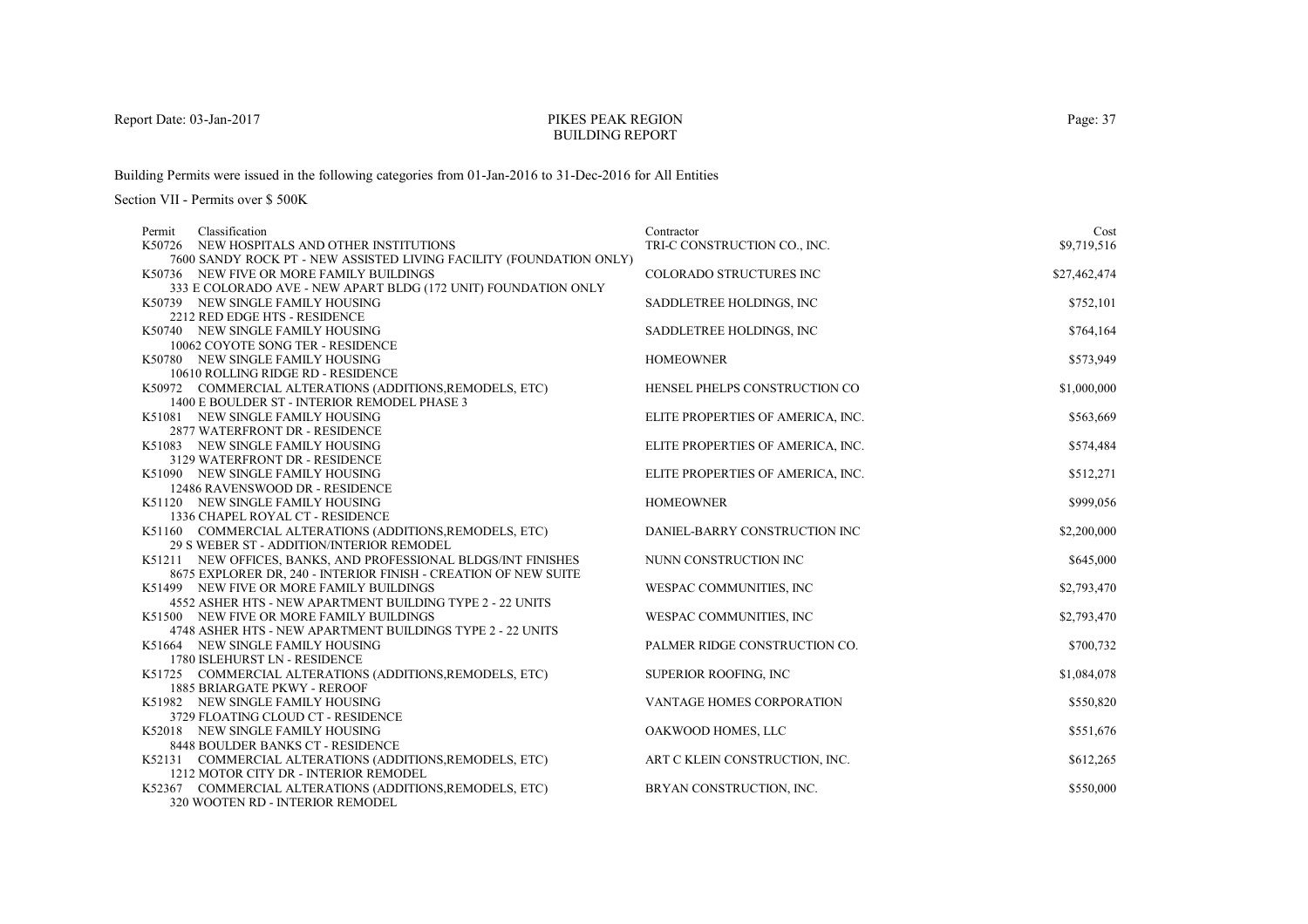Report Date: 03-Jan-2017

# PIKES PEAK REGION
## BUILDING REPORT

Building Permits were issued in the following categories from 01-Jan-2016 to 31-Dec-2016 for All Entities

Section VII - Permits over $ 500K

| Permit | Classification | Contractor | Cost |
|---|---|---|---|
| K50726 | NEW HOSPITALS AND OTHER INSTITUTIONS<br>7600 SANDY ROCK PT - NEW ASSISTED LIVING FACILITY (FOUNDATION ONLY) | TRI-C CONSTRUCTION CO., INC. | $9,719,516 |
| K50736 | NEW FIVE OR MORE FAMILY BUILDINGS<br>333 E COLORADO AVE - NEW APART BLDG (172 UNIT) FOUNDATION ONLY | COLORADO STRUCTURES INC | $27,462,474 |
| K50739 | NEW SINGLE FAMILY HOUSING<br>2212 RED EDGE HTS - RESIDENCE | SADDLETREE HOLDINGS, INC | $752,101 |
| K50740 | NEW SINGLE FAMILY HOUSING<br>10062 COYOTE SONG TER - RESIDENCE | SADDLETREE HOLDINGS, INC | $764,164 |
| K50780 | NEW SINGLE FAMILY HOUSING<br>10610 ROLLING RIDGE RD - RESIDENCE | HOMEOWNER | $573,949 |
| K50972 | COMMERCIAL ALTERATIONS (ADDITIONS,REMODELS, ETC)<br>1400 E BOULDER ST - INTERIOR REMODEL PHASE 3 | HENSEL PHELPS CONSTRUCTION CO | $1,000,000 |
| K51081 | NEW SINGLE FAMILY HOUSING<br>2877 WATERFRONT DR - RESIDENCE | ELITE PROPERTIES OF AMERICA, INC. | $563,669 |
| K51083 | NEW SINGLE FAMILY HOUSING<br>3129 WATERFRONT DR - RESIDENCE | ELITE PROPERTIES OF AMERICA, INC. | $574,484 |
| K51090 | NEW SINGLE FAMILY HOUSING<br>12486 RAVENSWOOD DR - RESIDENCE | ELITE PROPERTIES OF AMERICA, INC. | $512,271 |
| K51120 | NEW SINGLE FAMILY HOUSING<br>1336 CHAPEL ROYAL CT - RESIDENCE | HOMEOWNER | $999,056 |
| K51160 | COMMERCIAL ALTERATIONS (ADDITIONS,REMODELS, ETC)<br>29 S WEBER ST - ADDITION/INTERIOR REMODEL | DANIEL-BARRY CONSTRUCTION INC | $2,200,000 |
| K51211 | NEW OFFICES, BANKS, AND PROFESSIONAL BLDGS/INT FINISHES<br>8675 EXPLORER DR, 240 - INTERIOR FINISH - CREATION OF NEW SUITE | NUNN CONSTRUCTION INC | $645,000 |
| K51499 | NEW FIVE OR MORE FAMILY BUILDINGS<br>4552 ASHER HTS - NEW APARTMENT BUILDING TYPE 2 - 22 UNITS | WESPAC COMMUNITIES, INC | $2,793,470 |
| K51500 | NEW FIVE OR MORE FAMILY BUILDINGS<br>4748 ASHER HTS - NEW APARTMENT BUILDINGS TYPE 2 - 22 UNITS | WESPAC COMMUNITIES, INC | $2,793,470 |
| K51664 | NEW SINGLE FAMILY HOUSING<br>1780 ISLEHURST LN - RESIDENCE | PALMER RIDGE CONSTRUCTION CO. | $700,732 |
| K51725 | COMMERCIAL ALTERATIONS (ADDITIONS,REMODELS, ETC)<br>1885 BRIARGATE PKWY - REROOF | SUPERIOR ROOFING, INC | $1,084,078 |
| K51982 | NEW SINGLE FAMILY HOUSING<br>3729 FLOATING CLOUD CT - RESIDENCE | VANTAGE HOMES CORPORATION | $550,820 |
| K52018 | NEW SINGLE FAMILY HOUSING<br>8448 BOULDER BANKS CT - RESIDENCE | OAKWOOD HOMES, LLC | $551,676 |
| K52131 | COMMERCIAL ALTERATIONS (ADDITIONS,REMODELS, ETC)<br>1212 MOTOR CITY DR - INTERIOR REMODEL | ART C KLEIN CONSTRUCTION, INC. | $612,265 |
| K52367 | COMMERCIAL ALTERATIONS (ADDITIONS,REMODELS, ETC)<br>320 WOOTEN RD - INTERIOR REMODEL | BRYAN CONSTRUCTION, INC. | $550,000 |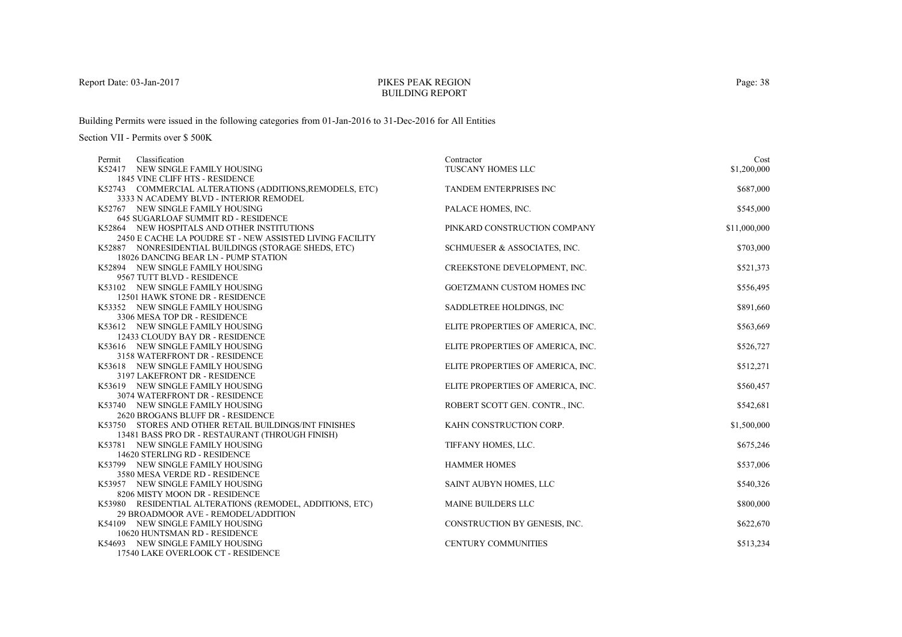# PIKES PEAK REGION
## BUILDING REPORT

Report Date: 03-Jan-2017

Building Permits were issued in the following categories from 01-Jan-2016 to 31-Dec-2016 for All Entities

Section VII - Permits over $ 500K

| Permit | Classification | Contractor | Cost |
|---|---|---|---|
| K52417 | NEW SINGLE FAMILY HOUSING<br>1845 VINE CLIFF HTS - RESIDENCE | TUSCANY HOMES LLC | $1,200,000 |
| K52743 | COMMERCIAL ALTERATIONS (ADDITIONS,REMODELS, ETC)<br>3333 N ACADEMY BLVD - INTERIOR REMODEL | TANDEM ENTERPRISES INC | $687,000 |
| K52767 | NEW SINGLE FAMILY HOUSING<br>645 SUGARLOAF SUMMIT RD - RESIDENCE | PALACE HOMES, INC. | $545,000 |
| K52864 | NEW HOSPITALS AND OTHER INSTITUTIONS<br>2450 E CACHE LA POUDRE ST - NEW ASSISTED LIVING FACILITY | PINKARD CONSTRUCTION COMPANY | $11,000,000 |
| K52887 | NONRESIDENTIAL BUILDINGS (STORAGE SHEDS, ETC)<br>18026 DANCING BEAR LN - PUMP STATION | SCHMUESER & ASSOCIATES, INC. | $703,000 |
| K52894 | NEW SINGLE FAMILY HOUSING<br>9567 TUTT BLVD - RESIDENCE | CREEKSTONE DEVELOPMENT, INC. | $521,373 |
| K53102 | NEW SINGLE FAMILY HOUSING<br>12501 HAWK STONE DR - RESIDENCE | GOETZMANN CUSTOM HOMES INC | $556,495 |
| K53352 | NEW SINGLE FAMILY HOUSING<br>3306 MESA TOP DR - RESIDENCE | SADDLETREE HOLDINGS, INC | $891,660 |
| K53612 | NEW SINGLE FAMILY HOUSING<br>12433 CLOUDY BAY DR - RESIDENCE | ELITE PROPERTIES OF AMERICA, INC. | $563,669 |
| K53616 | NEW SINGLE FAMILY HOUSING<br>3158 WATERFRONT DR - RESIDENCE | ELITE PROPERTIES OF AMERICA, INC. | $526,727 |
| K53618 | NEW SINGLE FAMILY HOUSING<br>3197 LAKEFRONT DR - RESIDENCE | ELITE PROPERTIES OF AMERICA, INC. | $512,271 |
| K53619 | NEW SINGLE FAMILY HOUSING<br>3074 WATERFRONT DR - RESIDENCE | ELITE PROPERTIES OF AMERICA, INC. | $560,457 |
| K53740 | NEW SINGLE FAMILY HOUSING<br>2620 BROGANS BLUFF DR - RESIDENCE | ROBERT SCOTT GEN. CONTR., INC. | $542,681 |
| K53750 | STORES AND OTHER RETAIL BUILDINGS/INT FINISHES<br>13481 BASS PRO DR - RESTAURANT (THROUGH FINISH) | KAHN CONSTRUCTION CORP. | $1,500,000 |
| K53781 | NEW SINGLE FAMILY HOUSING<br>14620 STERLING RD - RESIDENCE | TIFFANY HOMES, LLC. | $675,246 |
| K53799 | NEW SINGLE FAMILY HOUSING<br>3580 MESA VERDE RD - RESIDENCE | HAMMER HOMES | $537,006 |
| K53957 | NEW SINGLE FAMILY HOUSING<br>8206 MISTY MOON DR - RESIDENCE | SAINT AUBYN HOMES, LLC | $540,326 |
| K53980 | RESIDENTIAL ALTERATIONS (REMODEL, ADDITIONS, ETC)<br>29 BROADMOOR AVE - REMODEL/ADDITION | MAINE BUILDERS LLC | $800,000 |
| K54109 | NEW SINGLE FAMILY HOUSING<br>10620 HUNTSMAN RD - RESIDENCE | CONSTRUCTION BY GENESIS, INC. | $622,670 |
| K54693 | NEW SINGLE FAMILY HOUSING<br>17540 LAKE OVERLOOK CT - RESIDENCE | CENTURY COMMUNITIES | $513,234 |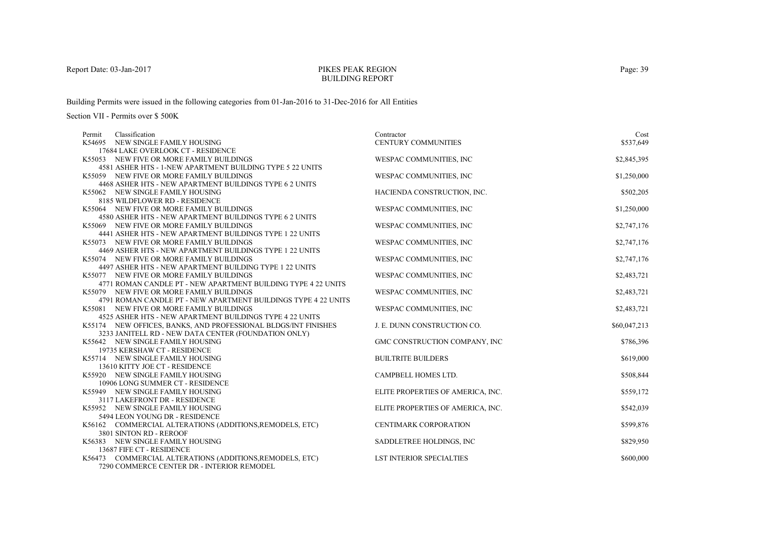PIKES PEAK REGION
BUILDING REPORT

Report Date: 03-Jan-2017

Building Permits were issued in the following categories from 01-Jan-2016 to 31-Dec-2016 for All Entities

Section VII - Permits over $ 500K

| Permit | Classification | Contractor | Cost |
|---|---|---|---|
| K54695 | NEW SINGLE FAMILY HOUSING<br>17684 LAKE OVERLOOK CT - RESIDENCE | CENTURY COMMUNITIES | $537,649 |
| K55053 | NEW FIVE OR MORE FAMILY BUILDINGS<br>4581 ASHER HTS - 1-NEW APARTMENT BUILDING TYPE 5 22 UNITS | WESPAC COMMUNITIES, INC | $2,845,395 |
| K55059 | NEW FIVE OR MORE FAMILY BUILDINGS<br>4468 ASHER HTS - NEW APARTMENT BUILDINGS TYPE 6 2 UNITS | WESPAC COMMUNITIES, INC | $1,250,000 |
| K55062 | NEW SINGLE FAMILY HOUSING<br>8185 WILDFLOWER RD - RESIDENCE | HACIENDA CONSTRUCTION, INC. | $502,205 |
| K55064 | NEW FIVE OR MORE FAMILY BUILDINGS<br>4580 ASHER HTS - NEW APARTMENT BUILDINGS TYPE 6 2 UNITS | WESPAC COMMUNITIES, INC | $1,250,000 |
| K55069 | NEW FIVE OR MORE FAMILY BUILDINGS<br>4441 ASHER HTS - NEW APARTMENT BUILDINGS TYPE 1 22 UNITS | WESPAC COMMUNITIES, INC | $2,747,176 |
| K55073 | NEW FIVE OR MORE FAMILY BUILDINGS<br>4469 ASHER HTS - NEW APARTMENT BUILDINGS TYPE 1 22 UNITS | WESPAC COMMUNITIES, INC | $2,747,176 |
| K55074 | NEW FIVE OR MORE FAMILY BUILDINGS<br>4497 ASHER HTS - NEW APARTMENT BUILDING TYPE 1 22 UNITS | WESPAC COMMUNITIES, INC | $2,747,176 |
| K55077 | NEW FIVE OR MORE FAMILY BUILDINGS<br>4771 ROMAN CANDLE PT - NEW APARTMENT BUILDING TYPE 4 22 UNITS | WESPAC COMMUNITIES, INC | $2,483,721 |
| K55079 | NEW FIVE OR MORE FAMILY BUILDINGS<br>4791 ROMAN CANDLE PT - NEW APARTMENT BUILDINGS TYPE 4 22 UNITS | WESPAC COMMUNITIES, INC | $2,483,721 |
| K55081 | NEW FIVE OR MORE FAMILY BUILDINGS<br>4525 ASHER HTS - NEW APARTMENT BUILDINGS TYPE 4 22 UNITS | WESPAC COMMUNITIES, INC | $2,483,721 |
| K55174 | NEW OFFICES, BANKS, AND PROFESSIONAL BLDGS/INT FINISHES<br>3233 JANITELL RD - NEW DATA CENTER (FOUNDATION ONLY) | J. E. DUNN CONSTRUCTION CO. | $60,047,213 |
| K55642 | NEW SINGLE FAMILY HOUSING<br>19735 KERSHAW CT - RESIDENCE | GMC CONSTRUCTION COMPANY, INC | $786,396 |
| K55714 | NEW SINGLE FAMILY HOUSING<br>13610 KITTY JOE CT - RESIDENCE | BUILTRITE BUILDERS | $619,000 |
| K55920 | NEW SINGLE FAMILY HOUSING<br>10906 LONG SUMMER CT - RESIDENCE | CAMPBELL HOMES LTD. | $508,844 |
| K55949 | NEW SINGLE FAMILY HOUSING<br>3117 LAKEFRONT DR - RESIDENCE | ELITE PROPERTIES OF AMERICA, INC. | $559,172 |
| K55952 | NEW SINGLE FAMILY HOUSING<br>5494 LEON YOUNG DR - RESIDENCE | ELITE PROPERTIES OF AMERICA, INC. | $542,039 |
| K56162 | COMMERCIAL ALTERATIONS (ADDITIONS,REMODELS, ETC)<br>3801 SINTON RD - REROOF | CENTIMARK CORPORATION | $599,876 |
| K56383 | NEW SINGLE FAMILY HOUSING<br>13687 FIFE CT - RESIDENCE | SADDLETREE HOLDINGS, INC | $829,950 |
| K56473 | COMMERCIAL ALTERATIONS (ADDITIONS,REMODELS, ETC)<br>7290 COMMERCE CENTER DR - INTERIOR REMODEL | LST INTERIOR SPECIALTIES | $600,000 |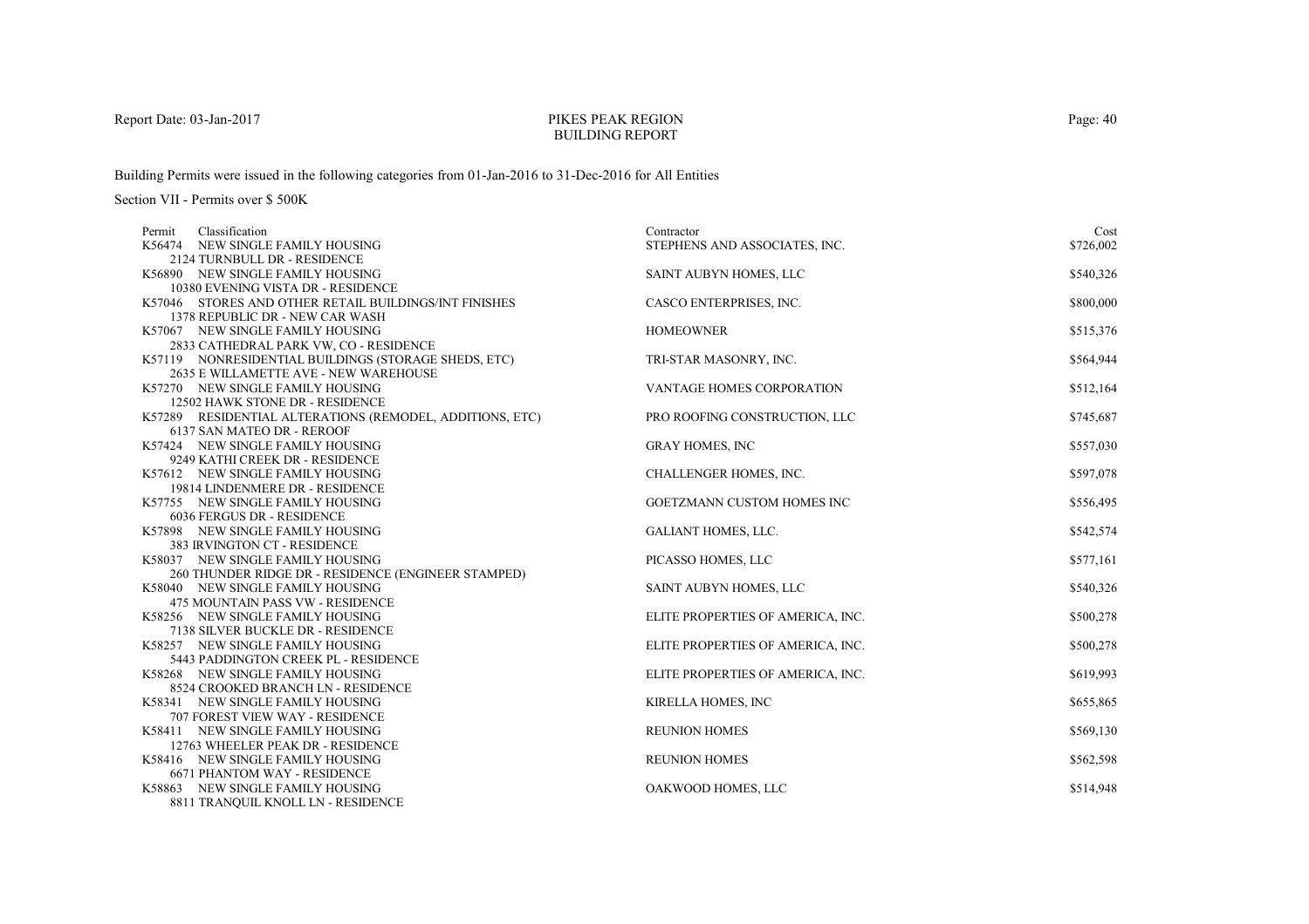Report Date: 03-Jan-2017

# PIKES PEAK REGION
## BUILDING REPORT

Building Permits were issued in the following categories from 01-Jan-2016 to 31-Dec-2016 for All Entities

Section VII - Permits over $ 500K

| Permit | Classification | Contractor | Cost |
|---|---|---|---|
| K56474 | NEW SINGLE FAMILY HOUSING<br>2124 TURNBULL DR - RESIDENCE | STEPHENS AND ASSOCIATES, INC. | $726,002 |
| K56890 | NEW SINGLE FAMILY HOUSING<br>10380 EVENING VISTA DR - RESIDENCE | SAINT AUBYN HOMES, LLC | $540,326 |
| K57046 | STORES AND OTHER RETAIL BUILDINGS/INT FINISHES<br>1378 REPUBLIC DR - NEW CAR WASH | CASCO ENTERPRISES, INC. | $800,000 |
| K57067 | NEW SINGLE FAMILY HOUSING<br>2833 CATHEDRAL PARK VW, CO - RESIDENCE | HOMEOWNER | $515,376 |
| K57119 | NONRESIDENTIAL BUILDINGS (STORAGE SHEDS, ETC)<br>2635 E WILLAMETTE AVE - NEW WAREHOUSE | TRI-STAR MASONRY, INC. | $564,944 |
| K57270 | NEW SINGLE FAMILY HOUSING<br>12502 HAWK STONE DR - RESIDENCE | VANTAGE HOMES CORPORATION | $512,164 |
| K57289 | RESIDENTIAL ALTERATIONS (REMODEL, ADDITIONS, ETC)<br>6137 SAN MATEO DR - REROOF | PRO ROOFING CONSTRUCTION, LLC | $745,687 |
| K57424 | NEW SINGLE FAMILY HOUSING<br>9249 KATHI CREEK DR - RESIDENCE | GRAY HOMES, INC | $557,030 |
| K57612 | NEW SINGLE FAMILY HOUSING<br>19814 LINDENMERE DR - RESIDENCE | CHALLENGER HOMES, INC. | $597,078 |
| K57755 | NEW SINGLE FAMILY HOUSING<br>6036 FERGUS DR - RESIDENCE | GOETZMANN CUSTOM HOMES INC | $556,495 |
| K57898 | NEW SINGLE FAMILY HOUSING<br>383 IRVINGTON CT - RESIDENCE | GALIANT HOMES, LLC. | $542,574 |
| K58037 | NEW SINGLE FAMILY HOUSING<br>260 THUNDER RIDGE DR - RESIDENCE (ENGINEER STAMPED) | PICASSO HOMES, LLC | $577,161 |
| K58040 | NEW SINGLE FAMILY HOUSING<br>475 MOUNTAIN PASS VW - RESIDENCE | SAINT AUBYN HOMES, LLC | $540,326 |
| K58256 | NEW SINGLE FAMILY HOUSING<br>7138 SILVER BUCKLE DR - RESIDENCE | ELITE PROPERTIES OF AMERICA, INC. | $500,278 |
| K58257 | NEW SINGLE FAMILY HOUSING<br>5443 PADDINGTON CREEK PL - RESIDENCE | ELITE PROPERTIES OF AMERICA, INC. | $500,278 |
| K58268 | NEW SINGLE FAMILY HOUSING<br>8524 CROOKED BRANCH LN - RESIDENCE | ELITE PROPERTIES OF AMERICA, INC. | $619,993 |
| K58341 | NEW SINGLE FAMILY HOUSING<br>707 FOREST VIEW WAY - RESIDENCE | KIRELLA HOMES, INC | $655,865 |
| K58411 | NEW SINGLE FAMILY HOUSING<br>12763 WHEELER PEAK DR - RESIDENCE | REUNION HOMES | $569,130 |
| K58416 | NEW SINGLE FAMILY HOUSING<br>6671 PHANTOM WAY - RESIDENCE | REUNION HOMES | $562,598 |
| K58863 | NEW SINGLE FAMILY HOUSING<br>8811 TRANQUIL KNOLL LN - RESIDENCE | OAKWOOD HOMES, LLC | $514,948 |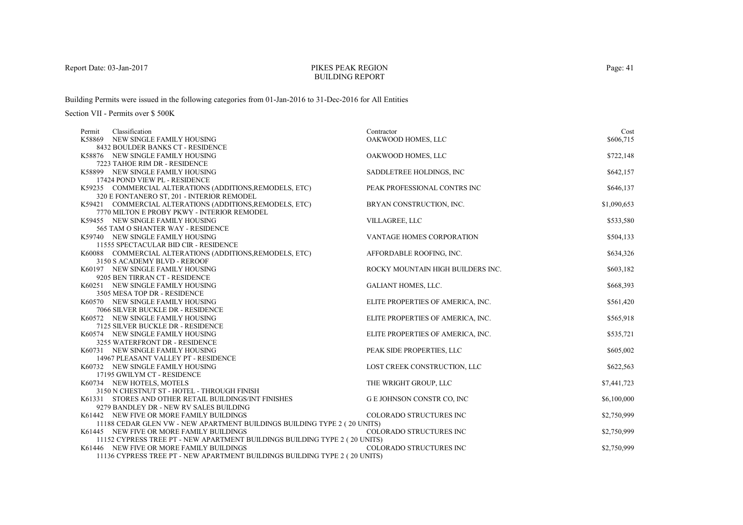Report Date: 03-Jan-2017

# PIKES PEAK REGION
## BUILDING REPORT

Building Permits were issued in the following categories from 01-Jan-2016 to 31-Dec-2016 for All Entities

Section VII - Permits over $ 500K

| Permit | Classification | Contractor | Cost |
|---|---|---|---|
| K58869 | NEW SINGLE FAMILY HOUSING<br>8432 BOULDER BANKS CT - RESIDENCE | OAKWOOD HOMES, LLC | $606,715 |
| K58876 | NEW SINGLE FAMILY HOUSING<br>7223 TAHOE RIM DR - RESIDENCE | OAKWOOD HOMES, LLC | $722,148 |
| K58899 | NEW SINGLE FAMILY HOUSING<br>17424 POND VIEW PL - RESIDENCE | SADDLETREE HOLDINGS, INC | $642,157 |
| K59235 | COMMERCIAL ALTERATIONS (ADDITIONS,REMODELS, ETC)<br>320 E FONTANERO ST, 201 - INTERIOR REMODEL | PEAK PROFESSIONAL CONTRS INC | $646,137 |
| K59421 | COMMERCIAL ALTERATIONS (ADDITIONS,REMODELS, ETC)<br>7770 MILTON E PROBY PKWY - INTERIOR REMODEL | BRYAN CONSTRUCTION, INC. | $1,090,653 |
| K59455 | NEW SINGLE FAMILY HOUSING<br>565 TAM O SHANTER WAY - RESIDENCE | VILLAGREE, LLC | $533,580 |
| K59740 | NEW SINGLE FAMILY HOUSING<br>11555 SPECTACULAR BID CIR - RESIDENCE | VANTAGE HOMES CORPORATION | $504,133 |
| K60088 | COMMERCIAL ALTERATIONS (ADDITIONS,REMODELS, ETC)<br>3150 S ACADEMY BLVD - REROOF | AFFORDABLE ROOFING, INC. | $634,326 |
| K60197 | NEW SINGLE FAMILY HOUSING<br>9205 BEN TIRRAN CT - RESIDENCE | ROCKY MOUNTAIN HIGH BUILDERS INC. | $603,182 |
| K60251 | NEW SINGLE FAMILY HOUSING<br>3505 MESA TOP DR - RESIDENCE | GALIANT HOMES, LLC. | $668,393 |
| K60570 | NEW SINGLE FAMILY HOUSING<br>7066 SILVER BUCKLE DR - RESIDENCE | ELITE PROPERTIES OF AMERICA, INC. | $561,420 |
| K60572 | NEW SINGLE FAMILY HOUSING<br>7125 SILVER BUCKLE DR - RESIDENCE | ELITE PROPERTIES OF AMERICA, INC. | $565,918 |
| K60574 | NEW SINGLE FAMILY HOUSING<br>3255 WATERFRONT DR - RESIDENCE | ELITE PROPERTIES OF AMERICA, INC. | $535,721 |
| K60731 | NEW SINGLE FAMILY HOUSING<br>14967 PLEASANT VALLEY PT - RESIDENCE | PEAK SIDE PROPERTIES, LLC | $605,002 |
| K60732 | NEW SINGLE FAMILY HOUSING<br>17195 GWILYM CT - RESIDENCE | LOST CREEK CONSTRUCTION, LLC | $622,563 |
| K60734 | NEW HOTELS, MOTELS<br>3150 N CHESTNUT ST - HOTEL - THROUGH FINISH | THE WRIGHT GROUP, LLC | $7,441,723 |
| K61331 | STORES AND OTHER RETAIL BUILDINGS/INT FINISHES<br>9279 BANDLEY DR - NEW RV SALES BUILDING | G E JOHNSON CONSTR CO, INC | $6,100,000 |
| K61442 | NEW FIVE OR MORE FAMILY BUILDINGS<br>11188 CEDAR GLEN VW - NEW APARTMENT BUILDINGS BUILDING TYPE 2 ( 20 UNITS) | COLORADO STRUCTURES INC | $2,750,999 |
| K61445 | NEW FIVE OR MORE FAMILY BUILDINGS<br>11152 CYPRESS TREE PT - NEW APARTMENT BUILDINGS BUILDING TYPE 2 ( 20 UNITS) | COLORADO STRUCTURES INC | $2,750,999 |
| K61446 | NEW FIVE OR MORE FAMILY BUILDINGS<br>11136 CYPRESS TREE PT - NEW APARTMENT BUILDINGS BUILDING TYPE 2 ( 20 UNITS) | COLORADO STRUCTURES INC | $2,750,999 |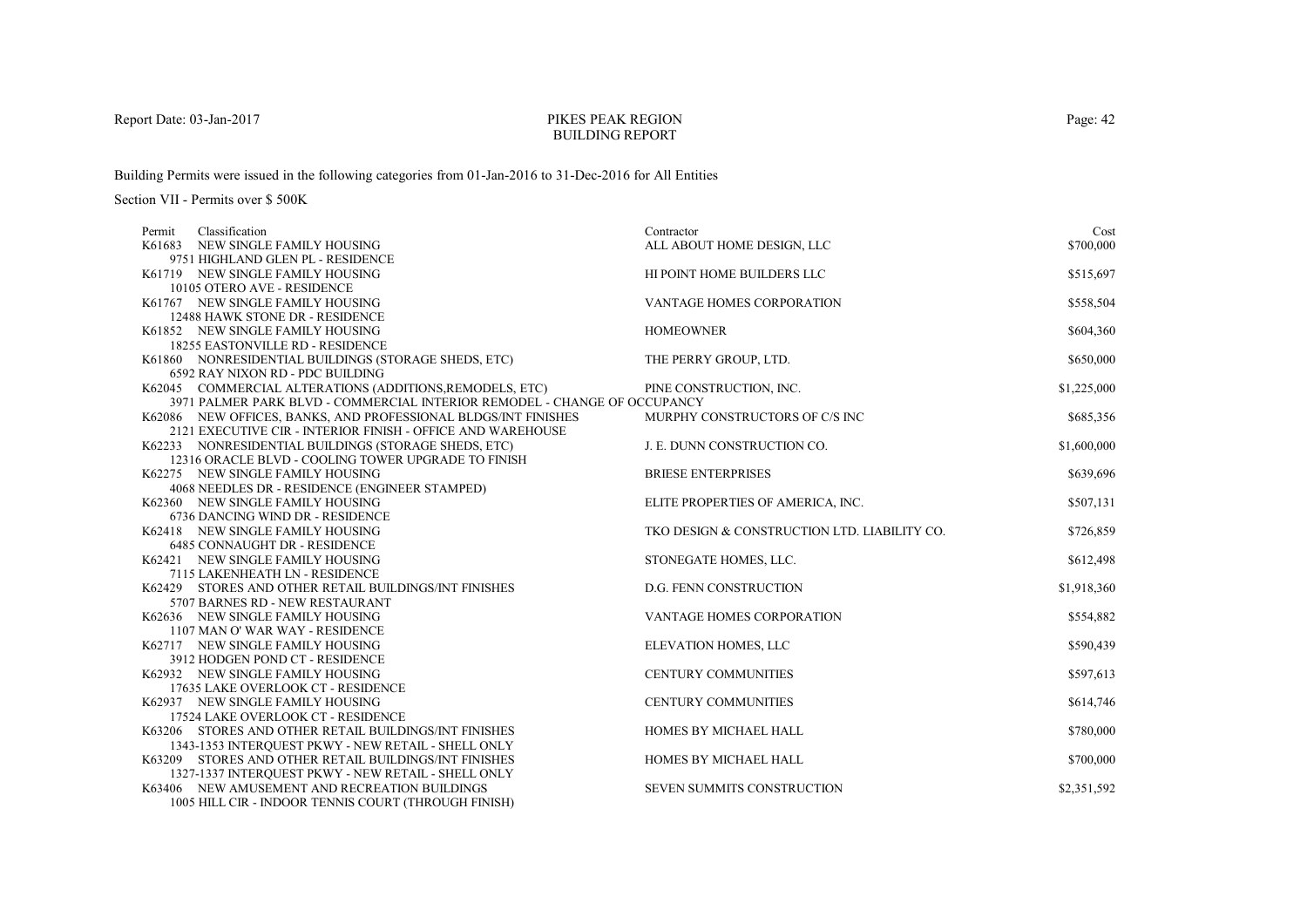Report Date: 03-Jan-2017

PIKES PEAK REGION
BUILDING REPORT

Building Permits were issued in the following categories from 01-Jan-2016 to 31-Dec-2016 for All Entities

Section VII - Permits over $ 500K

| Permit | Classification | Contractor | Cost |
|---|---|---|---|
| K61683 | NEW SINGLE FAMILY HOUSING<br>9751 HIGHLAND GLEN PL - RESIDENCE | ALL ABOUT HOME DESIGN, LLC | \$700,000 |
| K61719 | NEW SINGLE FAMILY HOUSING<br>10105 OTERO AVE - RESIDENCE | HI POINT HOME BUILDERS LLC | \$515,697 |
| K61767 | NEW SINGLE FAMILY HOUSING<br>12488 HAWK STONE DR - RESIDENCE | VANTAGE HOMES CORPORATION | \$558,504 |
| K61852 | NEW SINGLE FAMILY HOUSING<br>18255 EASTONVILLE RD - RESIDENCE | HOMEOWNER | \$604,360 |
| K61860 | NONRESIDENTIAL BUILDINGS (STORAGE SHEDS, ETC)<br>6592 RAY NIXON RD - PDC BUILDING | THE PERRY GROUP, LTD. | \$650,000 |
| K62045 | COMMERCIAL ALTERATIONS (ADDITIONS,REMODELS, ETC)<br>3971 PALMER PARK BLVD - COMMERCIAL INTERIOR REMODEL - CHANGE OF OCCUPANCY | PINE CONSTRUCTION, INC. | \$1,225,000 |
| K62086 | NEW OFFICES, BANKS, AND PROFESSIONAL BLDGS/INT FINISHES<br>2121 EXECUTIVE CIR - INTERIOR FINISH - OFFICE AND WAREHOUSE | MURPHY CONSTRUCTORS OF C/S INC | \$685,356 |
| K62233 | NONRESIDENTIAL BUILDINGS (STORAGE SHEDS, ETC)<br>12316 ORACLE BLVD - COOLING TOWER UPGRADE TO FINISH | J. E. DUNN CONSTRUCTION CO. | \$1,600,000 |
| K62275 | NEW SINGLE FAMILY HOUSING<br>4068 NEEDLES DR - RESIDENCE (ENGINEER STAMPED) | BRIESE ENTERPRISES | \$639,696 |
| K62360 | NEW SINGLE FAMILY HOUSING<br>6736 DANCING WIND DR - RESIDENCE | ELITE PROPERTIES OF AMERICA, INC. | \$507,131 |
| K62418 | NEW SINGLE FAMILY HOUSING<br>6485 CONNAUGHT DR - RESIDENCE | TKO DESIGN & CONSTRUCTION LTD. LIABILITY CO. | \$726,859 |
| K62421 | NEW SINGLE FAMILY HOUSING<br>7115 LAKENHEATH LN - RESIDENCE | STONEGATE HOMES, LLC. | \$612,498 |
| K62429 | STORES AND OTHER RETAIL BUILDINGS/INT FINISHES<br>5707 BARNES RD - NEW RESTAURANT | D.G. FENN CONSTRUCTION | \$1,918,360 |
| K62636 | NEW SINGLE FAMILY HOUSING<br>1107 MAN O' WAR WAY - RESIDENCE | VANTAGE HOMES CORPORATION | \$554,882 |
| K62717 | NEW SINGLE FAMILY HOUSING<br>3912 HODGEN POND CT - RESIDENCE | ELEVATION HOMES, LLC | \$590,439 |
| K62932 | NEW SINGLE FAMILY HOUSING<br>17635 LAKE OVERLOOK CT - RESIDENCE | CENTURY COMMUNITIES | \$597,613 |
| K62937 | NEW SINGLE FAMILY HOUSING<br>17524 LAKE OVERLOOK CT - RESIDENCE | CENTURY COMMUNITIES | \$614,746 |
| K63206 | STORES AND OTHER RETAIL BUILDINGS/INT FINISHES<br>1343-1353 INTERQUEST PKWY - NEW RETAIL - SHELL ONLY | HOMES BY MICHAEL HALL | \$780,000 |
| K63209 | STORES AND OTHER RETAIL BUILDINGS/INT FINISHES<br>1327-1337 INTERQUEST PKWY - NEW RETAIL - SHELL ONLY | HOMES BY MICHAEL HALL | \$700,000 |
| K63406 | NEW AMUSEMENT AND RECREATION BUILDINGS<br>1005 HILL CIR - INDOOR TENNIS COURT (THROUGH FINISH) | SEVEN SUMMITS CONSTRUCTION | \$2,351,592 |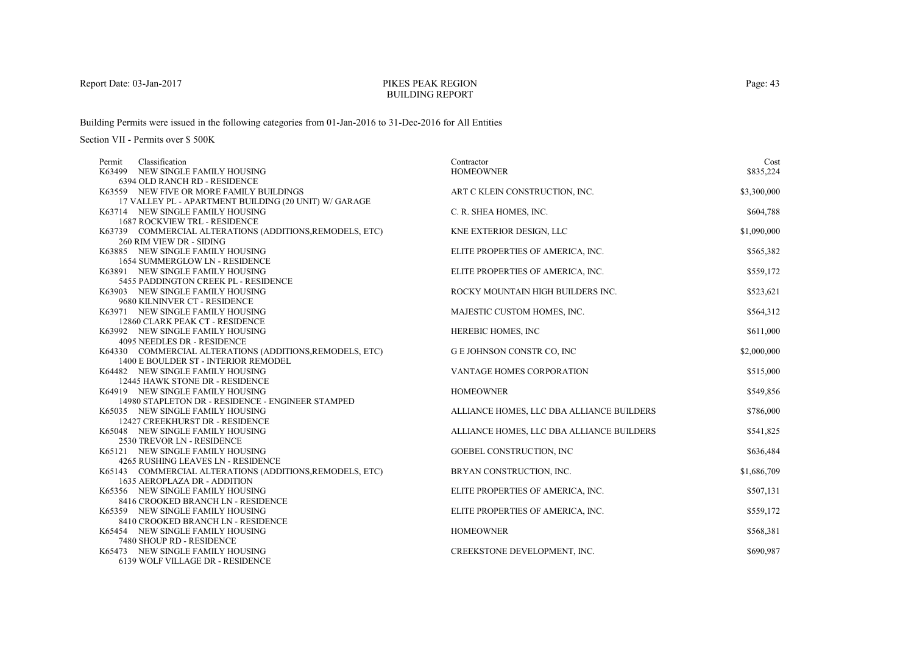Report Date: 03-Jan-2017

PIKES PEAK REGION
BUILDING REPORT

Building Permits were issued in the following categories from 01-Jan-2016 to 31-Dec-2016 for All Entities

Section VII - Permits over $ 500K

| Permit | Classification | Contractor | Cost |
|---|---|---|---|
| K63499 | NEW SINGLE FAMILY HOUSING<br>6394 OLD RANCH RD - RESIDENCE | HOMEOWNER | $835,224 |
| K63559 | NEW FIVE OR MORE FAMILY BUILDINGS<br>17 VALLEY PL - APARTMENT BUILDING (20 UNIT) W/ GARAGE | ART C KLEIN CONSTRUCTION, INC. | $3,300,000 |
| K63714 | NEW SINGLE FAMILY HOUSING<br>1687 ROCKVIEW TRL - RESIDENCE | C. R. SHEA HOMES, INC. | $604,788 |
| K63739 | COMMERCIAL ALTERATIONS (ADDITIONS,REMODELS, ETC)<br>260 RIM VIEW DR - SIDING | KNE EXTERIOR DESIGN, LLC | $1,090,000 |
| K63885 | NEW SINGLE FAMILY HOUSING<br>1654 SUMMERGLOW LN - RESIDENCE | ELITE PROPERTIES OF AMERICA, INC. | $565,382 |
| K63891 | NEW SINGLE FAMILY HOUSING<br>5455 PADDINGTON CREEK PL - RESIDENCE | ELITE PROPERTIES OF AMERICA, INC. | $559,172 |
| K63903 | NEW SINGLE FAMILY HOUSING<br>9680 KILNINVER CT - RESIDENCE | ROCKY MOUNTAIN HIGH BUILDERS INC. | $523,621 |
| K63971 | NEW SINGLE FAMILY HOUSING<br>12860 CLARK PEAK CT - RESIDENCE | MAJESTIC CUSTOM HOMES, INC. | $564,312 |
| K63992 | NEW SINGLE FAMILY HOUSING<br>4095 NEEDLES DR - RESIDENCE | HEREBIC HOMES, INC | $611,000 |
| K64330 | COMMERCIAL ALTERATIONS (ADDITIONS,REMODELS, ETC)<br>1400 E BOULDER ST - INTERIOR REMODEL | G E JOHNSON CONSTR CO, INC | $2,000,000 |
| K64482 | NEW SINGLE FAMILY HOUSING<br>12445 HAWK STONE DR - RESIDENCE | VANTAGE HOMES CORPORATION | $515,000 |
| K64919 | NEW SINGLE FAMILY HOUSING<br>14980 STAPLETON DR - RESIDENCE - ENGINEER STAMPED | HOMEOWNER | $549,856 |
| K65035 | NEW SINGLE FAMILY HOUSING<br>12427 CREEKHURST DR - RESIDENCE | ALLIANCE HOMES, LLC DBA ALLIANCE BUILDERS | $786,000 |
| K65048 | NEW SINGLE FAMILY HOUSING<br>2530 TREVOR LN - RESIDENCE | ALLIANCE HOMES, LLC DBA ALLIANCE BUILDERS | $541,825 |
| K65121 | NEW SINGLE FAMILY HOUSING<br>4265 RUSHING LEAVES LN - RESIDENCE | GOEBEL CONSTRUCTION, INC | $636,484 |
| K65143 | COMMERCIAL ALTERATIONS (ADDITIONS,REMODELS, ETC)<br>1635 AEROPLAZA DR - ADDITION | BRYAN CONSTRUCTION, INC. | $1,686,709 |
| K65356 | NEW SINGLE FAMILY HOUSING<br>8416 CROOKED BRANCH LN - RESIDENCE | ELITE PROPERTIES OF AMERICA, INC. | $507,131 |
| K65359 | NEW SINGLE FAMILY HOUSING<br>8410 CROOKED BRANCH LN - RESIDENCE | ELITE PROPERTIES OF AMERICA, INC. | $559,172 |
| K65454 | NEW SINGLE FAMILY HOUSING<br>7480 SHOUP RD - RESIDENCE | HOMEOWNER | $568,381 |
| K65473 | NEW SINGLE FAMILY HOUSING<br>6139 WOLF VILLAGE DR - RESIDENCE | CREEKSTONE DEVELOPMENT, INC. | $690,987 |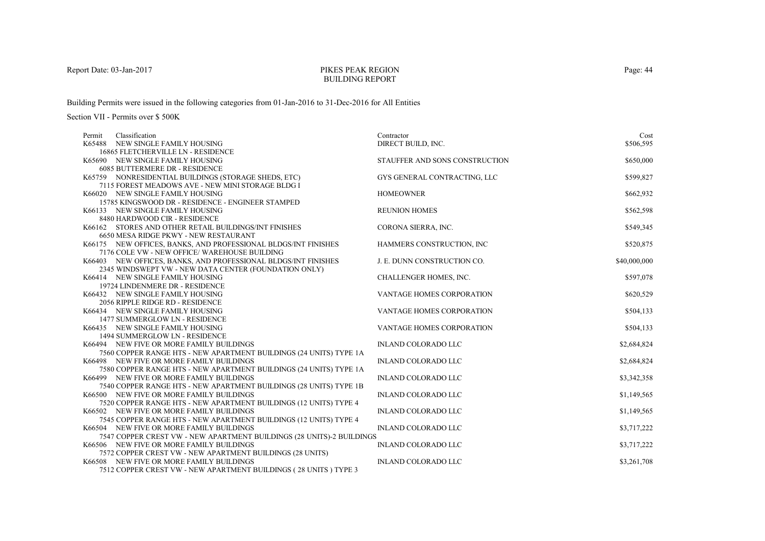Report Date: 03-Jan-2017

PIKES PEAK REGION
BUILDING REPORT

Building Permits were issued in the following categories from 01-Jan-2016 to 31-Dec-2016 for All Entities

Section VII - Permits over $ 500K

| Permit | Classification | Contractor | Cost |
|---|---|---|---|
| K65488 | NEW SINGLE FAMILY HOUSING<br>16865 FLETCHERVILLE LN - RESIDENCE | DIRECT BUILD, INC. | $506,595 |
| K65690 | NEW SINGLE FAMILY HOUSING<br>6085 BUTTERMERE DR - RESIDENCE | STAUFFER AND SONS CONSTRUCTION | $650,000 |
| K65759 | NONRESIDENTIAL BUILDINGS (STORAGE SHEDS, ETC)<br>7115 FOREST MEADOWS AVE - NEW MINI STORAGE BLDG I | GYS GENERAL CONTRACTING, LLC | $599,827 |
| K66020 | NEW SINGLE FAMILY HOUSING<br>15785 KINGSWOOD DR - RESIDENCE - ENGINEER STAMPED | HOMEOWNER | $662,932 |
| K66133 | NEW SINGLE FAMILY HOUSING<br>8480 HARDWOOD CIR - RESIDENCE | REUNION HOMES | $562,598 |
| K66162 | STORES AND OTHER RETAIL BUILDINGS/INT FINISHES<br>6650 MESA RIDGE PKWY - NEW RESTAURANT | CORONA SIERRA, INC. | $549,345 |
| K66175 | NEW OFFICES, BANKS, AND PROFESSIONAL BLDGS/INT FINISHES<br>7176 COLE VW - NEW OFFICE/ WAREHOUSE BUILDING | HAMMERS CONSTRUCTION, INC | $520,875 |
| K66403 | NEW OFFICES, BANKS, AND PROFESSIONAL BLDGS/INT FINISHES<br>2345 WINDSWEPT VW - NEW DATA CENTER (FOUNDATION ONLY) | J. E. DUNN CONSTRUCTION CO. | $40,000,000 |
| K66414 | NEW SINGLE FAMILY HOUSING<br>19724 LINDENMERE DR - RESIDENCE | CHALLENGER HOMES, INC. | $597,078 |
| K66432 | NEW SINGLE FAMILY HOUSING<br>2056 RIPPLE RIDGE RD - RESIDENCE | VANTAGE HOMES CORPORATION | $620,529 |
| K66434 | NEW SINGLE FAMILY HOUSING<br>1477 SUMMERGLOW LN - RESIDENCE | VANTAGE HOMES CORPORATION | $504,133 |
| K66435 | NEW SINGLE FAMILY HOUSING<br>1494 SUMMERGLOW LN - RESIDENCE | VANTAGE HOMES CORPORATION | $504,133 |
| K66494 | NEW FIVE OR MORE FAMILY BUILDINGS<br>7560 COPPER RANGE HTS - NEW APARTMENT BUILDINGS (24 UNITS) TYPE 1A | INLAND COLORADO LLC | $2,684,824 |
| K66498 | NEW FIVE OR MORE FAMILY BUILDINGS<br>7580 COPPER RANGE HTS - NEW APARTMENT BUILDINGS (24 UNITS) TYPE 1A | INLAND COLORADO LLC | $2,684,824 |
| K66499 | NEW FIVE OR MORE FAMILY BUILDINGS<br>7540 COPPER RANGE HTS - NEW APARTMENT BUILDINGS (28 UNITS) TYPE 1B | INLAND COLORADO LLC | $3,342,358 |
| K66500 | NEW FIVE OR MORE FAMILY BUILDINGS<br>7520 COPPER RANGE HTS - NEW APARTMENT BUILDINGS (12 UNITS) TYPE 4 | INLAND COLORADO LLC | $1,149,565 |
| K66502 | NEW FIVE OR MORE FAMILY BUILDINGS<br>7545 COPPER RANGE HTS - NEW APARTMENT BUILDINGS (12 UNITS) TYPE 4 | INLAND COLORADO LLC | $1,149,565 |
| K66504 | NEW FIVE OR MORE FAMILY BUILDINGS<br>7547 COPPER CREST VW - NEW APARTMENT BUILDINGS (28 UNITS)-2 BUILDINGS | INLAND COLORADO LLC | $3,717,222 |
| K66506 | NEW FIVE OR MORE FAMILY BUILDINGS<br>7572 COPPER CREST VW - NEW APARTMENT BUILDINGS (28 UNITS) | INLAND COLORADO LLC | $3,717,222 |
| K66508 | NEW FIVE OR MORE FAMILY BUILDINGS<br>7512 COPPER CREST VW - NEW APARTMENT BUILDINGS ( 28 UNITS ) TYPE 3 | INLAND COLORADO LLC | $3,261,708 |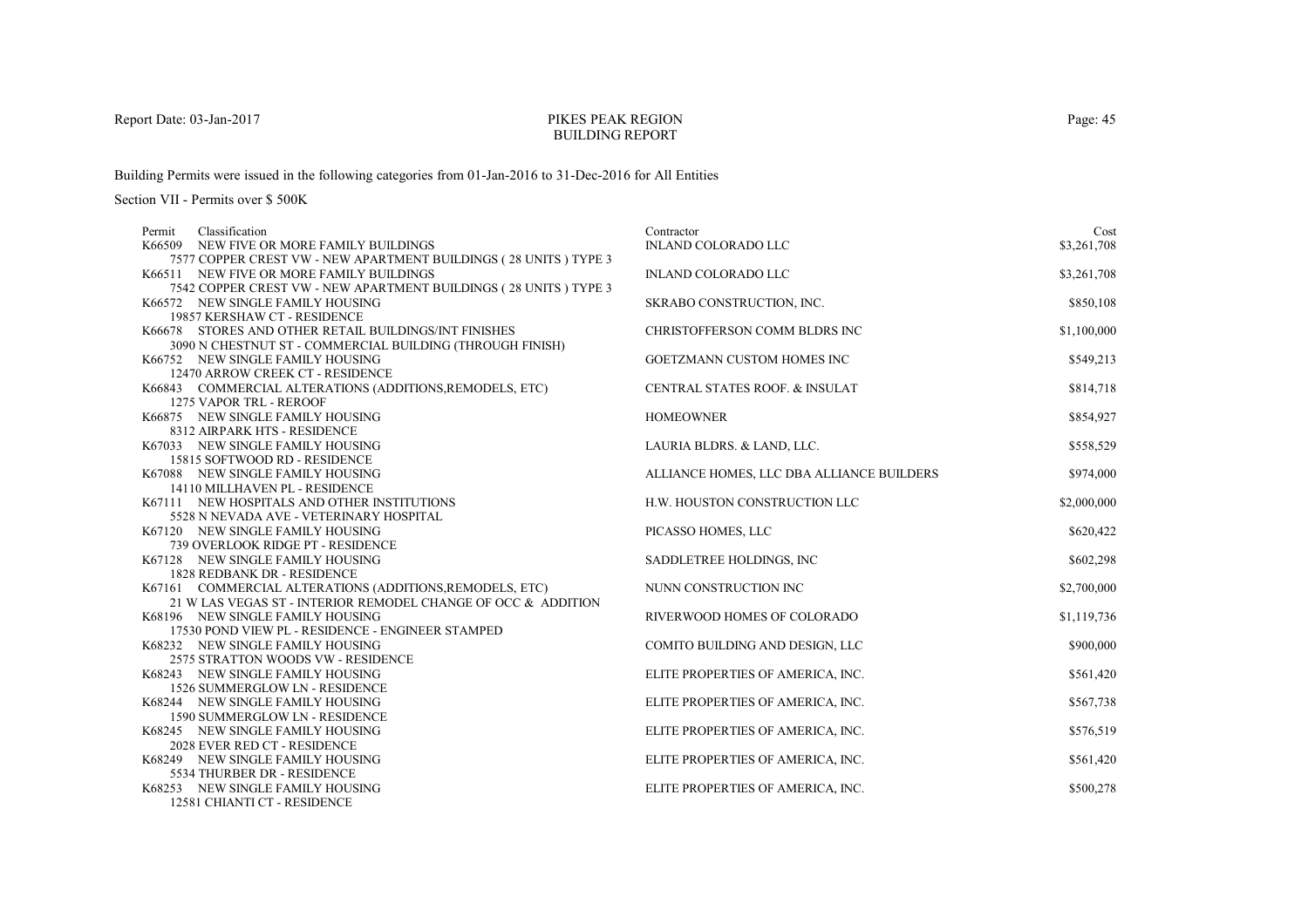Report Date: 03-Jan-2017

# PIKES PEAK REGION
## BUILDING REPORT

Building Permits were issued in the following categories from 01-Jan-2016 to 31-Dec-2016 for All Entities

Section VII - Permits over $ 500K

| Permit | Classification | Contractor | Cost |
|---|---|---|---|
| K66509 | NEW FIVE OR MORE FAMILY BUILDINGS<br>7577 COPPER CREST VW - NEW APARTMENT BUILDINGS ( 28 UNITS ) TYPE 3 | INLAND COLORADO LLC | $3,261,708 |
| K66511 | NEW FIVE OR MORE FAMILY BUILDINGS<br>7542 COPPER CREST VW - NEW APARTMENT BUILDINGS ( 28 UNITS ) TYPE 3 | INLAND COLORADO LLC | $3,261,708 |
| K66572 | NEW SINGLE FAMILY HOUSING<br>19857 KERSHAW CT - RESIDENCE | SKRABO CONSTRUCTION, INC. | $850,108 |
| K66678 | STORES AND OTHER RETAIL BUILDINGS/INT FINISHES<br>3090 N CHESTNUT ST - COMMERCIAL BUILDING (THROUGH FINISH) | CHRISTOFFERSON COMM BLDRS INC | $1,100,000 |
| K66752 | NEW SINGLE FAMILY HOUSING<br>12470 ARROW CREEK CT - RESIDENCE | GOETZMANN CUSTOM HOMES INC | $549,213 |
| K66843 | COMMERCIAL ALTERATIONS (ADDITIONS,REMODELS, ETC)<br>1275 VAPOR TRL - REROOF | CENTRAL STATES ROOF. & INSULAT | $814,718 |
| K66875 | NEW SINGLE FAMILY HOUSING<br>8312 AIRPARK HTS - RESIDENCE | HOMEOWNER | $854,927 |
| K67033 | NEW SINGLE FAMILY HOUSING<br>15815 SOFTWOOD RD - RESIDENCE | LAURIA BLDRS. & LAND, LLC. | $558,529 |
| K67088 | NEW SINGLE FAMILY HOUSING<br>14110 MILLHAVEN PL - RESIDENCE | ALLIANCE HOMES, LLC DBA ALLIANCE BUILDERS | $974,000 |
| K67111 | NEW HOSPITALS AND OTHER INSTITUTIONS<br>5528 N NEVADA AVE - VETERINARY HOSPITAL | H.W. HOUSTON CONSTRUCTION LLC | $2,000,000 |
| K67120 | NEW SINGLE FAMILY HOUSING<br>739 OVERLOOK RIDGE PT - RESIDENCE | PICASSO HOMES, LLC | $620,422 |
| K67128 | NEW SINGLE FAMILY HOUSING<br>1828 REDBANK DR - RESIDENCE | SADDLETREE HOLDINGS, INC | $602,298 |
| K67161 | COMMERCIAL ALTERATIONS (ADDITIONS,REMODELS, ETC)<br>21 W LAS VEGAS ST - INTERIOR REMODEL CHANGE OF OCC & ADDITION | NUNN CONSTRUCTION INC | $2,700,000 |
| K68196 | NEW SINGLE FAMILY HOUSING<br>17530 POND VIEW PL - RESIDENCE - ENGINEER STAMPED | RIVERWOOD HOMES OF COLORADO | $1,119,736 |
| K68232 | NEW SINGLE FAMILY HOUSING<br>2575 STRATTON WOODS VW - RESIDENCE | COMITO BUILDING AND DESIGN, LLC | $900,000 |
| K68243 | NEW SINGLE FAMILY HOUSING<br>1526 SUMMERGLOW LN - RESIDENCE | ELITE PROPERTIES OF AMERICA, INC. | $561,420 |
| K68244 | NEW SINGLE FAMILY HOUSING<br>1590 SUMMERGLOW LN - RESIDENCE | ELITE PROPERTIES OF AMERICA, INC. | $567,738 |
| K68245 | NEW SINGLE FAMILY HOUSING<br>2028 EVER RED CT - RESIDENCE | ELITE PROPERTIES OF AMERICA, INC. | $576,519 |
| K68249 | NEW SINGLE FAMILY HOUSING<br>5534 THURBER DR - RESIDENCE | ELITE PROPERTIES OF AMERICA, INC. | $561,420 |
| K68253 | NEW SINGLE FAMILY HOUSING<br>12581 CHIANTI CT - RESIDENCE | ELITE PROPERTIES OF AMERICA, INC. | $500,278 |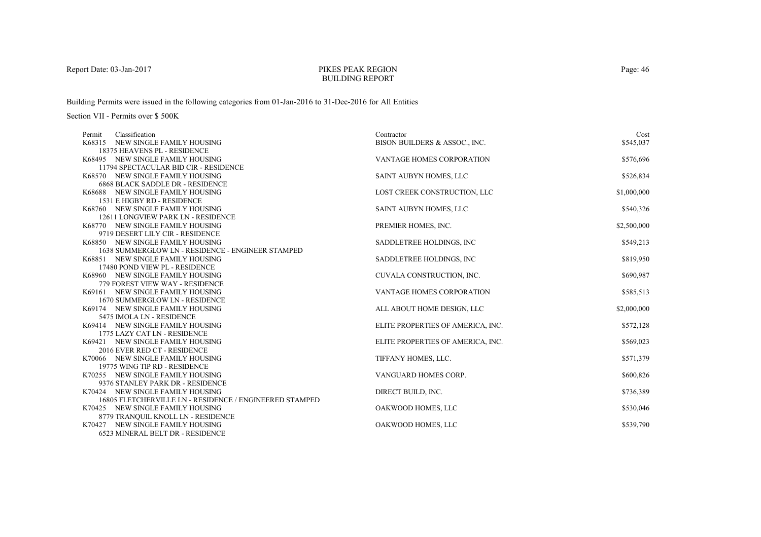Report Date: 03-Jan-2017

PIKES PEAK REGION
BUILDING REPORT

Building Permits were issued in the following categories from 01-Jan-2016 to 31-Dec-2016 for All Entities

Section VII - Permits over $ 500K

| Permit | Classification | Contractor | Cost |
|---|---|---|---|
| K68315 | NEW SINGLE FAMILY HOUSING<br>18375 HEAVENS PL - RESIDENCE | BISON BUILDERS & ASSOC., INC. | $545,037 |
| K68495 | NEW SINGLE FAMILY HOUSING<br>11794 SPECTACULAR BID CIR - RESIDENCE | VANTAGE HOMES CORPORATION | $576,696 |
| K68570 | NEW SINGLE FAMILY HOUSING<br>6868 BLACK SADDLE DR - RESIDENCE | SAINT AUBYN HOMES, LLC | $526,834 |
| K68688 | NEW SINGLE FAMILY HOUSING<br>1531 E HIGBY RD - RESIDENCE | LOST CREEK CONSTRUCTION, LLC | $1,000,000 |
| K68760 | NEW SINGLE FAMILY HOUSING<br>12611 LONGVIEW PARK LN - RESIDENCE | SAINT AUBYN HOMES, LLC | $540,326 |
| K68770 | NEW SINGLE FAMILY HOUSING<br>9719 DESERT LILY CIR - RESIDENCE | PREMIER HOMES, INC. | $2,500,000 |
| K68850 | NEW SINGLE FAMILY HOUSING<br>1638 SUMMERGLOW LN - RESIDENCE - ENGINEER STAMPED | SADDLETREE HOLDINGS, INC | $549,213 |
| K68851 | NEW SINGLE FAMILY HOUSING<br>17480 POND VIEW PL - RESIDENCE | SADDLETREE HOLDINGS, INC | $819,950 |
| K68960 | NEW SINGLE FAMILY HOUSING<br>779 FOREST VIEW WAY - RESIDENCE | CUVALA CONSTRUCTION, INC. | $690,987 |
| K69161 | NEW SINGLE FAMILY HOUSING<br>1670 SUMMERGLOW LN - RESIDENCE | VANTAGE HOMES CORPORATION | $585,513 |
| K69174 | NEW SINGLE FAMILY HOUSING<br>5475 IMOLA LN - RESIDENCE | ALL ABOUT HOME DESIGN, LLC | $2,000,000 |
| K69414 | NEW SINGLE FAMILY HOUSING<br>1775 LAZY CAT LN - RESIDENCE | ELITE PROPERTIES OF AMERICA, INC. | $572,128 |
| K69421 | NEW SINGLE FAMILY HOUSING<br>2016 EVER RED CT - RESIDENCE | ELITE PROPERTIES OF AMERICA, INC. | $569,023 |
| K70066 | NEW SINGLE FAMILY HOUSING<br>19775 WING TIP RD - RESIDENCE | TIFFANY HOMES, LLC. | $571,379 |
| K70255 | NEW SINGLE FAMILY HOUSING<br>9376 STANLEY PARK DR - RESIDENCE | VANGUARD HOMES CORP. | $600,826 |
| K70424 | NEW SINGLE FAMILY HOUSING<br>16805 FLETCHERVILLE LN - RESIDENCE / ENGINEERED STAMPED | DIRECT BUILD, INC. | $736,389 |
| K70425 | NEW SINGLE FAMILY HOUSING<br>8779 TRANQUIL KNOLL LN - RESIDENCE | OAKWOOD HOMES, LLC | $530,046 |
| K70427 | NEW SINGLE FAMILY HOUSING<br>6523 MINERAL BELT DR - RESIDENCE | OAKWOOD HOMES, LLC | $539,790 |